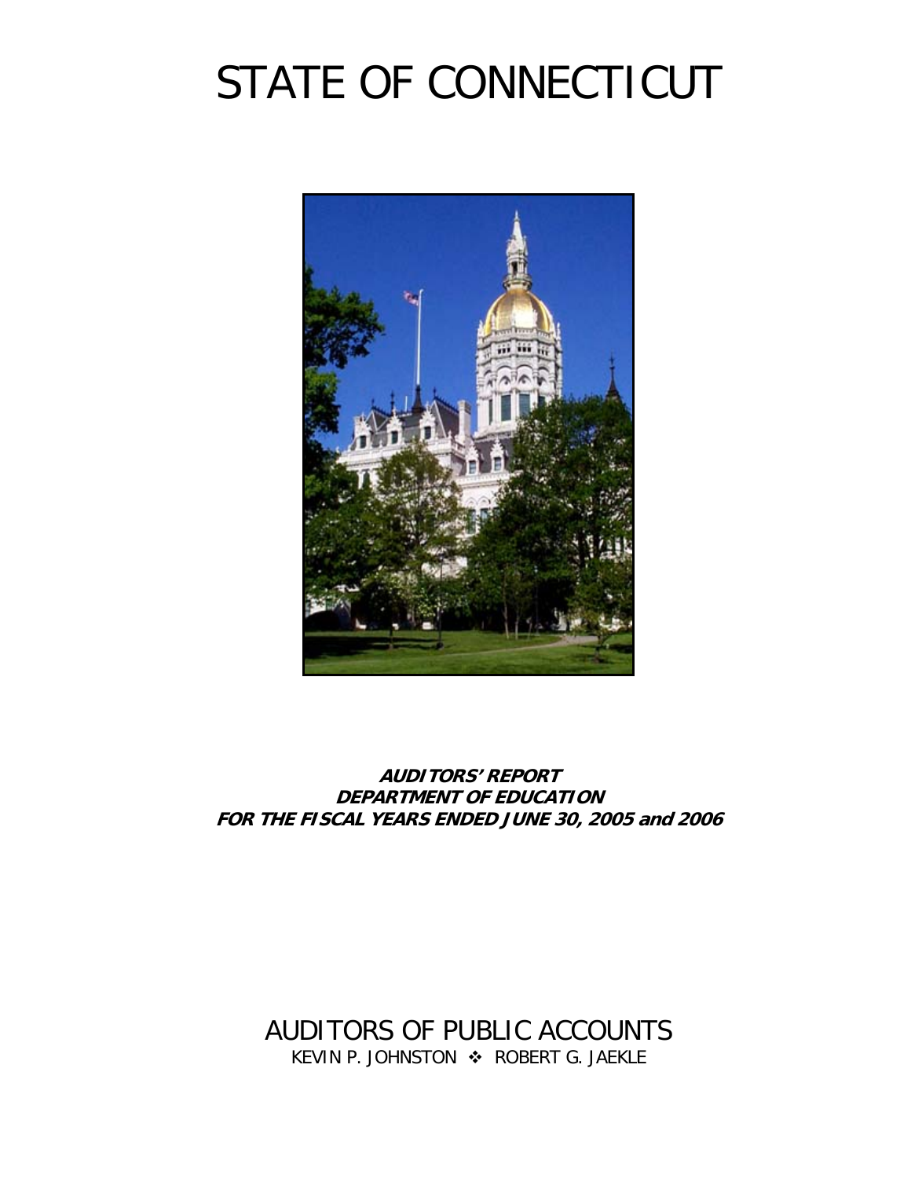# STATE OF CONNECTICUT

***AUDITORS' REPORT***
***DEPARTMENT OF EDUCATION***
***FOR THE FISCAL YEARS ENDED JUNE 30, 2005 and 2006***

AUDITORS OF PUBLIC ACCOUNTS

KEVIN P. JOHNSTON ❖ ROBERT G. JAEKLE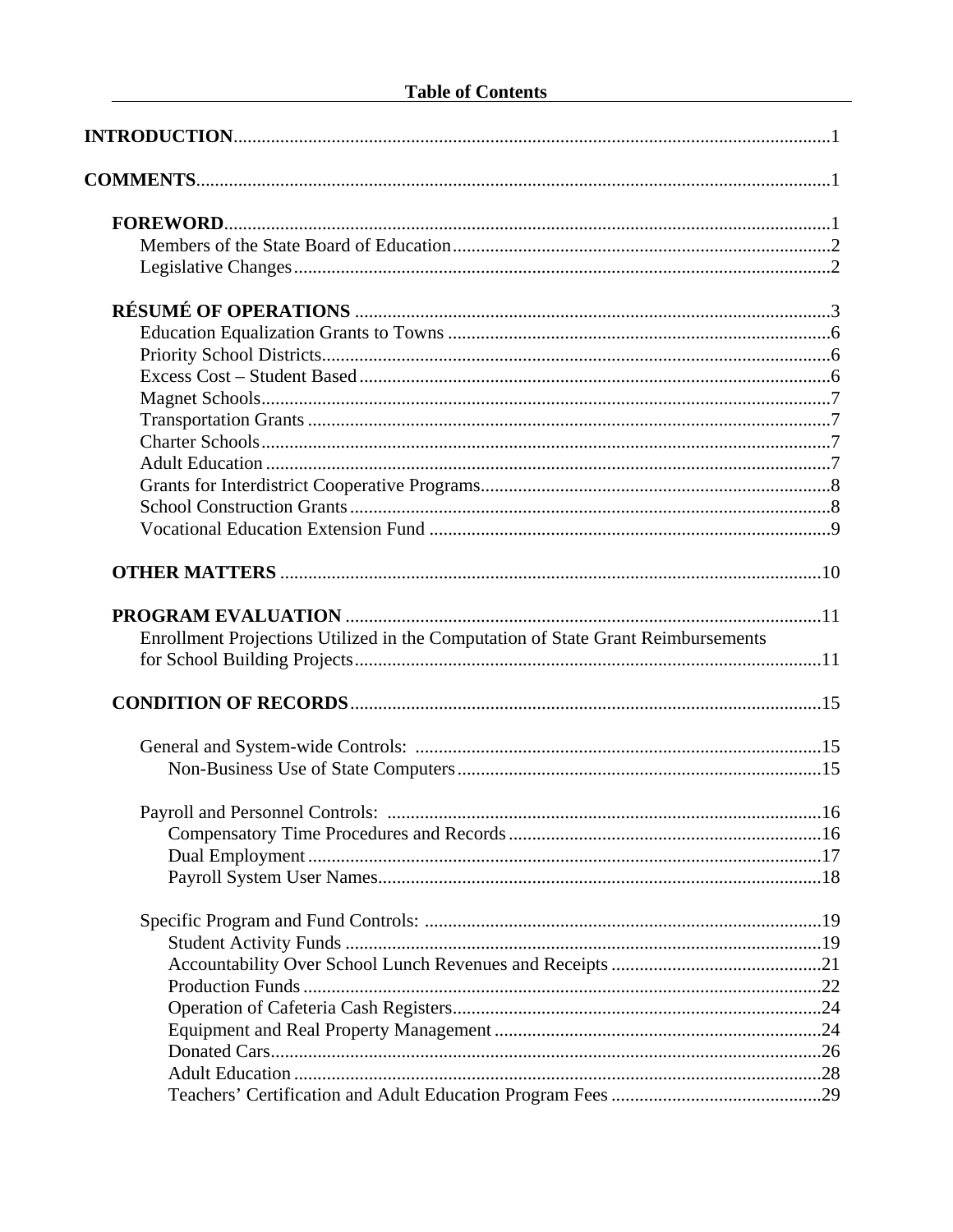## Table of Contents

**INTRODUCTION** ....................................................................................................................1

**COMMENTS** ........................................................................................................................1

- **FOREWORD** ....................................................................................................................1
  - Members of the State Board of Education ....................................................................2
  - Legislative Changes .......................................................................................................2

- **RÉSUMÉ OF OPERATIONS** .........................................................................................3
  - Education Equalization Grants to Towns .......................................................................6
  - Priority School Districts .................................................................................................6
  - Excess Cost – Student Based .........................................................................................6
  - Magnet Schools ..............................................................................................................7
  - Transportation Grants .....................................................................................................7
  - Charter Schools ...............................................................................................................7
  - Adult Education ..............................................................................................................7
  - Grants for Interdistrict Cooperative Programs ................................................................8
  - School Construction Grants ............................................................................................8
  - Vocational Education Extension Fund ............................................................................9

- **OTHER MATTERS** ........................................................................................................10

- **PROGRAM EVALUATION** ..........................................................................................11
  - Enrollment Projections Utilized in the Computation of State Grant Reimbursements for School Building Projects .........................................................................................11

- **CONDITION OF RECORDS** .........................................................................................15
  - General and System-wide Controls: ...............................................................................15
    - Non-Business Use of State Computers .......................................................................15
  - Payroll and Personnel Controls: .....................................................................................16
    - Compensatory Time Procedures and Records .............................................................16
    - Dual Employment .......................................................................................................17
    - Payroll System User Names ........................................................................................18
  - Specific Program and Fund Controls: .............................................................................19
    - Student Activity Funds ................................................................................................19
    - Accountability Over School Lunch Revenues and Receipts .......................................21
    - Production Funds .........................................................................................................22
    - Operation of Cafeteria Cash Registers .........................................................................24
    - Equipment and Real Property Management .................................................................24
    - Donated Cars ................................................................................................................26
    - Adult Education ...........................................................................................................28
    - Teachers' Certification and Adult Education Program Fees .......................................29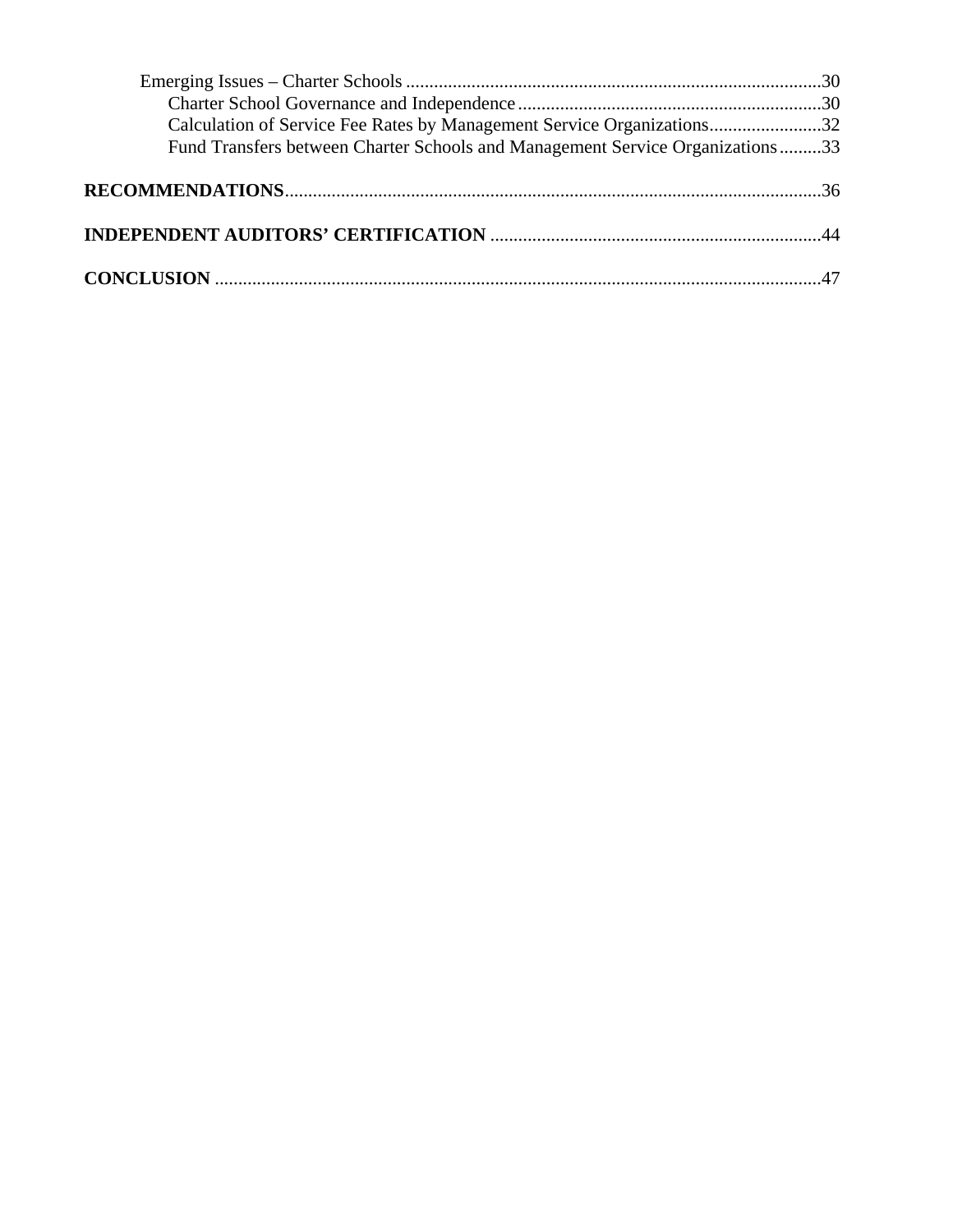Emerging Issues – Charter Schools ........................................................................................30

Charter School Governance and Independence.................................................................30

Calculation of Service Fee Rates by Management Service Organizations........................32

Fund Transfers between Charter Schools and Management Service Organizations.........33

**RECOMMENDATIONS**..................................................................................................................36

**INDEPENDENT AUDITORS' CERTIFICATION** .......................................................................44

**CONCLUSION** ...............................................................................................................................47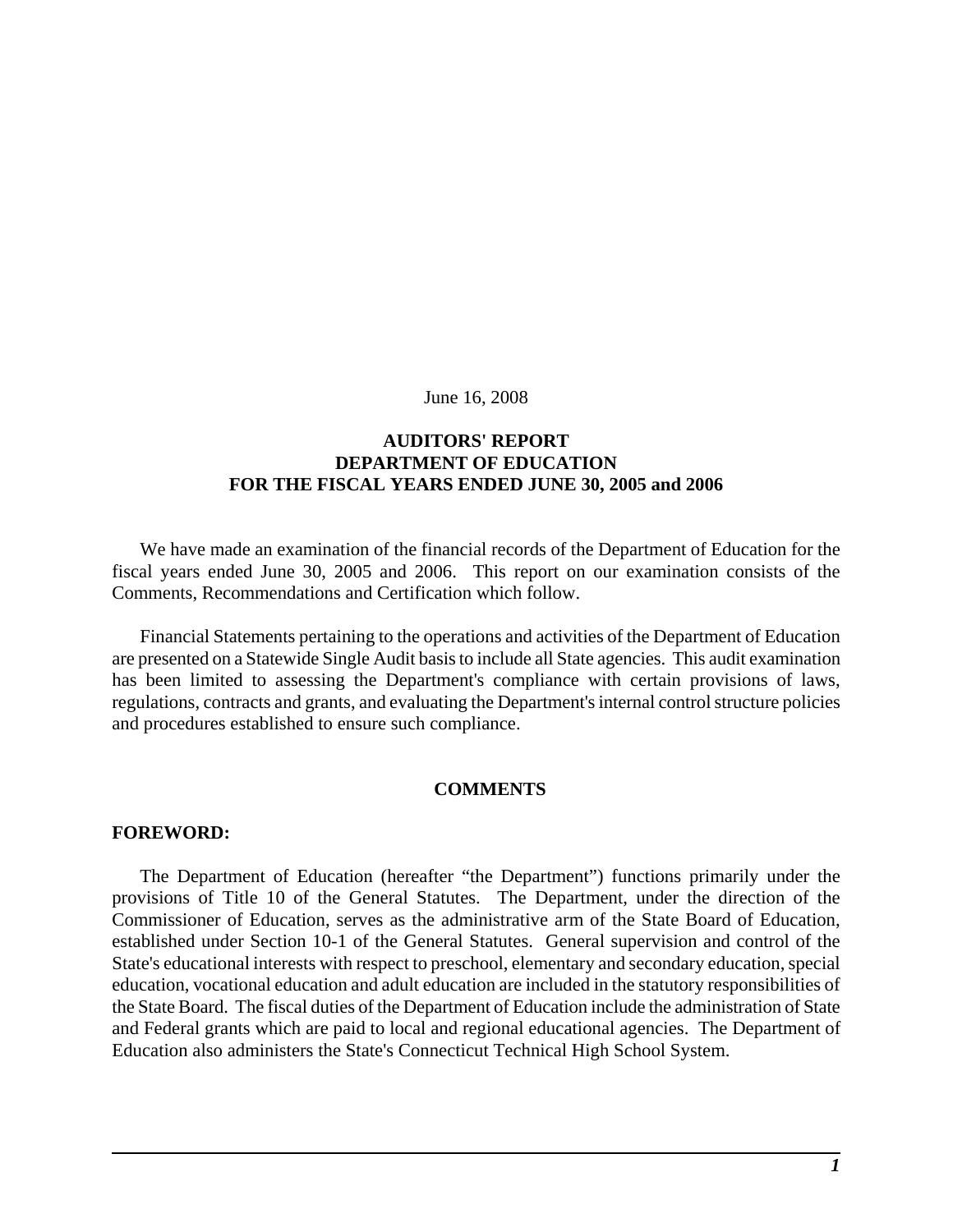June 16, 2008

**AUDITORS' REPORT**
**DEPARTMENT OF EDUCATION**
**FOR THE FISCAL YEARS ENDED JUNE 30, 2005 and 2006**

We have made an examination of the financial records of the Department of Education for the fiscal years ended June 30, 2005 and 2006. This report on our examination consists of the Comments, Recommendations and Certification which follow.

Financial Statements pertaining to the operations and activities of the Department of Education are presented on a Statewide Single Audit basis to include all State agencies. This audit examination has been limited to assessing the Department's compliance with certain provisions of laws, regulations, contracts and grants, and evaluating the Department's internal control structure policies and procedures established to ensure such compliance.

## COMMENTS

### FOREWORD:

The Department of Education (hereafter "the Department") functions primarily under the provisions of Title 10 of the General Statutes. The Department, under the direction of the Commissioner of Education, serves as the administrative arm of the State Board of Education, established under Section 10-1 of the General Statutes. General supervision and control of the State's educational interests with respect to preschool, elementary and secondary education, special education, vocational education and adult education are included in the statutory responsibilities of the State Board. The fiscal duties of the Department of Education include the administration of State and Federal grants which are paid to local and regional educational agencies. The Department of Education also administers the State's Connecticut Technical High School System.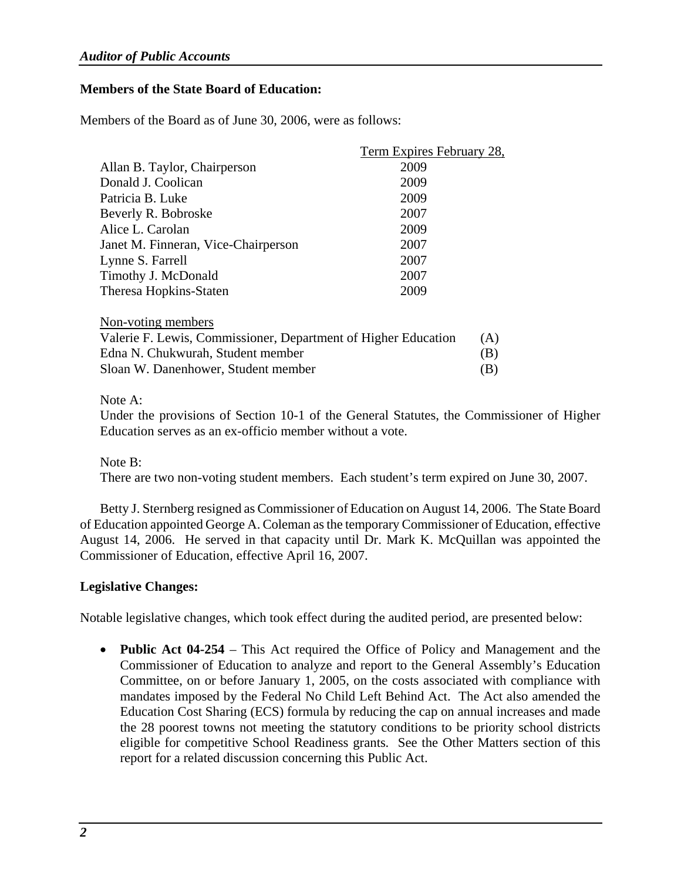**Members of the State Board of Education:**

Members of the Board as of June 30, 2006, were as follows:

| | Term Expires February 28, |
|---|---|
| Allan B. Taylor, Chairperson | 2009 |
| Donald J. Coolican | 2009 |
| Patricia B. Luke | 2009 |
| Beverly R. Bobroske | 2007 |
| Alice L. Carolan | 2009 |
| Janet M. Finneran, Vice-Chairperson | 2007 |
| Lynne S. Farrell | 2007 |
| Timothy J. McDonald | 2007 |
| Theresa Hopkins-Staten | 2009 |

| Non-voting members | |
|---|---|
| Valerie F. Lewis, Commissioner, Department of Higher Education | (A) |
| Edna N. Chukwurah, Student member | (B) |
| Sloan W. Danenhower, Student member | (B) |

Note A:
Under the provisions of Section 10-1 of the General Statutes, the Commissioner of Higher Education serves as an ex-officio member without a vote.

Note B:
There are two non-voting student members. Each student's term expired on June 30, 2007.

Betty J. Sternberg resigned as Commissioner of Education on August 14, 2006. The State Board of Education appointed George A. Coleman as the temporary Commissioner of Education, effective August 14, 2006. He served in that capacity until Dr. Mark K. McQuillan was appointed the Commissioner of Education, effective April 16, 2007.

**Legislative Changes:**

Notable legislative changes, which took effect during the audited period, are presented below:

- **Public Act 04-254** – This Act required the Office of Policy and Management and the Commissioner of Education to analyze and report to the General Assembly's Education Committee, on or before January 1, 2005, on the costs associated with compliance with mandates imposed by the Federal No Child Left Behind Act. The Act also amended the Education Cost Sharing (ECS) formula by reducing the cap on annual increases and made the 28 poorest towns not meeting the statutory conditions to be priority school districts eligible for competitive School Readiness grants. See the Other Matters section of this report for a related discussion concerning this Public Act.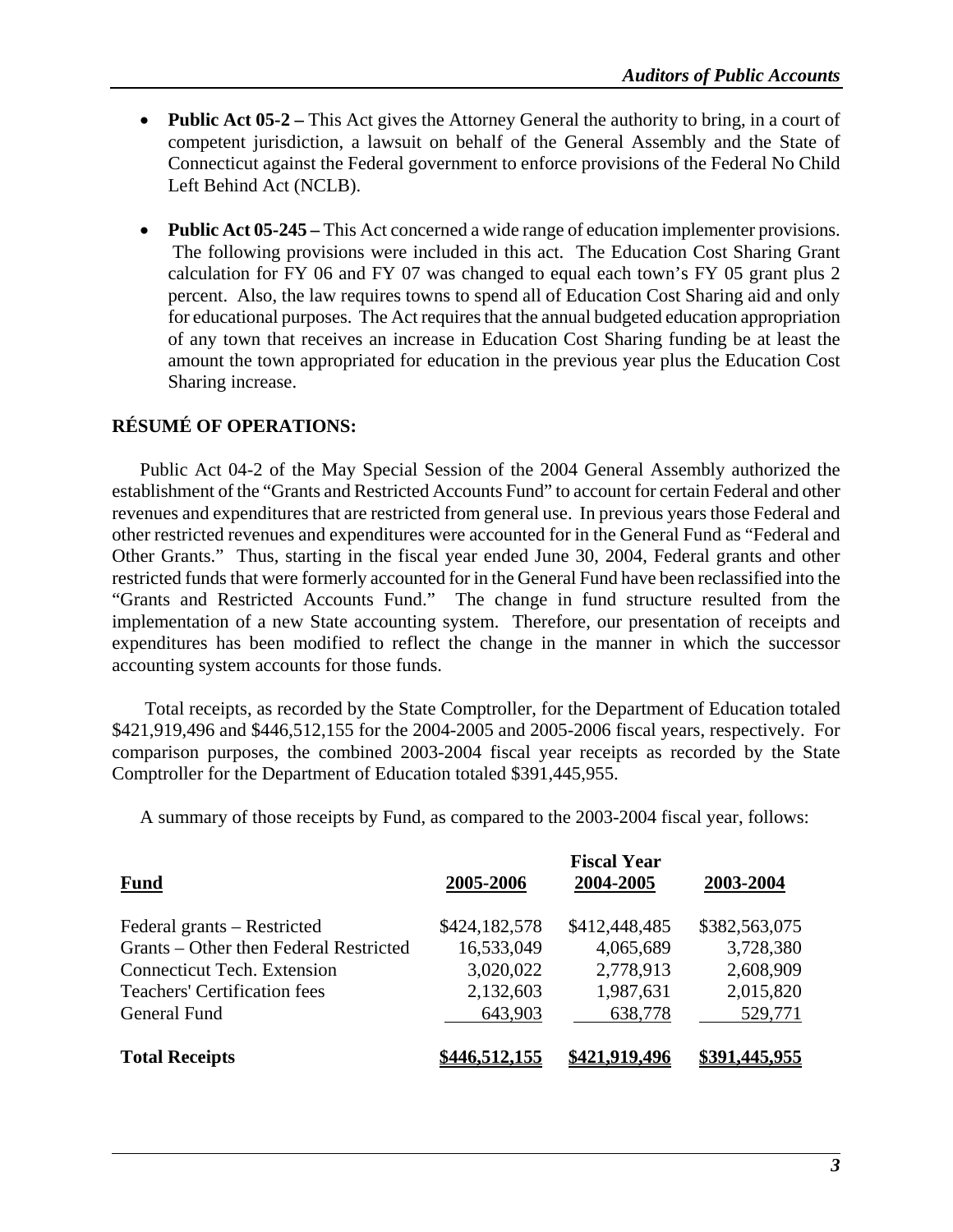- **Public Act 05-2 –** This Act gives the Attorney General the authority to bring, in a court of competent jurisdiction, a lawsuit on behalf of the General Assembly and the State of Connecticut against the Federal government to enforce provisions of the Federal No Child Left Behind Act (NCLB).

- **Public Act 05-245 –** This Act concerned a wide range of education implementer provisions. The following provisions were included in this act. The Education Cost Sharing Grant calculation for FY 06 and FY 07 was changed to equal each town's FY 05 grant plus 2 percent. Also, the law requires towns to spend all of Education Cost Sharing aid and only for educational purposes. The Act requires that the annual budgeted education appropriation of any town that receives an increase in Education Cost Sharing funding be at least the amount the town appropriated for education in the previous year plus the Education Cost Sharing increase.

## RÉSUMÉ OF OPERATIONS:

Public Act 04-2 of the May Special Session of the 2004 General Assembly authorized the establishment of the "Grants and Restricted Accounts Fund" to account for certain Federal and other revenues and expenditures that are restricted from general use. In previous years those Federal and other restricted revenues and expenditures were accounted for in the General Fund as "Federal and Other Grants." Thus, starting in the fiscal year ended June 30, 2004, Federal grants and other restricted funds that were formerly accounted for in the General Fund have been reclassified into the "Grants and Restricted Accounts Fund." The change in fund structure resulted from the implementation of a new State accounting system. Therefore, our presentation of receipts and expenditures has been modified to reflect the change in the manner in which the successor accounting system accounts for those funds.

Total receipts, as recorded by the State Comptroller, for the Department of Education totaled $421,919,496 and $446,512,155 for the 2004-2005 and 2005-2006 fiscal years, respectively. For comparison purposes, the combined 2003-2004 fiscal year receipts as recorded by the State Comptroller for the Department of Education totaled $391,445,955.

A summary of those receipts by Fund, as compared to the 2003-2004 fiscal year, follows:

| | | Fiscal Year | |
|---|---|---|---|
| **Fund** | **2005-2006** | **2004-2005** | **2003-2004** |
| Federal grants – Restricted | $424,182,578 | $412,448,485 | $382,563,075 |
| Grants – Other then Federal Restricted | 16,533,049 | 4,065,689 | 3,728,380 |
| Connecticut Tech. Extension | 3,020,022 | 2,778,913 | 2,608,909 |
| Teachers' Certification fees | 2,132,603 | 1,987,631 | 2,015,820 |
| General Fund | 643,903 | 638,778 | 529,771 |
| **Total Receipts** | **$446,512,155** | **$421,919,496** | **$391,445,955** |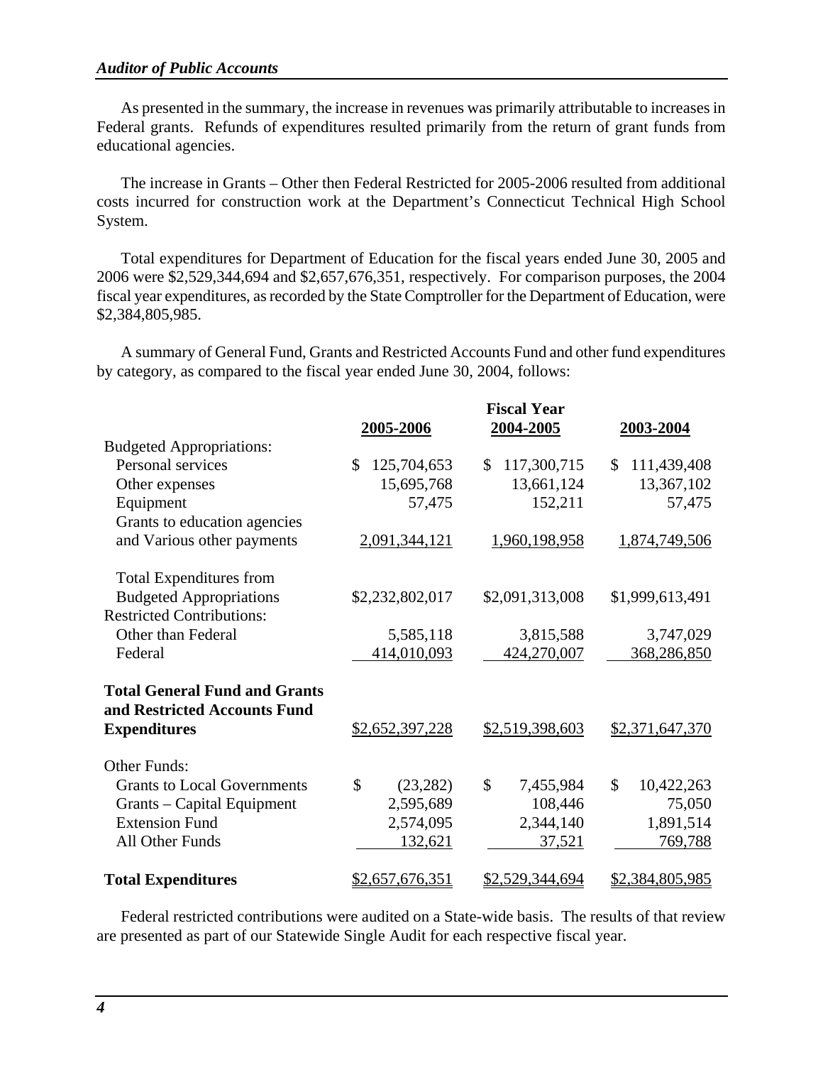As presented in the summary, the increase in revenues was primarily attributable to increases in Federal grants. Refunds of expenditures resulted primarily from the return of grant funds from educational agencies.

The increase in Grants – Other then Federal Restricted for 2005-2006 resulted from additional costs incurred for construction work at the Department's Connecticut Technical High School System.

Total expenditures for Department of Education for the fiscal years ended June 30, 2005 and 2006 were $2,529,344,694 and $2,657,676,351, respectively. For comparison purposes, the 2004 fiscal year expenditures, as recorded by the State Comptroller for the Department of Education, were $2,384,805,985.

A summary of General Fund, Grants and Restricted Accounts Fund and other fund expenditures by category, as compared to the fiscal year ended June 30, 2004, follows:

| | | Fiscal Year | |
|---|---|---|---|
| | 2005-2006 | 2004-2005 | 2003-2004 |
| Budgeted Appropriations: | | | |
| Personal services | $ 125,704,653 | $ 117,300,715 | $ 111,439,408 |
| Other expenses | 15,695,768 | 13,661,124 | 13,367,102 |
| Equipment | 57,475 | 152,211 | 57,475 |
| Grants to education agencies and Various other payments | 2,091,344,121 | 1,960,198,958 | 1,874,749,506 |
| Total Expenditures from Budgeted Appropriations | $2,232,802,017 | $2,091,313,008 | $1,999,613,491 |
| Restricted Contributions: | | | |
| Other than Federal | 5,585,118 | 3,815,588 | 3,747,029 |
| Federal | 414,010,093 | 424,270,007 | 368,286,850 |
| **Total General Fund and Grants and Restricted Accounts Fund Expenditures** | $2,652,397,228 | $2,519,398,603 | $2,371,647,370 |
| Other Funds: | | | |
| Grants to Local Governments | $ (23,282) | $ 7,455,984 | $ 10,422,263 |
| Grants – Capital Equipment | 2,595,689 | 108,446 | 75,050 |
| Extension Fund | 2,574,095 | 2,344,140 | 1,891,514 |
| All Other Funds | 132,621 | 37,521 | 769,788 |
| **Total Expenditures** | $2,657,676,351 | $2,529,344,694 | $2,384,805,985 |

Federal restricted contributions were audited on a State-wide basis. The results of that review are presented as part of our Statewide Single Audit for each respective fiscal year.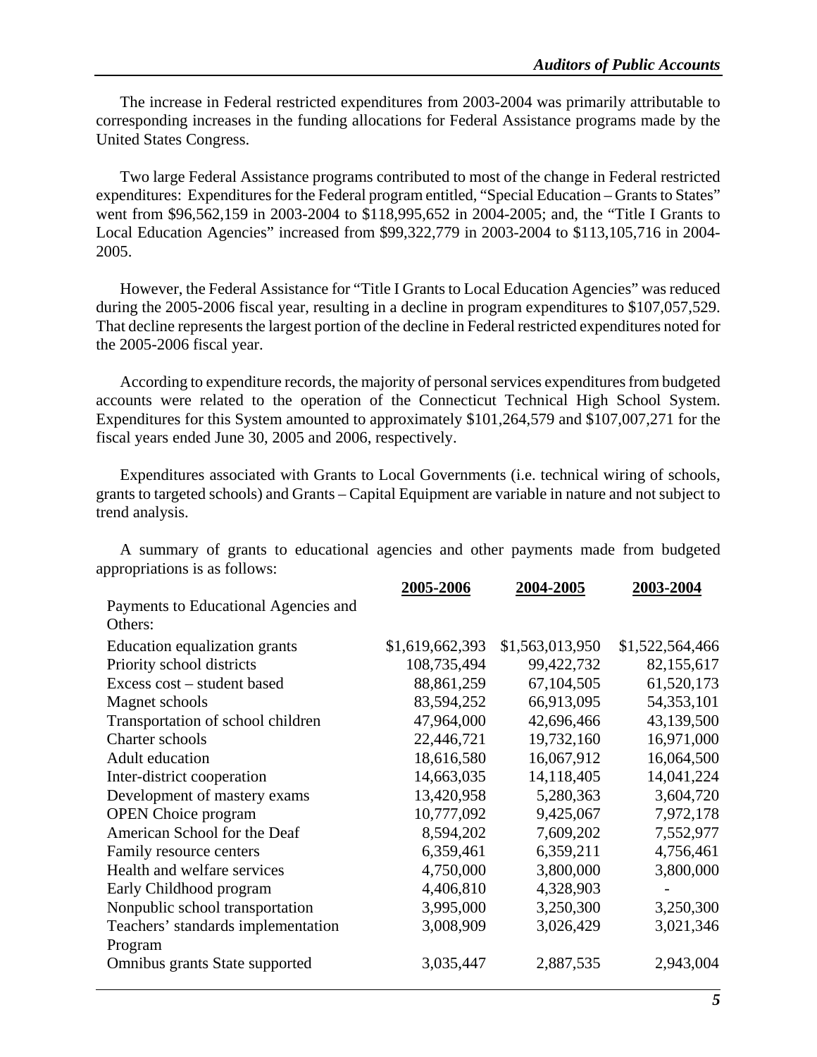The increase in Federal restricted expenditures from 2003-2004 was primarily attributable to corresponding increases in the funding allocations for Federal Assistance programs made by the United States Congress.

Two large Federal Assistance programs contributed to most of the change in Federal restricted expenditures: Expenditures for the Federal program entitled, "Special Education – Grants to States" went from $96,562,159 in 2003-2004 to $118,995,652 in 2004-2005; and, the "Title I Grants to Local Education Agencies" increased from $99,322,779 in 2003-2004 to $113,105,716 in 2004-2005.

However, the Federal Assistance for "Title I Grants to Local Education Agencies" was reduced during the 2005-2006 fiscal year, resulting in a decline in program expenditures to $107,057,529. That decline represents the largest portion of the decline in Federal restricted expenditures noted for the 2005-2006 fiscal year.

According to expenditure records, the majority of personal services expenditures from budgeted accounts were related to the operation of the Connecticut Technical High School System. Expenditures for this System amounted to approximately $101,264,579 and $107,007,271 for the fiscal years ended June 30, 2005 and 2006, respectively.

Expenditures associated with Grants to Local Governments (i.e. technical wiring of schools, grants to targeted schools) and Grants – Capital Equipment are variable in nature and not subject to trend analysis.

A summary of grants to educational agencies and other payments made from budgeted appropriations is as follows:

| | **2005-2006** | **2004-2005** | **2003-2004** |
|---|---|---|---|
| Payments to Educational Agencies and Others: | | | |
| Education equalization grants | $1,619,662,393 | $1,563,013,950 | $1,522,564,466 |
| Priority school districts | 108,735,494 | 99,422,732 | 82,155,617 |
| Excess cost – student based | 88,861,259 | 67,104,505 | 61,520,173 |
| Magnet schools | 83,594,252 | 66,913,095 | 54,353,101 |
| Transportation of school children | 47,964,000 | 42,696,466 | 43,139,500 |
| Charter schools | 22,446,721 | 19,732,160 | 16,971,000 |
| Adult education | 18,616,580 | 16,067,912 | 16,064,500 |
| Inter-district cooperation | 14,663,035 | 14,118,405 | 14,041,224 |
| Development of mastery exams | 13,420,958 | 5,280,363 | 3,604,720 |
| OPEN Choice program | 10,777,092 | 9,425,067 | 7,972,178 |
| American School for the Deaf | 8,594,202 | 7,609,202 | 7,552,977 |
| Family resource centers | 6,359,461 | 6,359,211 | 4,756,461 |
| Health and welfare services | 4,750,000 | 3,800,000 | 3,800,000 |
| Early Childhood program | 4,406,810 | 4,328,903 | - |
| Nonpublic school transportation | 3,995,000 | 3,250,300 | 3,250,300 |
| Teachers' standards implementation Program | 3,008,909 | 3,026,429 | 3,021,346 |
| Omnibus grants State supported | 3,035,447 | 2,887,535 | 2,943,004 |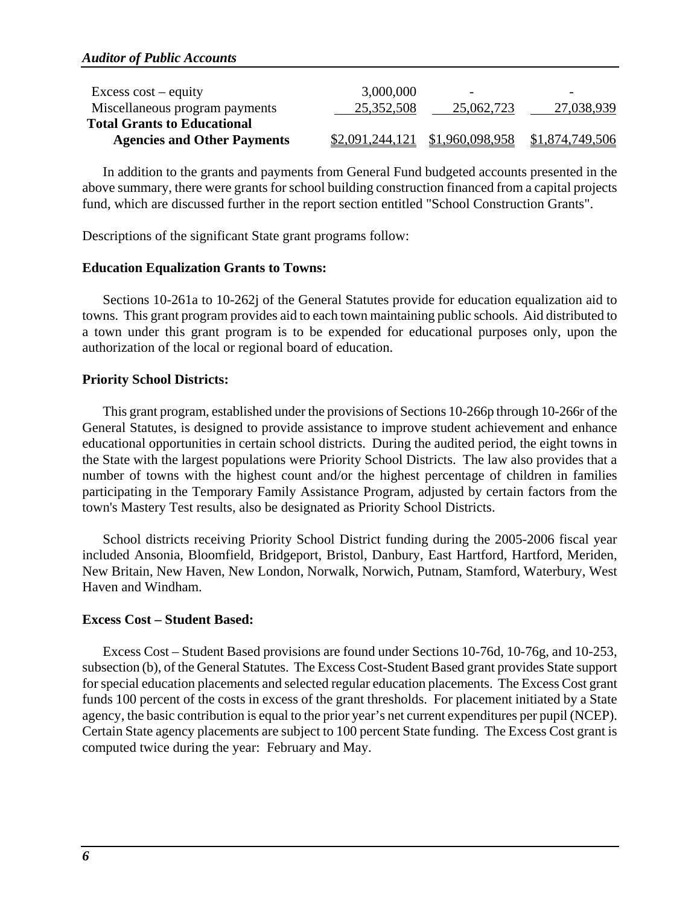| | | | |
|---|---|---|---|
| Excess cost – equity | 3,000,000 | - | - |
| Miscellaneous program payments | 25,352,508 | 25,062,723 | 27,038,939 |
| **Total Grants to Educational Agencies and Other Payments** | $2,091,244,121 | $1,960,098,958 | $1,874,749,506 |

In addition to the grants and payments from General Fund budgeted accounts presented in the above summary, there were grants for school building construction financed from a capital projects fund, which are discussed further in the report section entitled "School Construction Grants".

Descriptions of the significant State grant programs follow:

**Education Equalization Grants to Towns:**

Sections 10-261a to 10-262j of the General Statutes provide for education equalization aid to towns. This grant program provides aid to each town maintaining public schools. Aid distributed to a town under this grant program is to be expended for educational purposes only, upon the authorization of the local or regional board of education.

**Priority School Districts:**

This grant program, established under the provisions of Sections 10-266p through 10-266r of the General Statutes, is designed to provide assistance to improve student achievement and enhance educational opportunities in certain school districts. During the audited period, the eight towns in the State with the largest populations were Priority School Districts. The law also provides that a number of towns with the highest count and/or the highest percentage of children in families participating in the Temporary Family Assistance Program, adjusted by certain factors from the town's Mastery Test results, also be designated as Priority School Districts.

School districts receiving Priority School District funding during the 2005-2006 fiscal year included Ansonia, Bloomfield, Bridgeport, Bristol, Danbury, East Hartford, Hartford, Meriden, New Britain, New Haven, New London, Norwalk, Norwich, Putnam, Stamford, Waterbury, West Haven and Windham.

**Excess Cost – Student Based:**

Excess Cost – Student Based provisions are found under Sections 10-76d, 10-76g, and 10-253, subsection (b), of the General Statutes. The Excess Cost-Student Based grant provides State support for special education placements and selected regular education placements. The Excess Cost grant funds 100 percent of the costs in excess of the grant thresholds. For placement initiated by a State agency, the basic contribution is equal to the prior year's net current expenditures per pupil (NCEP). Certain State agency placements are subject to 100 percent State funding. The Excess Cost grant is computed twice during the year: February and May.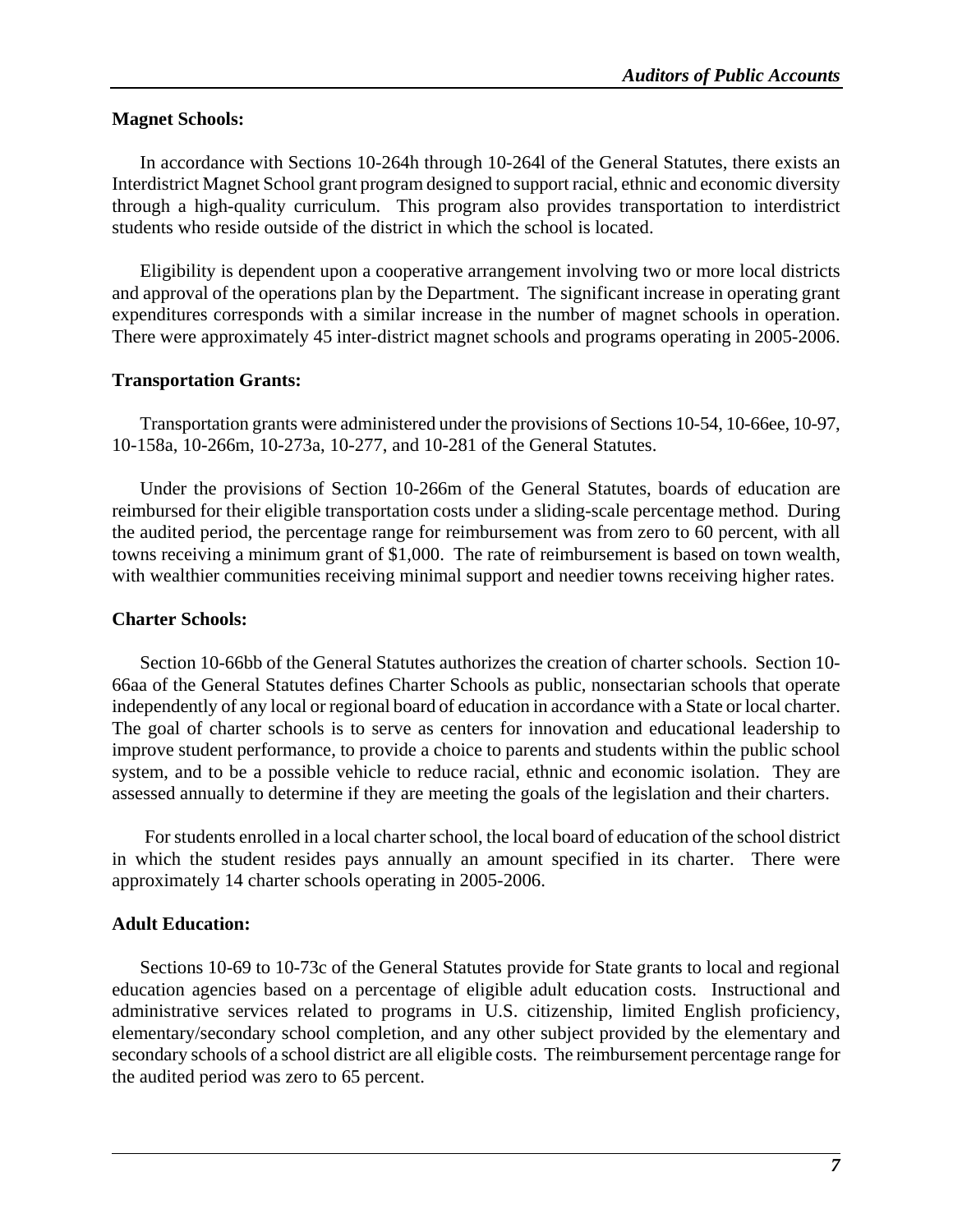**Magnet Schools:**

In accordance with Sections 10-264h through 10-264l of the General Statutes, there exists an Interdistrict Magnet School grant program designed to support racial, ethnic and economic diversity through a high-quality curriculum. This program also provides transportation to interdistrict students who reside outside of the district in which the school is located.

Eligibility is dependent upon a cooperative arrangement involving two or more local districts and approval of the operations plan by the Department. The significant increase in operating grant expenditures corresponds with a similar increase in the number of magnet schools in operation. There were approximately 45 inter-district magnet schools and programs operating in 2005-2006.

**Transportation Grants:**

Transportation grants were administered under the provisions of Sections 10-54, 10-66ee, 10-97, 10-158a, 10-266m, 10-273a, 10-277, and 10-281 of the General Statutes.

Under the provisions of Section 10-266m of the General Statutes, boards of education are reimbursed for their eligible transportation costs under a sliding-scale percentage method. During the audited period, the percentage range for reimbursement was from zero to 60 percent, with all towns receiving a minimum grant of $1,000. The rate of reimbursement is based on town wealth, with wealthier communities receiving minimal support and needier towns receiving higher rates.

**Charter Schools:**

Section 10-66bb of the General Statutes authorizes the creation of charter schools. Section 10-66aa of the General Statutes defines Charter Schools as public, nonsectarian schools that operate independently of any local or regional board of education in accordance with a State or local charter. The goal of charter schools is to serve as centers for innovation and educational leadership to improve student performance, to provide a choice to parents and students within the public school system, and to be a possible vehicle to reduce racial, ethnic and economic isolation. They are assessed annually to determine if they are meeting the goals of the legislation and their charters.

For students enrolled in a local charter school, the local board of education of the school district in which the student resides pays annually an amount specified in its charter. There were approximately 14 charter schools operating in 2005-2006.

**Adult Education:**

Sections 10-69 to 10-73c of the General Statutes provide for State grants to local and regional education agencies based on a percentage of eligible adult education costs. Instructional and administrative services related to programs in U.S. citizenship, limited English proficiency, elementary/secondary school completion, and any other subject provided by the elementary and secondary schools of a school district are all eligible costs. The reimbursement percentage range for the audited period was zero to 65 percent.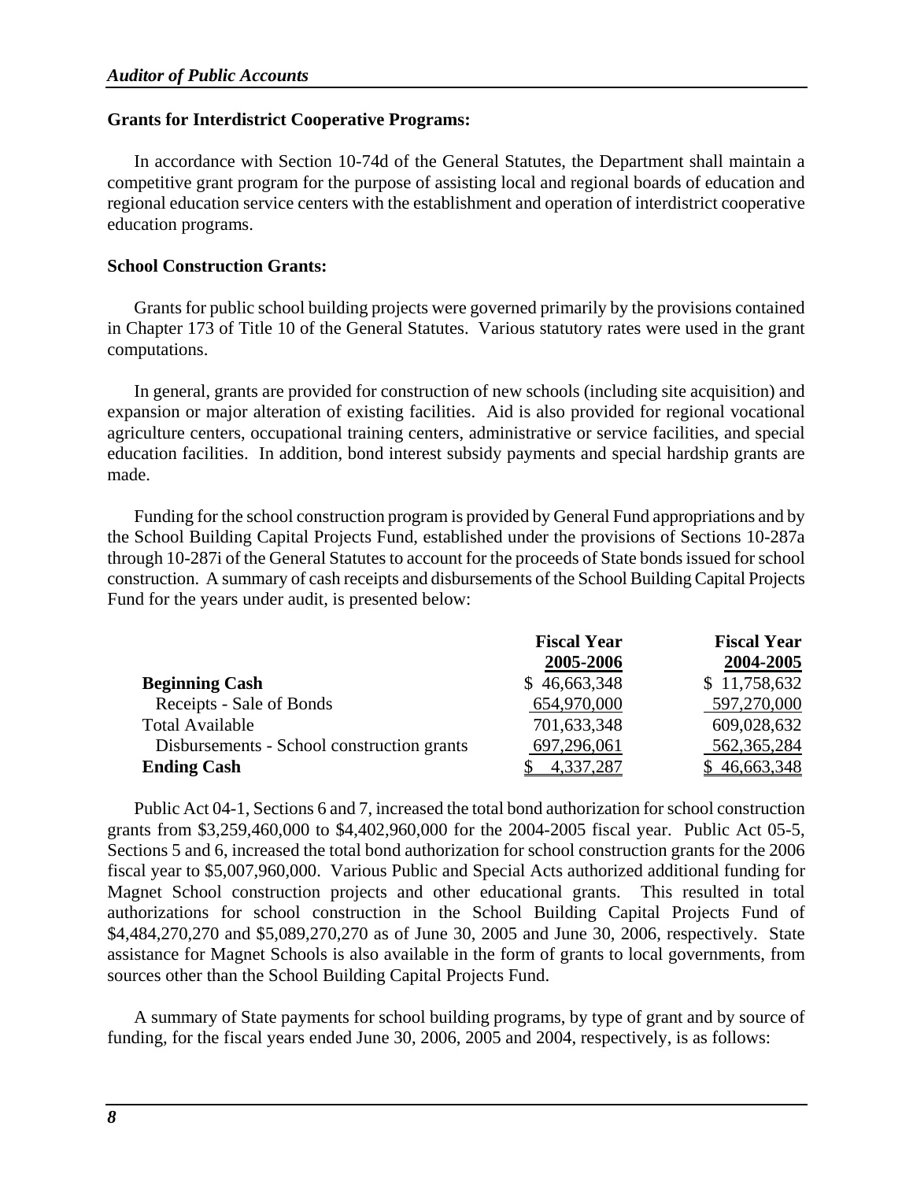### Grants for Interdistrict Cooperative Programs:

In accordance with Section 10-74d of the General Statutes, the Department shall maintain a competitive grant program for the purpose of assisting local and regional boards of education and regional education service centers with the establishment and operation of interdistrict cooperative education programs.

### School Construction Grants:

Grants for public school building projects were governed primarily by the provisions contained in Chapter 173 of Title 10 of the General Statutes. Various statutory rates were used in the grant computations.

In general, grants are provided for construction of new schools (including site acquisition) and expansion or major alteration of existing facilities. Aid is also provided for regional vocational agriculture centers, occupational training centers, administrative or service facilities, and special education facilities. In addition, bond interest subsidy payments and special hardship grants are made.

Funding for the school construction program is provided by General Fund appropriations and by the School Building Capital Projects Fund, established under the provisions of Sections 10-287a through 10-287i of the General Statutes to account for the proceeds of State bonds issued for school construction. A summary of cash receipts and disbursements of the School Building Capital Projects Fund for the years under audit, is presented below:

| | Fiscal Year 2005-2006 | Fiscal Year 2004-2005 |
|---|---|---|
| **Beginning Cash** | $ 46,663,348 | $ 11,758,632 |
| Receipts - Sale of Bonds | 654,970,000 | 597,270,000 |
| Total Available | 701,633,348 | 609,028,632 |
| Disbursements - School construction grants | 697,296,061 | 562,365,284 |
| **Ending Cash** | $ 4,337,287 | $ 46,663,348 |

Public Act 04-1, Sections 6 and 7, increased the total bond authorization for school construction grants from $3,259,460,000 to $4,402,960,000 for the 2004-2005 fiscal year. Public Act 05-5, Sections 5 and 6, increased the total bond authorization for school construction grants for the 2006 fiscal year to $5,007,960,000. Various Public and Special Acts authorized additional funding for Magnet School construction projects and other educational grants. This resulted in total authorizations for school construction in the School Building Capital Projects Fund of $4,484,270,270 and $5,089,270,270 as of June 30, 2005 and June 30, 2006, respectively. State assistance for Magnet Schools is also available in the form of grants to local governments, from sources other than the School Building Capital Projects Fund.

A summary of State payments for school building programs, by type of grant and by source of funding, for the fiscal years ended June 30, 2006, 2005 and 2004, respectively, is as follows: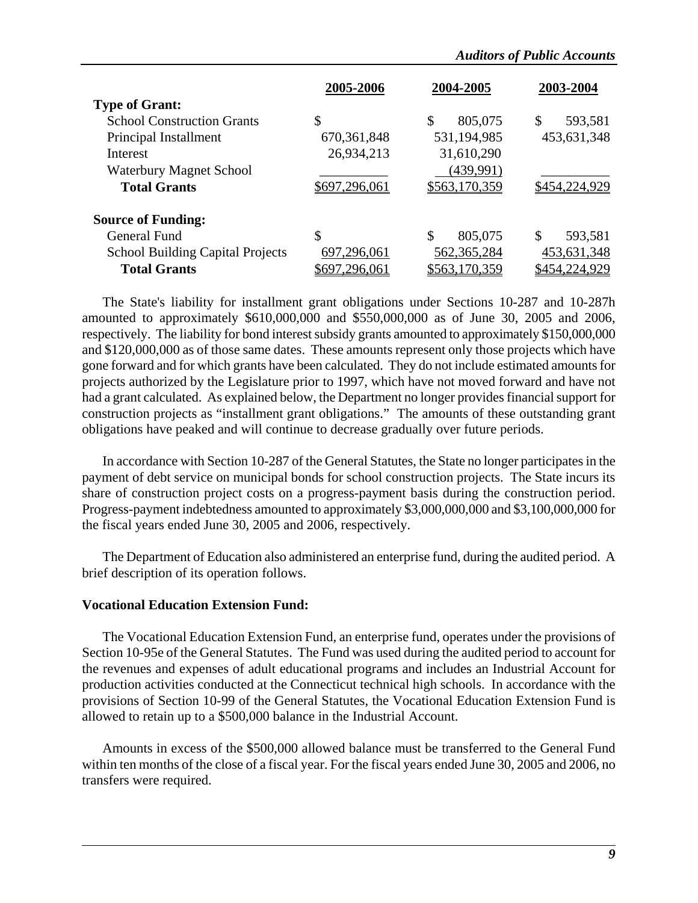| | 2005-2006 | 2004-2005 | 2003-2004 |
|---|---|---|---|
| **Type of Grant:** | | | |
| School Construction Grants | $ | $ 805,075 | $ 593,581 |
| Principal Installment | 670,361,848 | 531,194,985 | 453,631,348 |
| Interest | 26,934,213 | 31,610,290 | |
| Waterbury Magnet School | | (439,991) | |
| **Total Grants** | $697,296,061 | $563,170,359 | $454,224,929 |
| **Source of Funding:** | | | |
| General Fund | $ | $ 805,075 | $ 593,581 |
| School Building Capital Projects | 697,296,061 | 562,365,284 | 453,631,348 |
| **Total Grants** | $697,296,061 | $563,170,359 | $454,224,929 |

The State's liability for installment grant obligations under Sections 10-287 and 10-287h amounted to approximately $610,000,000 and $550,000,000 as of June 30, 2005 and 2006, respectively. The liability for bond interest subsidy grants amounted to approximately $150,000,000 and $120,000,000 as of those same dates. These amounts represent only those projects which have gone forward and for which grants have been calculated. They do not include estimated amounts for projects authorized by the Legislature prior to 1997, which have not moved forward and have not had a grant calculated. As explained below, the Department no longer provides financial support for construction projects as "installment grant obligations." The amounts of these outstanding grant obligations have peaked and will continue to decrease gradually over future periods.

In accordance with Section 10-287 of the General Statutes, the State no longer participates in the payment of debt service on municipal bonds for school construction projects. The State incurs its share of construction project costs on a progress-payment basis during the construction period. Progress-payment indebtedness amounted to approximately $3,000,000,000 and $3,100,000,000 for the fiscal years ended June 30, 2005 and 2006, respectively.

The Department of Education also administered an enterprise fund, during the audited period. A brief description of its operation follows.

**Vocational Education Extension Fund:**

The Vocational Education Extension Fund, an enterprise fund, operates under the provisions of Section 10-95e of the General Statutes. The Fund was used during the audited period to account for the revenues and expenses of adult educational programs and includes an Industrial Account for production activities conducted at the Connecticut technical high schools. In accordance with the provisions of Section 10-99 of the General Statutes, the Vocational Education Extension Fund is allowed to retain up to a $500,000 balance in the Industrial Account.

Amounts in excess of the $500,000 allowed balance must be transferred to the General Fund within ten months of the close of a fiscal year. For the fiscal years ended June 30, 2005 and 2006, no transfers were required.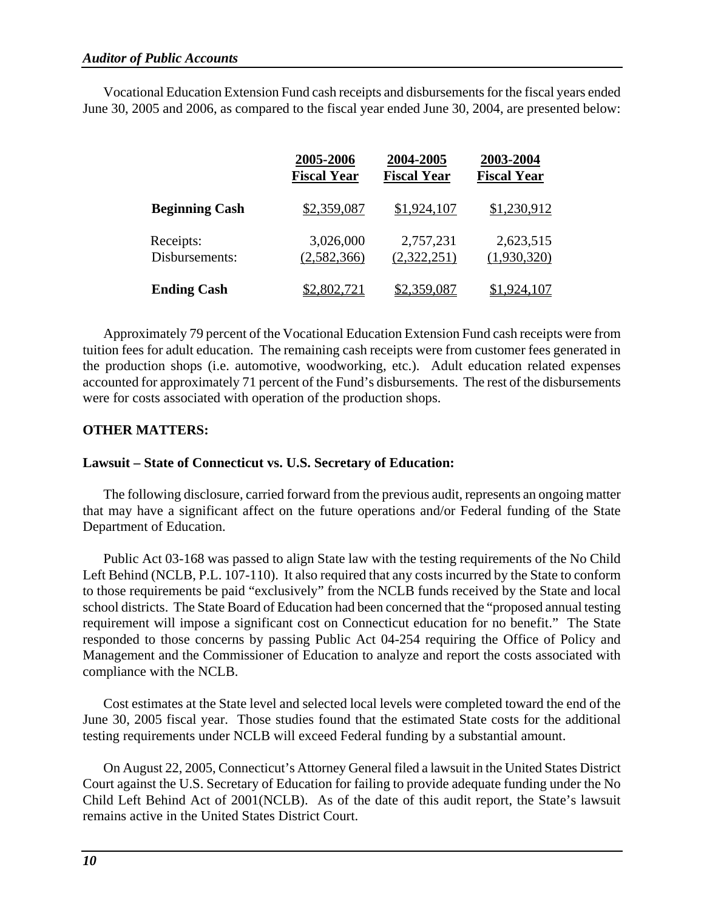Vocational Education Extension Fund cash receipts and disbursements for the fiscal years ended June 30, 2005 and 2006, as compared to the fiscal year ended June 30, 2004, are presented below:

| | 2005-2006 Fiscal Year | 2004-2005 Fiscal Year | 2003-2004 Fiscal Year |
|---|---|---|---|
| **Beginning Cash** | $2,359,087 | $1,924,107 | $1,230,912 |
| Receipts: | 3,026,000 | 2,757,231 | 2,623,515 |
| Disbursements: | (2,582,366) | (2,322,251) | (1,930,320) |
| **Ending Cash** | $2,802,721 | $2,359,087 | $1,924,107 |

Approximately 79 percent of the Vocational Education Extension Fund cash receipts were from tuition fees for adult education. The remaining cash receipts were from customer fees generated in the production shops (i.e. automotive, woodworking, etc.). Adult education related expenses accounted for approximately 71 percent of the Fund's disbursements. The rest of the disbursements were for costs associated with operation of the production shops.

**OTHER MATTERS:**

**Lawsuit – State of Connecticut vs. U.S. Secretary of Education:**

The following disclosure, carried forward from the previous audit, represents an ongoing matter that may have a significant affect on the future operations and/or Federal funding of the State Department of Education.

Public Act 03-168 was passed to align State law with the testing requirements of the No Child Left Behind (NCLB, P.L. 107-110). It also required that any costs incurred by the State to conform to those requirements be paid "exclusively" from the NCLB funds received by the State and local school districts. The State Board of Education had been concerned that the "proposed annual testing requirement will impose a significant cost on Connecticut education for no benefit." The State responded to those concerns by passing Public Act 04-254 requiring the Office of Policy and Management and the Commissioner of Education to analyze and report the costs associated with compliance with the NCLB.

Cost estimates at the State level and selected local levels were completed toward the end of the June 30, 2005 fiscal year. Those studies found that the estimated State costs for the additional testing requirements under NCLB will exceed Federal funding by a substantial amount.

On August 22, 2005, Connecticut's Attorney General filed a lawsuit in the United States District Court against the U.S. Secretary of Education for failing to provide adequate funding under the No Child Left Behind Act of 2001(NCLB). As of the date of this audit report, the State's lawsuit remains active in the United States District Court.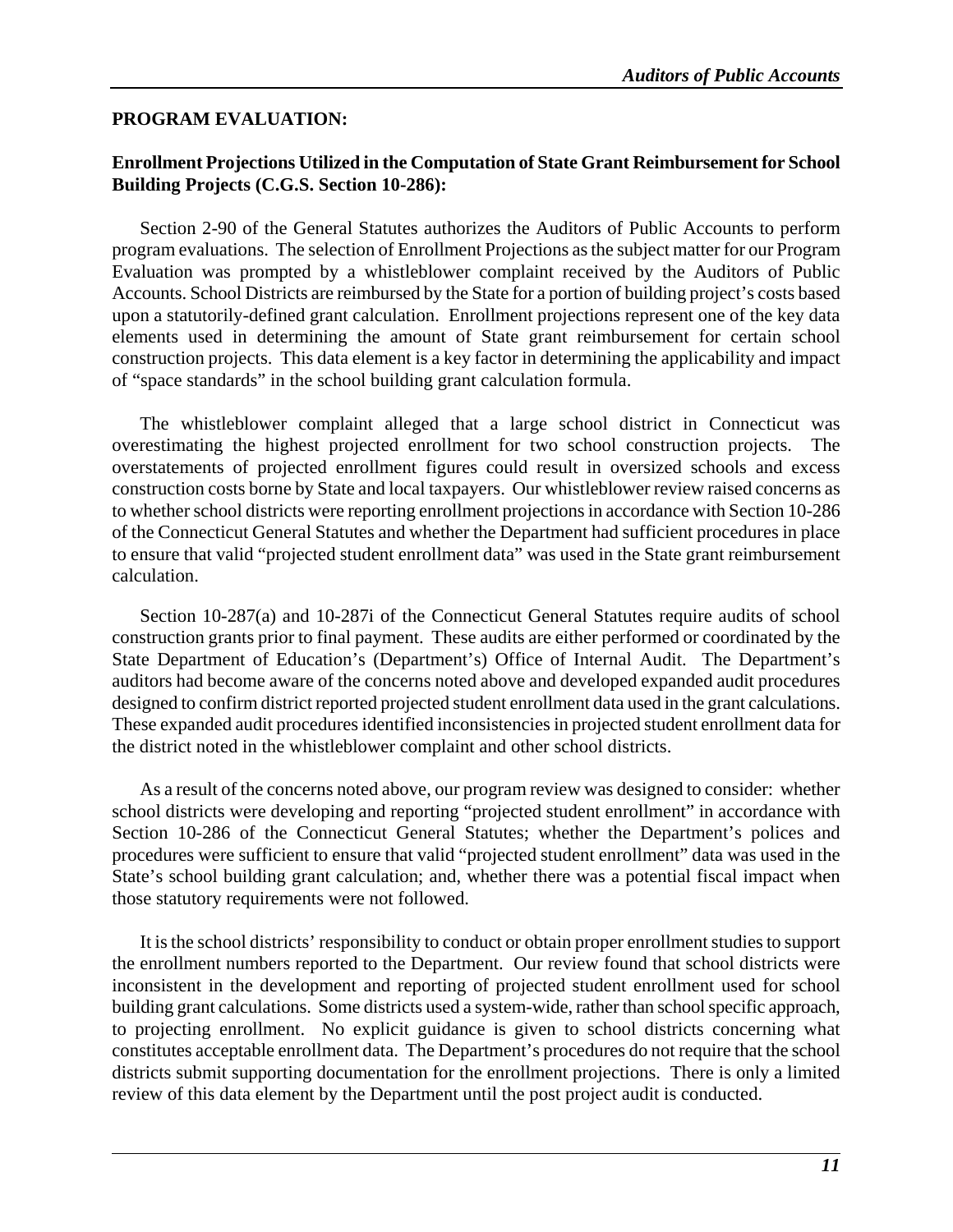**PROGRAM EVALUATION:**

**Enrollment Projections Utilized in the Computation of State Grant Reimbursement for School Building Projects (C.G.S. Section 10-286):**

Section 2-90 of the General Statutes authorizes the Auditors of Public Accounts to perform program evaluations. The selection of Enrollment Projections as the subject matter for our Program Evaluation was prompted by a whistleblower complaint received by the Auditors of Public Accounts. School Districts are reimbursed by the State for a portion of building project's costs based upon a statutorily-defined grant calculation. Enrollment projections represent one of the key data elements used in determining the amount of State grant reimbursement for certain school construction projects. This data element is a key factor in determining the applicability and impact of "space standards" in the school building grant calculation formula.

The whistleblower complaint alleged that a large school district in Connecticut was overestimating the highest projected enrollment for two school construction projects. The overstatements of projected enrollment figures could result in oversized schools and excess construction costs borne by State and local taxpayers. Our whistleblower review raised concerns as to whether school districts were reporting enrollment projections in accordance with Section 10-286 of the Connecticut General Statutes and whether the Department had sufficient procedures in place to ensure that valid "projected student enrollment data" was used in the State grant reimbursement calculation.

Section 10-287(a) and 10-287i of the Connecticut General Statutes require audits of school construction grants prior to final payment. These audits are either performed or coordinated by the State Department of Education's (Department's) Office of Internal Audit. The Department's auditors had become aware of the concerns noted above and developed expanded audit procedures designed to confirm district reported projected student enrollment data used in the grant calculations. These expanded audit procedures identified inconsistencies in projected student enrollment data for the district noted in the whistleblower complaint and other school districts.

As a result of the concerns noted above, our program review was designed to consider: whether school districts were developing and reporting "projected student enrollment" in accordance with Section 10-286 of the Connecticut General Statutes; whether the Department's polices and procedures were sufficient to ensure that valid "projected student enrollment" data was used in the State's school building grant calculation; and, whether there was a potential fiscal impact when those statutory requirements were not followed.

It is the school districts' responsibility to conduct or obtain proper enrollment studies to support the enrollment numbers reported to the Department. Our review found that school districts were inconsistent in the development and reporting of projected student enrollment used for school building grant calculations. Some districts used a system-wide, rather than school specific approach, to projecting enrollment. No explicit guidance is given to school districts concerning what constitutes acceptable enrollment data. The Department's procedures do not require that the school districts submit supporting documentation for the enrollment projections. There is only a limited review of this data element by the Department until the post project audit is conducted.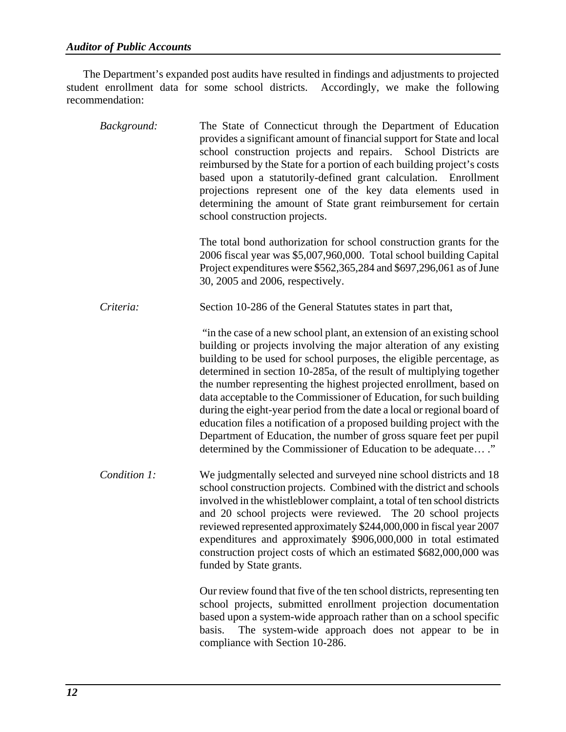The Department's expanded post audits have resulted in findings and adjustments to projected student enrollment data for some school districts. Accordingly, we make the following recommendation:

*Background:* The State of Connecticut through the Department of Education provides a significant amount of financial support for State and local school construction projects and repairs. School Districts are reimbursed by the State for a portion of each building project's costs based upon a statutorily-defined grant calculation. Enrollment projections represent one of the key data elements used in determining the amount of State grant reimbursement for certain school construction projects.

The total bond authorization for school construction grants for the 2006 fiscal year was $5,007,960,000. Total school building Capital Project expenditures were $562,365,284 and $697,296,061 as of June 30, 2005 and 2006, respectively.

*Criteria:* Section 10-286 of the General Statutes states in part that,

"in the case of a new school plant, an extension of an existing school building or projects involving the major alteration of any existing building to be used for school purposes, the eligible percentage, as determined in section 10-285a, of the result of multiplying together the number representing the highest projected enrollment, based on data acceptable to the Commissioner of Education, for such building during the eight-year period from the date a local or regional board of education files a notification of a proposed building project with the Department of Education, the number of gross square feet per pupil determined by the Commissioner of Education to be adequate… ."

*Condition 1:* We judgmentally selected and surveyed nine school districts and 18 school construction projects. Combined with the district and schools involved in the whistleblower complaint, a total of ten school districts and 20 school projects were reviewed. The 20 school projects reviewed represented approximately $244,000,000 in fiscal year 2007 expenditures and approximately $906,000,000 in total estimated construction project costs of which an estimated $682,000,000 was funded by State grants.

Our review found that five of the ten school districts, representing ten school projects, submitted enrollment projection documentation based upon a system-wide approach rather than on a school specific basis. The system-wide approach does not appear to be in compliance with Section 10-286.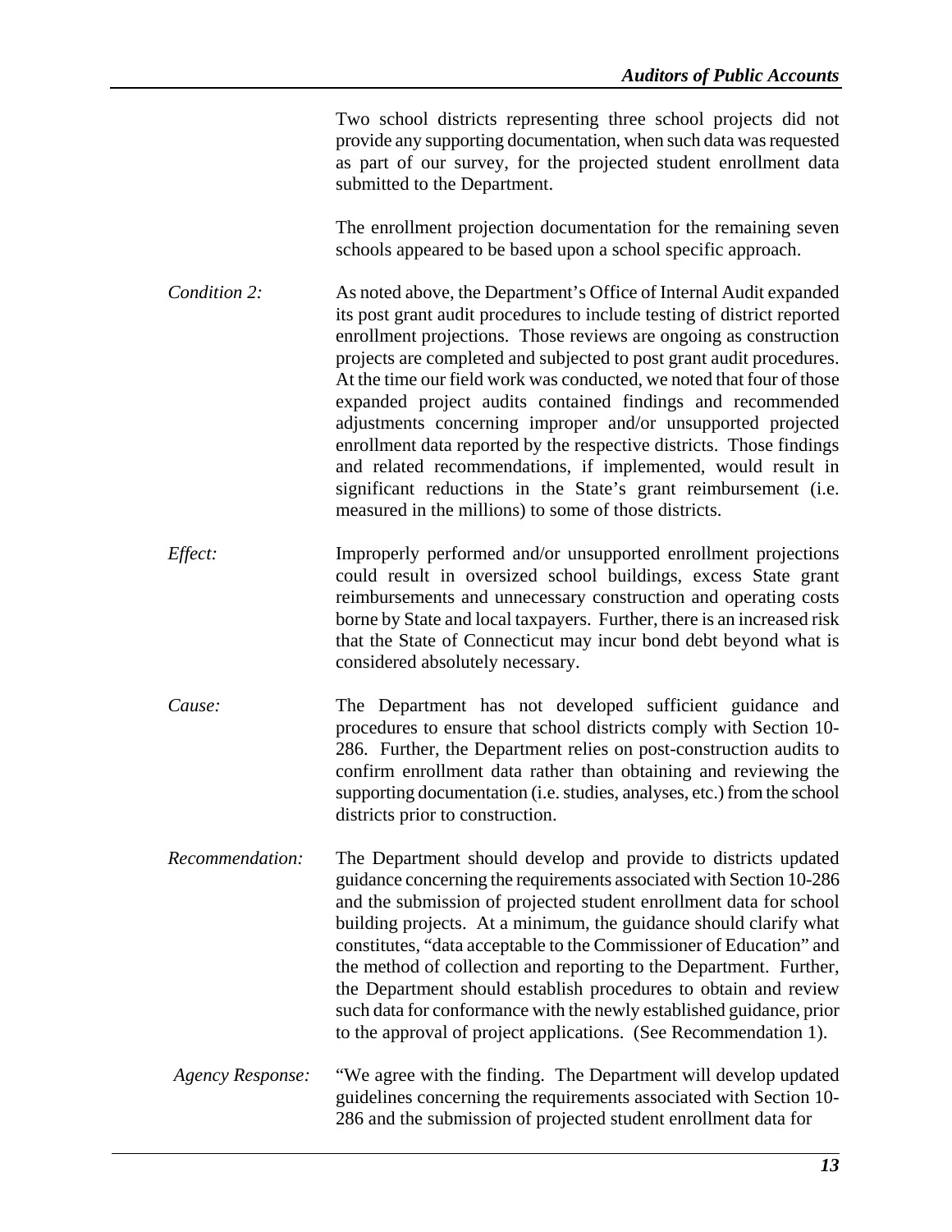Two school districts representing three school projects did not provide any supporting documentation, when such data was requested as part of our survey, for the projected student enrollment data submitted to the Department.

The enrollment projection documentation for the remaining seven schools appeared to be based upon a school specific approach.

*Condition 2:* As noted above, the Department's Office of Internal Audit expanded its post grant audit procedures to include testing of district reported enrollment projections. Those reviews are ongoing as construction projects are completed and subjected to post grant audit procedures. At the time our field work was conducted, we noted that four of those expanded project audits contained findings and recommended adjustments concerning improper and/or unsupported projected enrollment data reported by the respective districts. Those findings and related recommendations, if implemented, would result in significant reductions in the State's grant reimbursement (i.e. measured in the millions) to some of those districts.

*Effect:* Improperly performed and/or unsupported enrollment projections could result in oversized school buildings, excess State grant reimbursements and unnecessary construction and operating costs borne by State and local taxpayers. Further, there is an increased risk that the State of Connecticut may incur bond debt beyond what is considered absolutely necessary.

*Cause:* The Department has not developed sufficient guidance and procedures to ensure that school districts comply with Section 10-286. Further, the Department relies on post-construction audits to confirm enrollment data rather than obtaining and reviewing the supporting documentation (i.e. studies, analyses, etc.) from the school districts prior to construction.

*Recommendation:* The Department should develop and provide to districts updated guidance concerning the requirements associated with Section 10-286 and the submission of projected student enrollment data for school building projects. At a minimum, the guidance should clarify what constitutes, "data acceptable to the Commissioner of Education" and the method of collection and reporting to the Department. Further, the Department should establish procedures to obtain and review such data for conformance with the newly established guidance, prior to the approval of project applications. (See Recommendation 1).

*Agency Response:* "We agree with the finding. The Department will develop updated guidelines concerning the requirements associated with Section 10-286 and the submission of projected student enrollment data for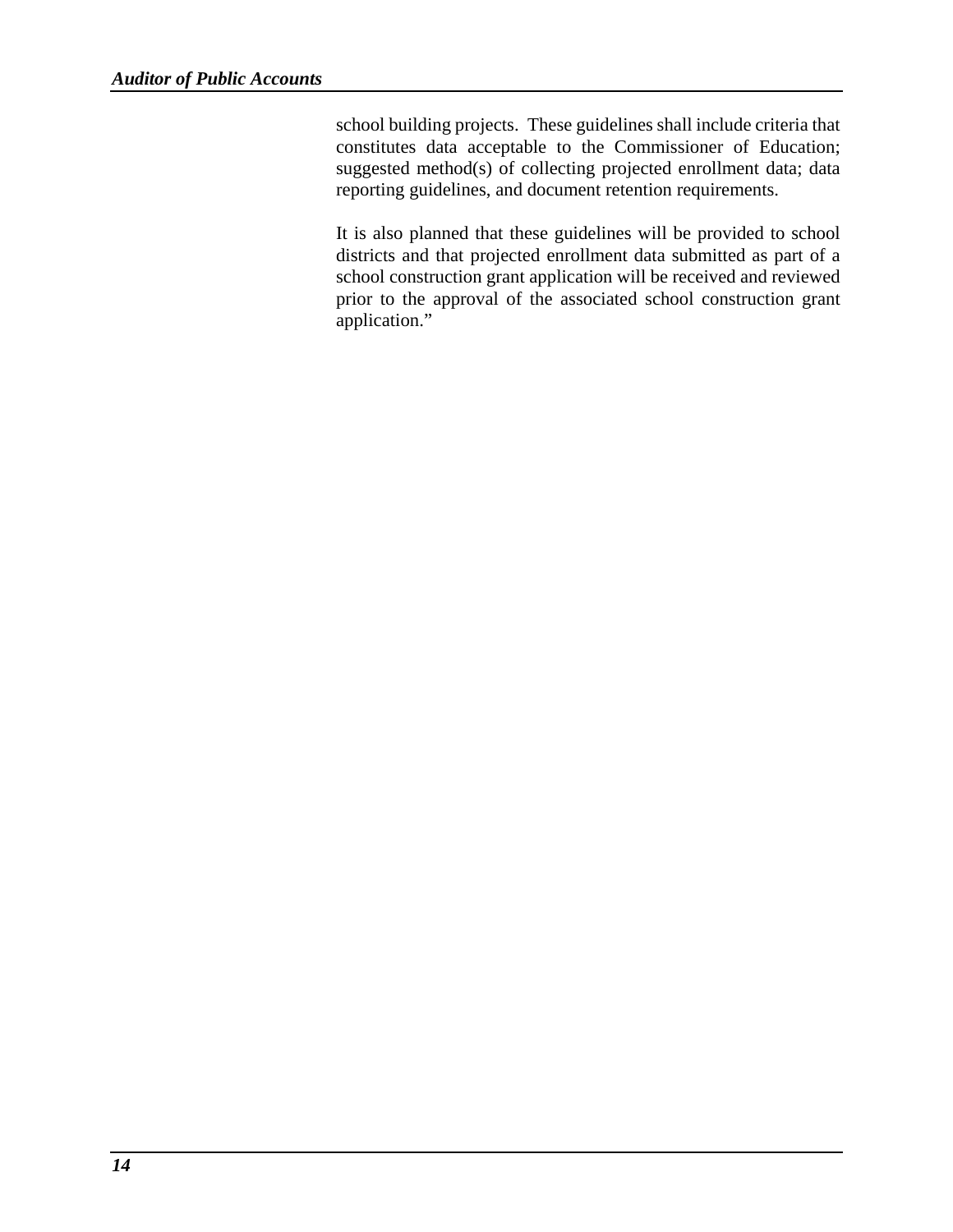school building projects. These guidelines shall include criteria that constitutes data acceptable to the Commissioner of Education; suggested method(s) of collecting projected enrollment data; data reporting guidelines, and document retention requirements.

It is also planned that these guidelines will be provided to school districts and that projected enrollment data submitted as part of a school construction grant application will be received and reviewed prior to the approval of the associated school construction grant application."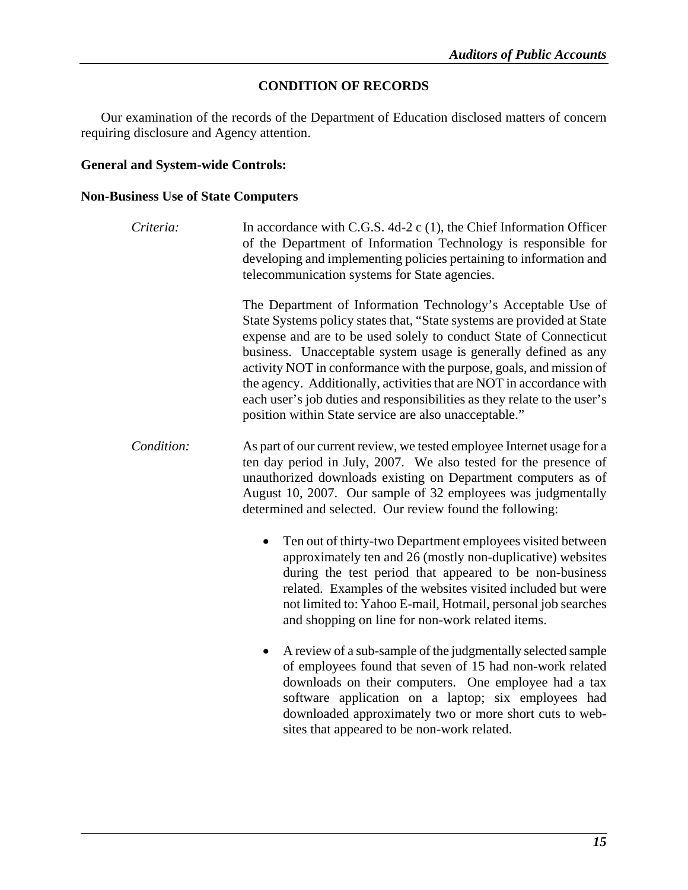## CONDITION OF RECORDS

Our examination of the records of the Department of Education disclosed matters of concern requiring disclosure and Agency attention.

**General and System-wide Controls:**

**Non-Business Use of State Computers**

*Criteria:* In accordance with C.G.S. 4d-2 c (1), the Chief Information Officer of the Department of Information Technology is responsible for developing and implementing policies pertaining to information and telecommunication systems for State agencies.

The Department of Information Technology's Acceptable Use of State Systems policy states that, "State systems are provided at State expense and are to be used solely to conduct State of Connecticut business. Unacceptable system usage is generally defined as any activity NOT in conformance with the purpose, goals, and mission of the agency. Additionally, activities that are NOT in accordance with each user's job duties and responsibilities as they relate to the user's position within State service are also unacceptable."

*Condition:* As part of our current review, we tested employee Internet usage for a ten day period in July, 2007. We also tested for the presence of unauthorized downloads existing on Department computers as of August 10, 2007. Our sample of 32 employees was judgmentally determined and selected. Our review found the following:

- Ten out of thirty-two Department employees visited between approximately ten and 26 (mostly non-duplicative) websites during the test period that appeared to be non-business related. Examples of the websites visited included but were not limited to: Yahoo E-mail, Hotmail, personal job searches and shopping on line for non-work related items.

- A review of a sub-sample of the judgmentally selected sample of employees found that seven of 15 had non-work related downloads on their computers. One employee had a tax software application on a laptop; six employees had downloaded approximately two or more short cuts to web-sites that appeared to be non-work related.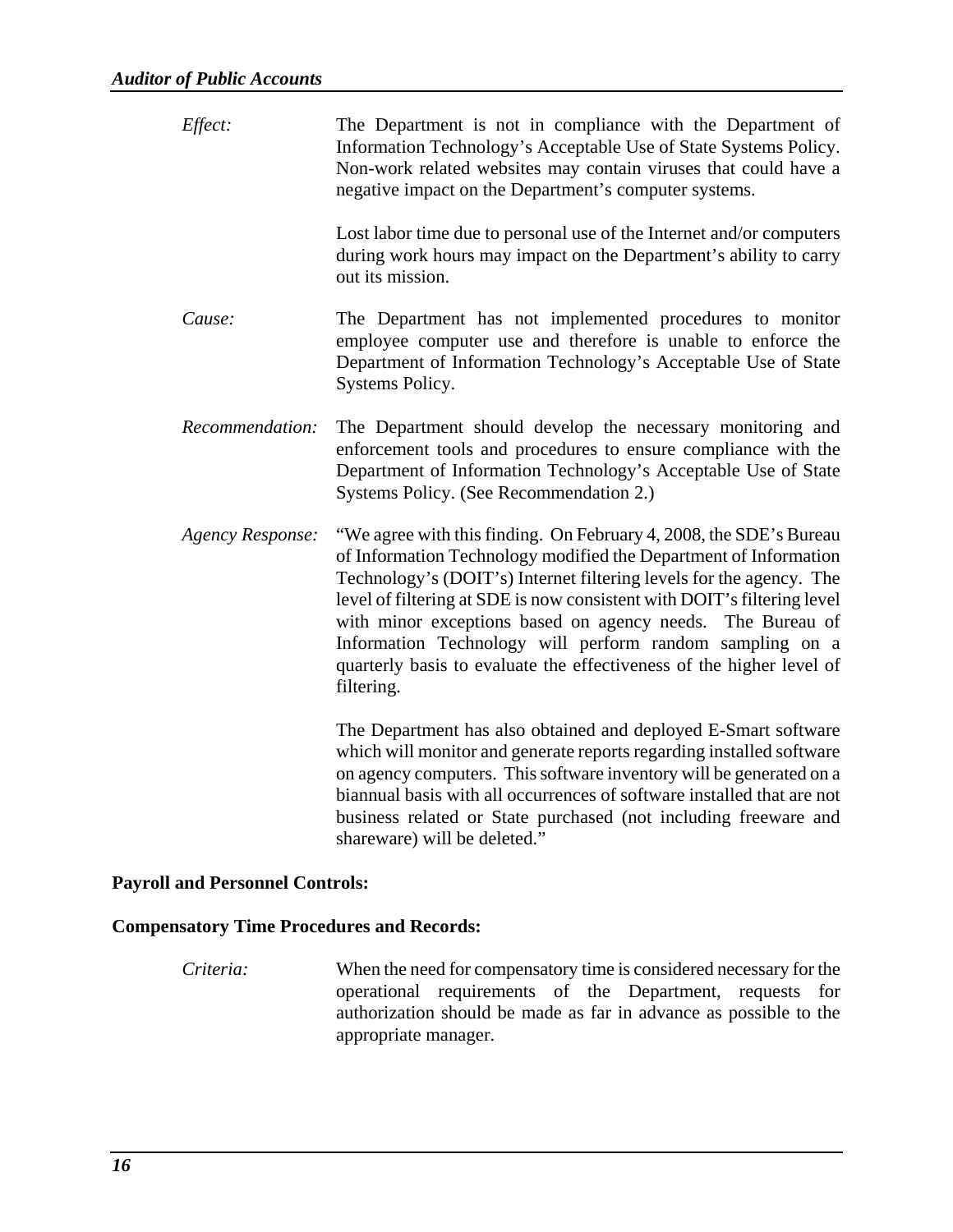*Effect:* The Department is not in compliance with the Department of Information Technology's Acceptable Use of State Systems Policy. Non-work related websites may contain viruses that could have a negative impact on the Department's computer systems.

Lost labor time due to personal use of the Internet and/or computers during work hours may impact on the Department's ability to carry out its mission.

*Cause:* The Department has not implemented procedures to monitor employee computer use and therefore is unable to enforce the Department of Information Technology's Acceptable Use of State Systems Policy.

*Recommendation:* The Department should develop the necessary monitoring and enforcement tools and procedures to ensure compliance with the Department of Information Technology's Acceptable Use of State Systems Policy. (See Recommendation 2.)

*Agency Response:* "We agree with this finding. On February 4, 2008, the SDE's Bureau of Information Technology modified the Department of Information Technology's (DOIT's) Internet filtering levels for the agency. The level of filtering at SDE is now consistent with DOIT's filtering level with minor exceptions based on agency needs. The Bureau of Information Technology will perform random sampling on a quarterly basis to evaluate the effectiveness of the higher level of filtering.

The Department has also obtained and deployed E-Smart software which will monitor and generate reports regarding installed software on agency computers. This software inventory will be generated on a biannual basis with all occurrences of software installed that are not business related or State purchased (not including freeware and shareware) will be deleted."

**Payroll and Personnel Controls:**

**Compensatory Time Procedures and Records:**

*Criteria:* When the need for compensatory time is considered necessary for the operational requirements of the Department, requests for authorization should be made as far in advance as possible to the appropriate manager.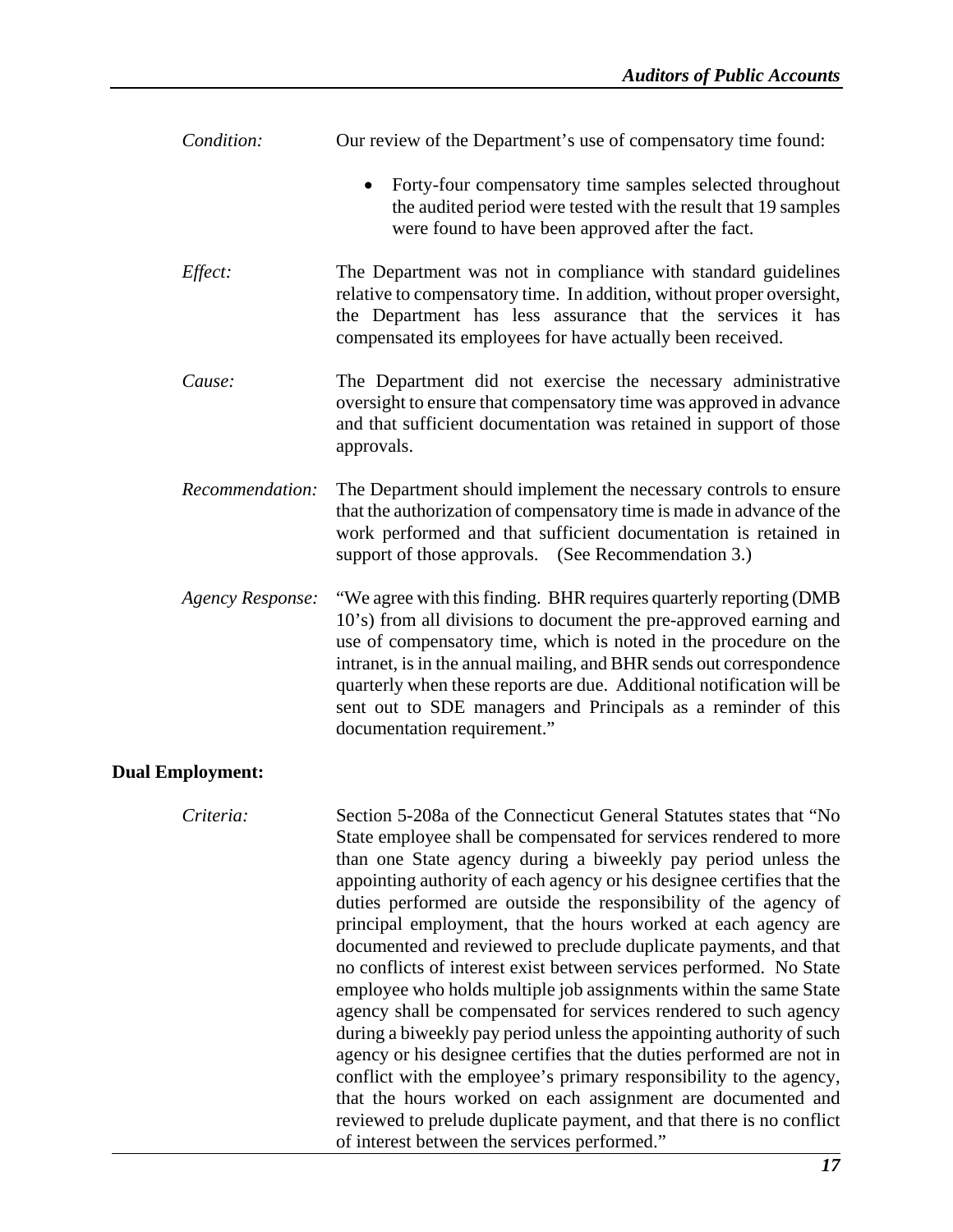*Condition:* Our review of the Department's use of compensatory time found:

- Forty-four compensatory time samples selected throughout the audited period were tested with the result that 19 samples were found to have been approved after the fact.

*Effect:* The Department was not in compliance with standard guidelines relative to compensatory time. In addition, without proper oversight, the Department has less assurance that the services it has compensated its employees for have actually been received.

*Cause:* The Department did not exercise the necessary administrative oversight to ensure that compensatory time was approved in advance and that sufficient documentation was retained in support of those approvals.

*Recommendation:* The Department should implement the necessary controls to ensure that the authorization of compensatory time is made in advance of the work performed and that sufficient documentation is retained in support of those approvals. (See Recommendation 3.)

*Agency Response:* "We agree with this finding. BHR requires quarterly reporting (DMB 10's) from all divisions to document the pre-approved earning and use of compensatory time, which is noted in the procedure on the intranet, is in the annual mailing, and BHR sends out correspondence quarterly when these reports are due. Additional notification will be sent out to SDE managers and Principals as a reminder of this documentation requirement."

**Dual Employment:**

*Criteria:* Section 5-208a of the Connecticut General Statutes states that "No State employee shall be compensated for services rendered to more than one State agency during a biweekly pay period unless the appointing authority of each agency or his designee certifies that the duties performed are outside the responsibility of the agency of principal employment, that the hours worked at each agency are documented and reviewed to preclude duplicate payments, and that no conflicts of interest exist between services performed. No State employee who holds multiple job assignments within the same State agency shall be compensated for services rendered to such agency during a biweekly pay period unless the appointing authority of such agency or his designee certifies that the duties performed are not in conflict with the employee's primary responsibility to the agency, that the hours worked on each assignment are documented and reviewed to prelude duplicate payment, and that there is no conflict of interest between the services performed."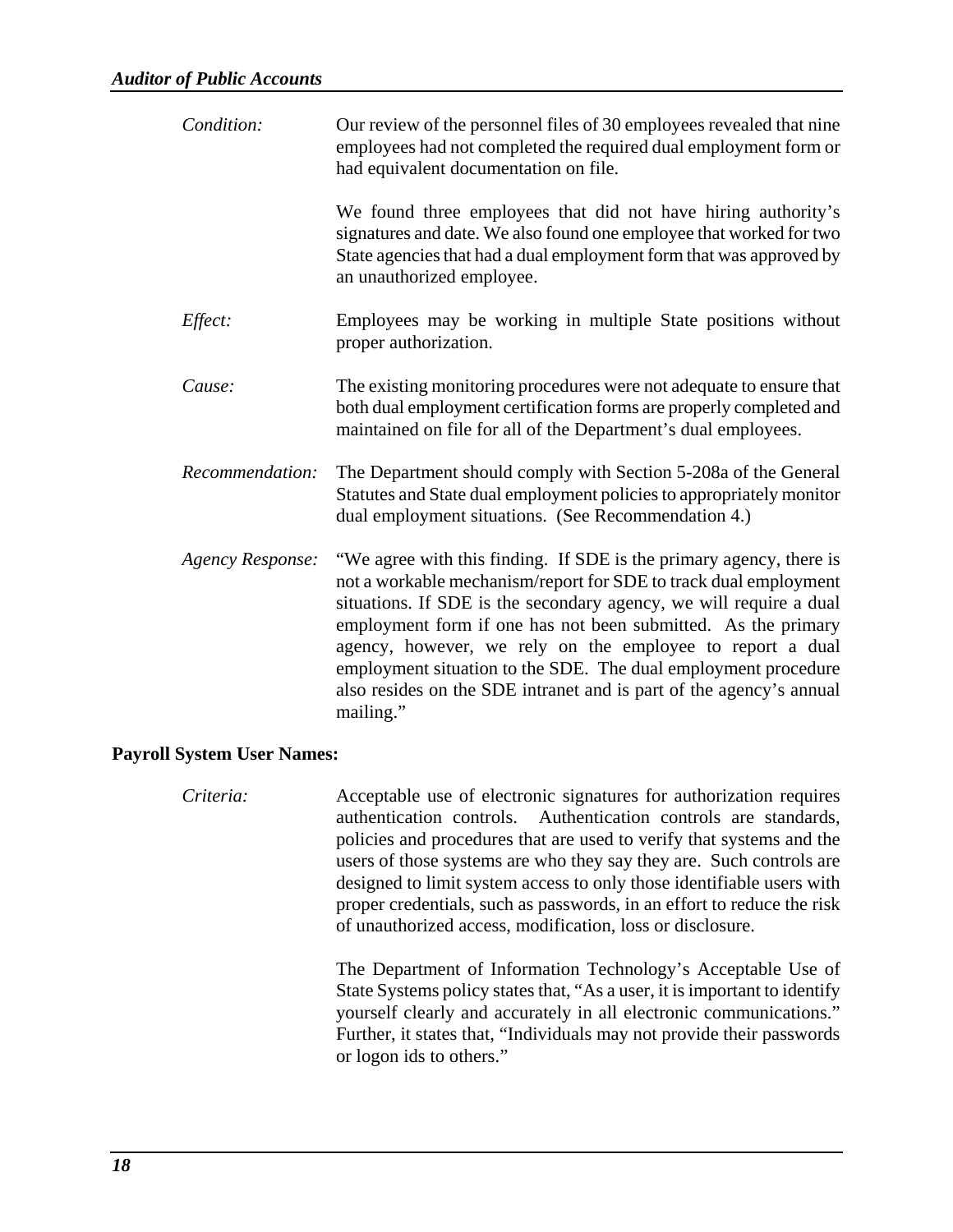*Condition:* Our review of the personnel files of 30 employees revealed that nine employees had not completed the required dual employment form or had equivalent documentation on file.

We found three employees that did not have hiring authority's signatures and date. We also found one employee that worked for two State agencies that had a dual employment form that was approved by an unauthorized employee.

*Effect:* Employees may be working in multiple State positions without proper authorization.

*Cause:* The existing monitoring procedures were not adequate to ensure that both dual employment certification forms are properly completed and maintained on file for all of the Department's dual employees.

*Recommendation:* The Department should comply with Section 5-208a of the General Statutes and State dual employment policies to appropriately monitor dual employment situations. (See Recommendation 4.)

*Agency Response:* "We agree with this finding. If SDE is the primary agency, there is not a workable mechanism/report for SDE to track dual employment situations. If SDE is the secondary agency, we will require a dual employment form if one has not been submitted. As the primary agency, however, we rely on the employee to report a dual employment situation to the SDE. The dual employment procedure also resides on the SDE intranet and is part of the agency's annual mailing."

**Payroll System User Names:**

*Criteria:* Acceptable use of electronic signatures for authorization requires authentication controls. Authentication controls are standards, policies and procedures that are used to verify that systems and the users of those systems are who they say they are. Such controls are designed to limit system access to only those identifiable users with proper credentials, such as passwords, in an effort to reduce the risk of unauthorized access, modification, loss or disclosure.

The Department of Information Technology's Acceptable Use of State Systems policy states that, "As a user, it is important to identify yourself clearly and accurately in all electronic communications." Further, it states that, "Individuals may not provide their passwords or logon ids to others."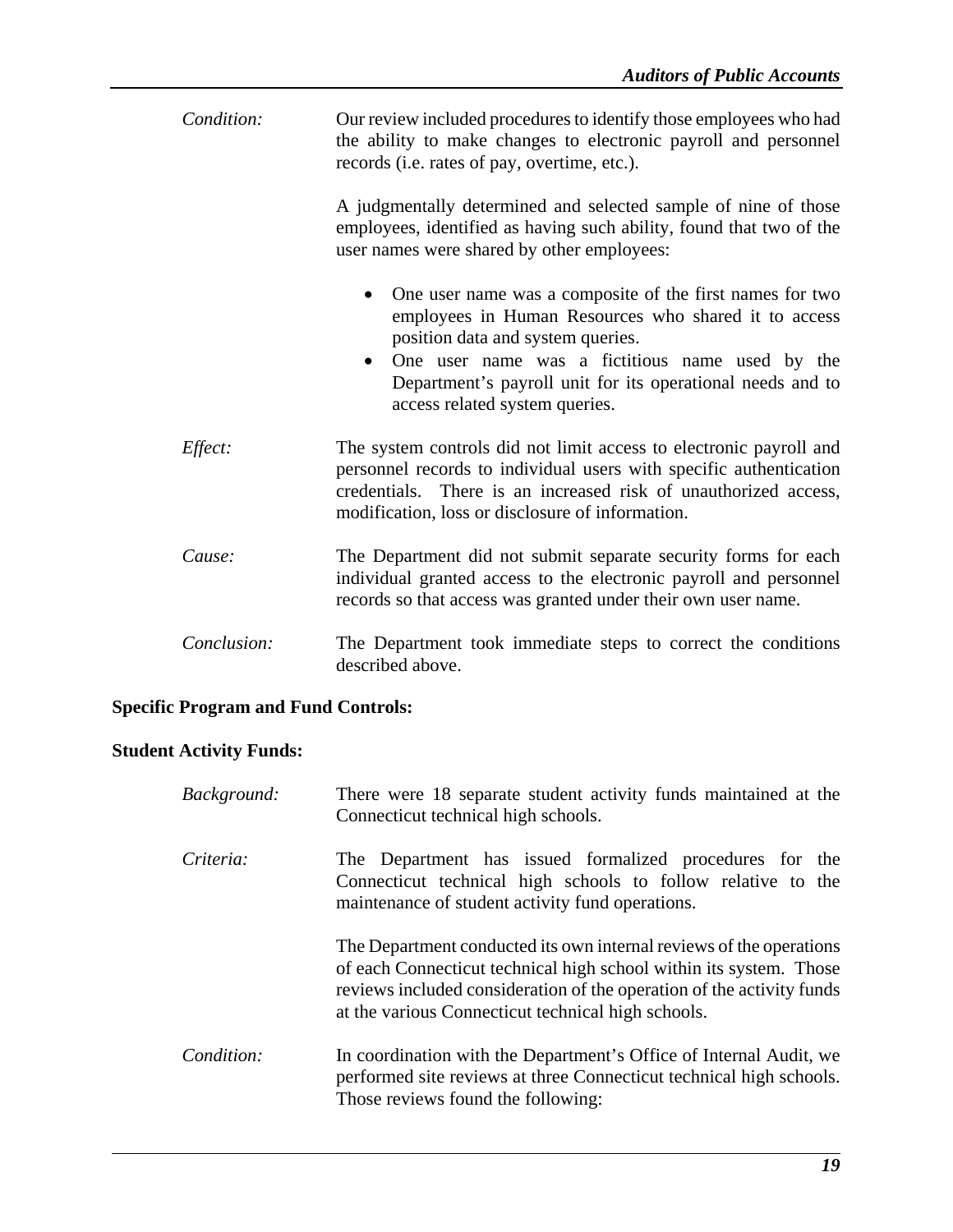*Condition:* Our review included procedures to identify those employees who had the ability to make changes to electronic payroll and personnel records (i.e. rates of pay, overtime, etc.).

A judgmentally determined and selected sample of nine of those employees, identified as having such ability, found that two of the user names were shared by other employees:

- One user name was a composite of the first names for two employees in Human Resources who shared it to access position data and system queries.
- One user name was a fictitious name used by the Department's payroll unit for its operational needs and to access related system queries.

*Effect:* The system controls did not limit access to electronic payroll and personnel records to individual users with specific authentication credentials. There is an increased risk of unauthorized access, modification, loss or disclosure of information.

*Cause:* The Department did not submit separate security forms for each individual granted access to the electronic payroll and personnel records so that access was granted under their own user name.

*Conclusion:* The Department took immediate steps to correct the conditions described above.

**Specific Program and Fund Controls:**

**Student Activity Funds:**

*Background:* There were 18 separate student activity funds maintained at the Connecticut technical high schools.

*Criteria:* The Department has issued formalized procedures for the Connecticut technical high schools to follow relative to the maintenance of student activity fund operations.

The Department conducted its own internal reviews of the operations of each Connecticut technical high school within its system. Those reviews included consideration of the operation of the activity funds at the various Connecticut technical high schools.

*Condition:* In coordination with the Department's Office of Internal Audit, we performed site reviews at three Connecticut technical high schools. Those reviews found the following: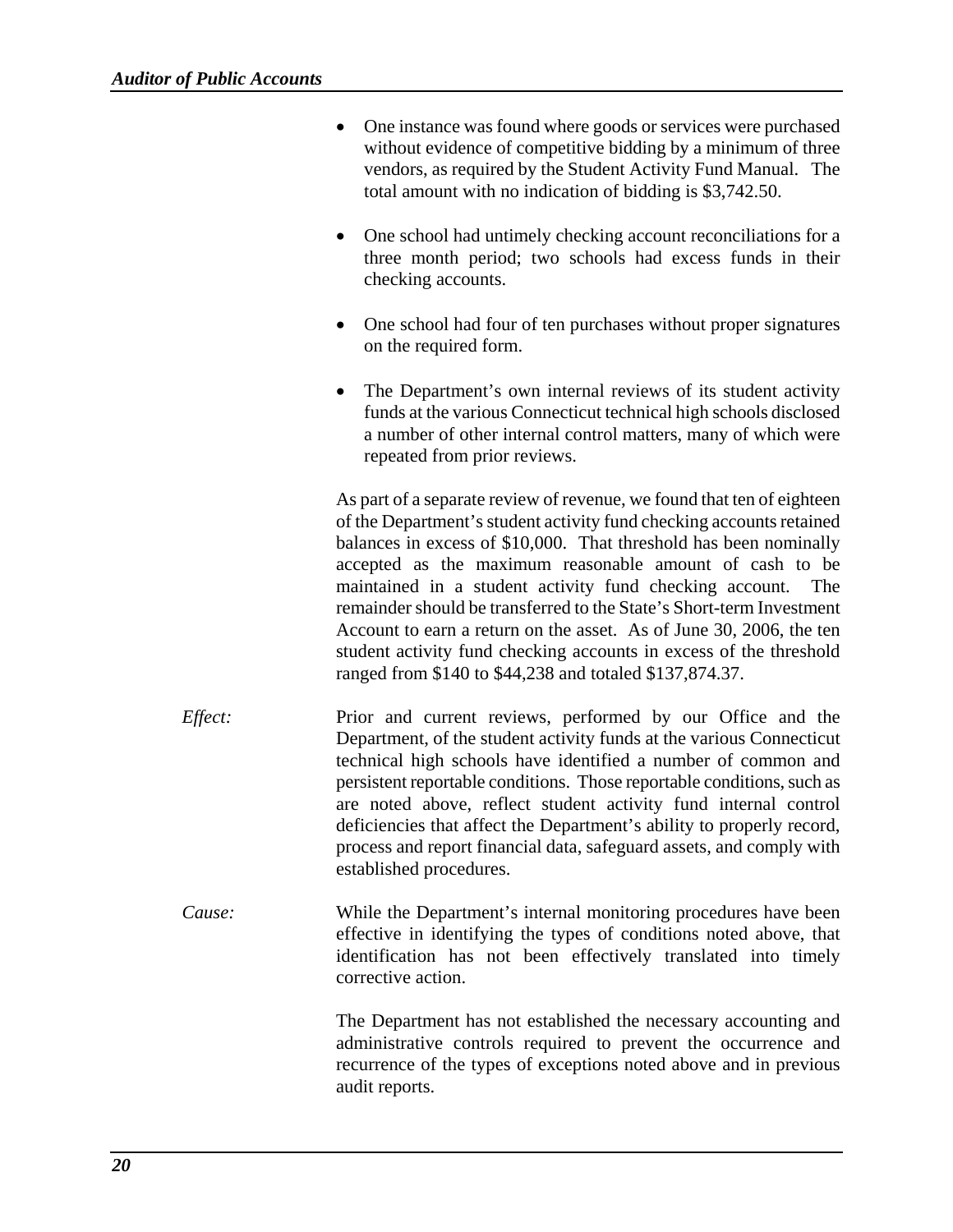- One instance was found where goods or services were purchased without evidence of competitive bidding by a minimum of three vendors, as required by the Student Activity Fund Manual. The total amount with no indication of bidding is $3,742.50.

- One school had untimely checking account reconciliations for a three month period; two schools had excess funds in their checking accounts.

- One school had four of ten purchases without proper signatures on the required form.

- The Department's own internal reviews of its student activity funds at the various Connecticut technical high schools disclosed a number of other internal control matters, many of which were repeated from prior reviews.

As part of a separate review of revenue, we found that ten of eighteen of the Department's student activity fund checking accounts retained balances in excess of $10,000. That threshold has been nominally accepted as the maximum reasonable amount of cash to be maintained in a student activity fund checking account. The remainder should be transferred to the State's Short-term Investment Account to earn a return on the asset. As of June 30, 2006, the ten student activity fund checking accounts in excess of the threshold ranged from $140 to $44,238 and totaled $137,874.37.

*Effect:* Prior and current reviews, performed by our Office and the Department, of the student activity funds at the various Connecticut technical high schools have identified a number of common and persistent reportable conditions. Those reportable conditions, such as are noted above, reflect student activity fund internal control deficiencies that affect the Department's ability to properly record, process and report financial data, safeguard assets, and comply with established procedures.

*Cause:* While the Department's internal monitoring procedures have been effective in identifying the types of conditions noted above, that identification has not been effectively translated into timely corrective action.

The Department has not established the necessary accounting and administrative controls required to prevent the occurrence and recurrence of the types of exceptions noted above and in previous audit reports.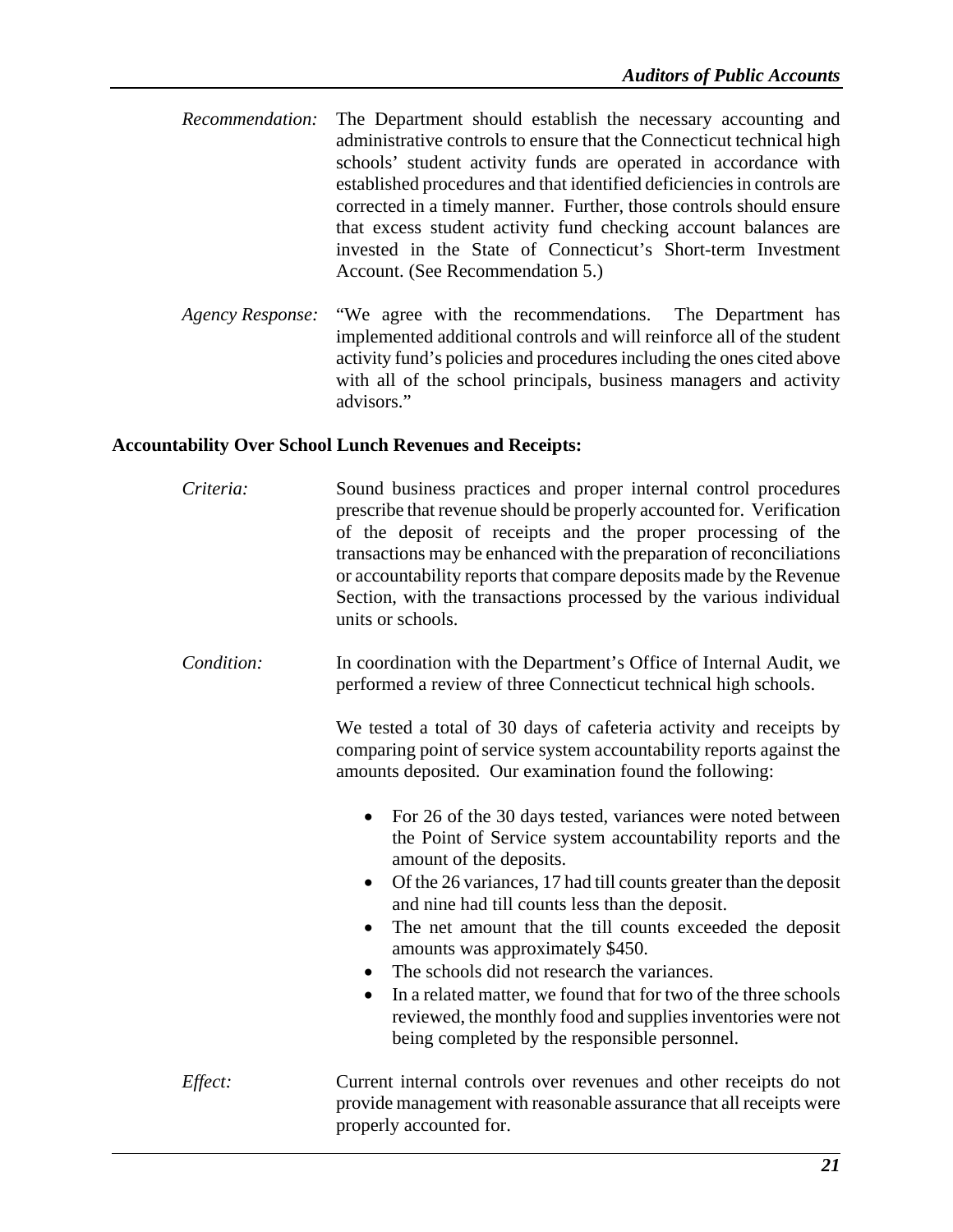*Recommendation:* The Department should establish the necessary accounting and administrative controls to ensure that the Connecticut technical high schools' student activity funds are operated in accordance with established procedures and that identified deficiencies in controls are corrected in a timely manner. Further, those controls should ensure that excess student activity fund checking account balances are invested in the State of Connecticut's Short-term Investment Account. (See Recommendation 5.)

*Agency Response:* "We agree with the recommendations. The Department has implemented additional controls and will reinforce all of the student activity fund's policies and procedures including the ones cited above with all of the school principals, business managers and activity advisors."

**Accountability Over School Lunch Revenues and Receipts:**

*Criteria:* Sound business practices and proper internal control procedures prescribe that revenue should be properly accounted for. Verification of the deposit of receipts and the proper processing of the transactions may be enhanced with the preparation of reconciliations or accountability reports that compare deposits made by the Revenue Section, with the transactions processed by the various individual units or schools.

*Condition:* In coordination with the Department's Office of Internal Audit, we performed a review of three Connecticut technical high schools.

We tested a total of 30 days of cafeteria activity and receipts by comparing point of service system accountability reports against the amounts deposited. Our examination found the following:

- For 26 of the 30 days tested, variances were noted between the Point of Service system accountability reports and the amount of the deposits.
- Of the 26 variances, 17 had till counts greater than the deposit and nine had till counts less than the deposit.
- The net amount that the till counts exceeded the deposit amounts was approximately $450.
- The schools did not research the variances.
- In a related matter, we found that for two of the three schools reviewed, the monthly food and supplies inventories were not being completed by the responsible personnel.

*Effect:* Current internal controls over revenues and other receipts do not provide management with reasonable assurance that all receipts were properly accounted for.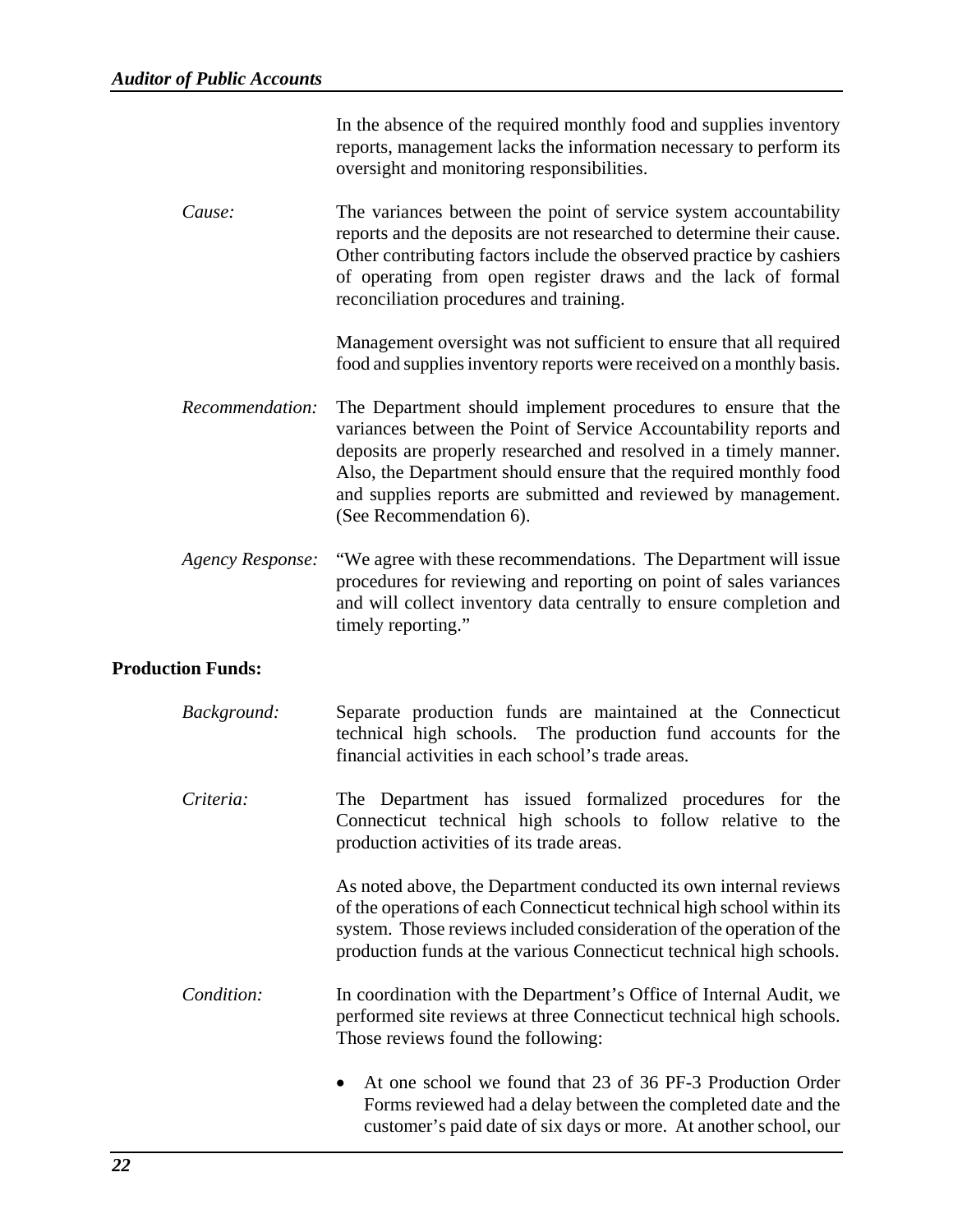In the absence of the required monthly food and supplies inventory reports, management lacks the information necessary to perform its oversight and monitoring responsibilities.

*Cause:* The variances between the point of service system accountability reports and the deposits are not researched to determine their cause. Other contributing factors include the observed practice by cashiers of operating from open register draws and the lack of formal reconciliation procedures and training.

Management oversight was not sufficient to ensure that all required food and supplies inventory reports were received on a monthly basis.

*Recommendation:* The Department should implement procedures to ensure that the variances between the Point of Service Accountability reports and deposits are properly researched and resolved in a timely manner. Also, the Department should ensure that the required monthly food and supplies reports are submitted and reviewed by management. (See Recommendation 6).

*Agency Response:* "We agree with these recommendations. The Department will issue procedures for reviewing and reporting on point of sales variances and will collect inventory data centrally to ensure completion and timely reporting."

**Production Funds:**

*Background:* Separate production funds are maintained at the Connecticut technical high schools. The production fund accounts for the financial activities in each school's trade areas.

*Criteria:* The Department has issued formalized procedures for the Connecticut technical high schools to follow relative to the production activities of its trade areas.

As noted above, the Department conducted its own internal reviews of the operations of each Connecticut technical high school within its system. Those reviews included consideration of the operation of the production funds at the various Connecticut technical high schools.

*Condition:* In coordination with the Department's Office of Internal Audit, we performed site reviews at three Connecticut technical high schools. Those reviews found the following:

- At one school we found that 23 of 36 PF-3 Production Order Forms reviewed had a delay between the completed date and the customer's paid date of six days or more. At another school, our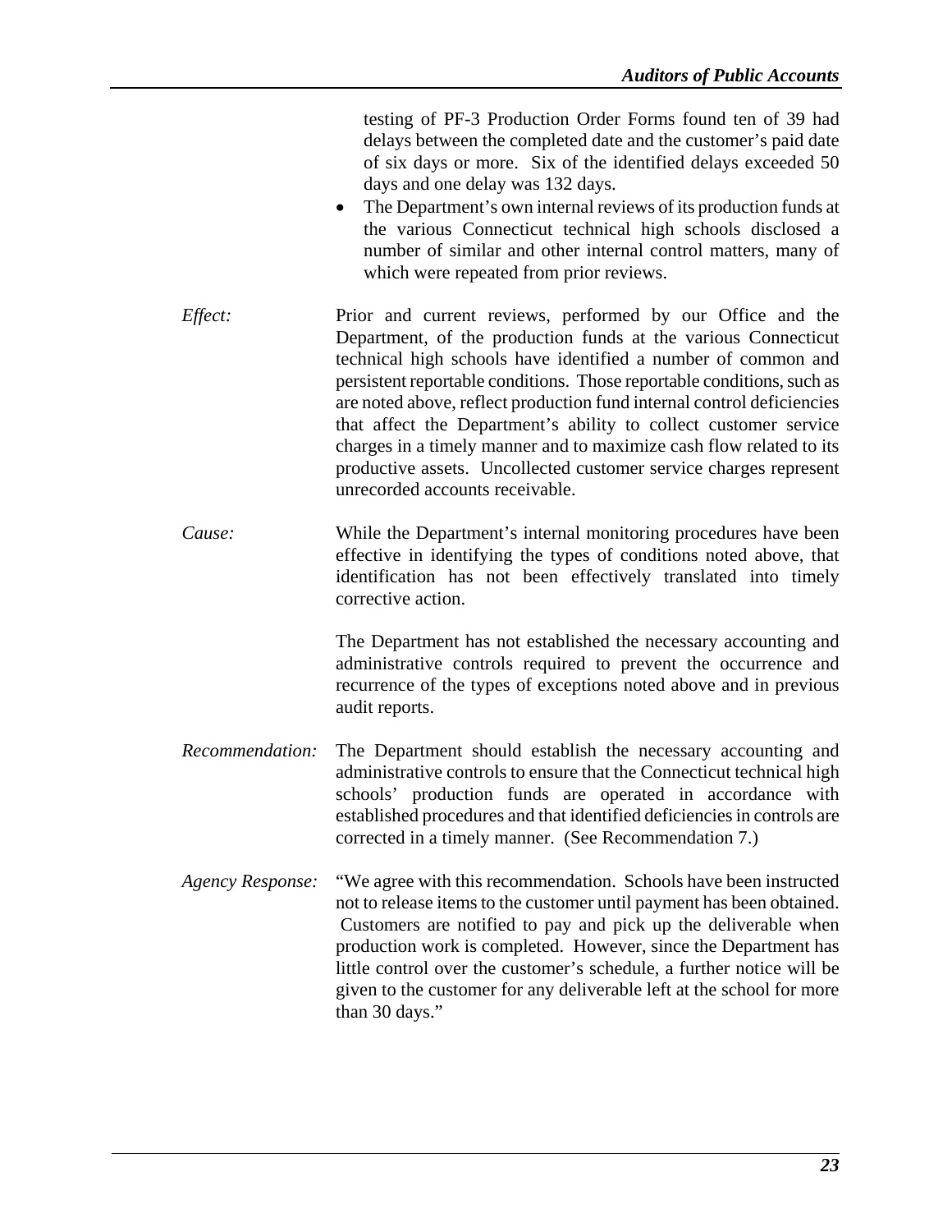testing of PF-3 Production Order Forms found ten of 39 had delays between the completed date and the customer's paid date of six days or more. Six of the identified delays exceeded 50 days and one delay was 132 days.

- The Department's own internal reviews of its production funds at the various Connecticut technical high schools disclosed a number of similar and other internal control matters, many of which were repeated from prior reviews.

*Effect:* Prior and current reviews, performed by our Office and the Department, of the production funds at the various Connecticut technical high schools have identified a number of common and persistent reportable conditions. Those reportable conditions, such as are noted above, reflect production fund internal control deficiencies that affect the Department's ability to collect customer service charges in a timely manner and to maximize cash flow related to its productive assets. Uncollected customer service charges represent unrecorded accounts receivable.

*Cause:* While the Department's internal monitoring procedures have been effective in identifying the types of conditions noted above, that identification has not been effectively translated into timely corrective action.

The Department has not established the necessary accounting and administrative controls required to prevent the occurrence and recurrence of the types of exceptions noted above and in previous audit reports.

*Recommendation:* The Department should establish the necessary accounting and administrative controls to ensure that the Connecticut technical high schools' production funds are operated in accordance with established procedures and that identified deficiencies in controls are corrected in a timely manner. (See Recommendation 7.)

*Agency Response:* "We agree with this recommendation. Schools have been instructed not to release items to the customer until payment has been obtained. Customers are notified to pay and pick up the deliverable when production work is completed. However, since the Department has little control over the customer's schedule, a further notice will be given to the customer for any deliverable left at the school for more than 30 days."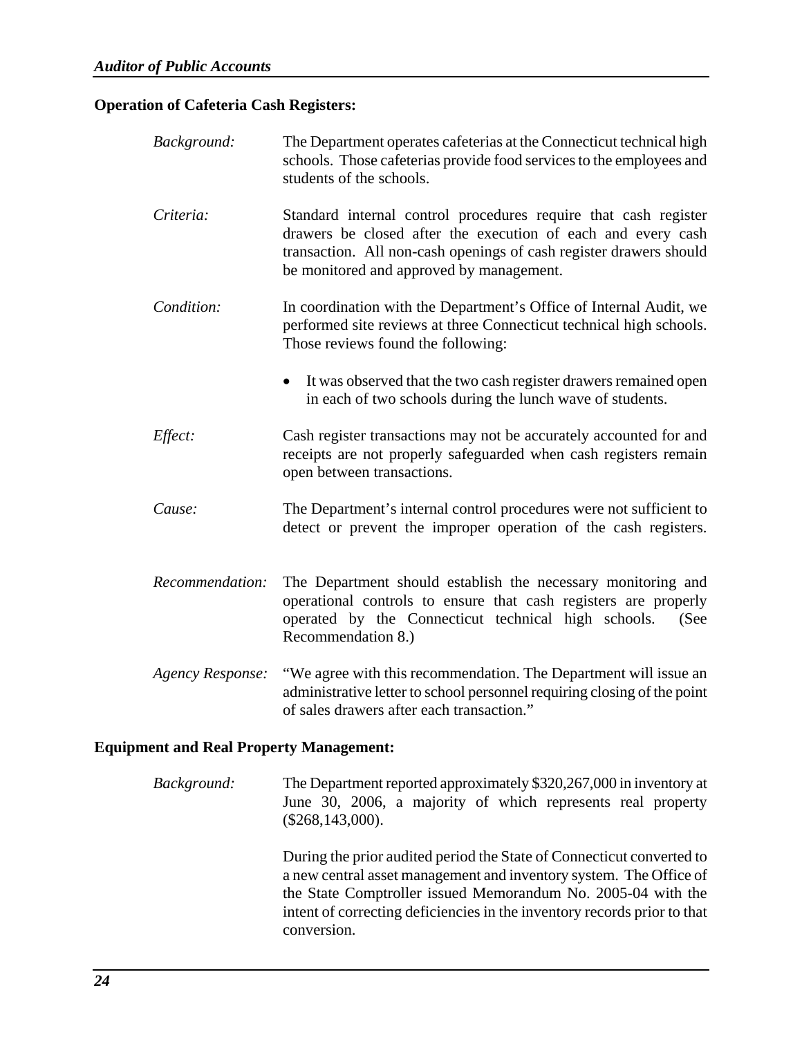**Operation of Cafeteria Cash Registers:**

*Background:* The Department operates cafeterias at the Connecticut technical high schools. Those cafeterias provide food services to the employees and students of the schools.

*Criteria:* Standard internal control procedures require that cash register drawers be closed after the execution of each and every cash transaction. All non-cash openings of cash register drawers should be monitored and approved by management.

*Condition:* In coordination with the Department's Office of Internal Audit, we performed site reviews at three Connecticut technical high schools. Those reviews found the following:

- It was observed that the two cash register drawers remained open in each of two schools during the lunch wave of students.

*Effect:* Cash register transactions may not be accurately accounted for and receipts are not properly safeguarded when cash registers remain open between transactions.

*Cause:* The Department's internal control procedures were not sufficient to detect or prevent the improper operation of the cash registers.

*Recommendation:* The Department should establish the necessary monitoring and operational controls to ensure that cash registers are properly operated by the Connecticut technical high schools. (See Recommendation 8.)

*Agency Response:* "We agree with this recommendation. The Department will issue an administrative letter to school personnel requiring closing of the point of sales drawers after each transaction."

**Equipment and Real Property Management:**

*Background:* The Department reported approximately $320,267,000 in inventory at June 30, 2006, a majority of which represents real property ($268,143,000).

During the prior audited period the State of Connecticut converted to a new central asset management and inventory system. The Office of the State Comptroller issued Memorandum No. 2005-04 with the intent of correcting deficiencies in the inventory records prior to that conversion.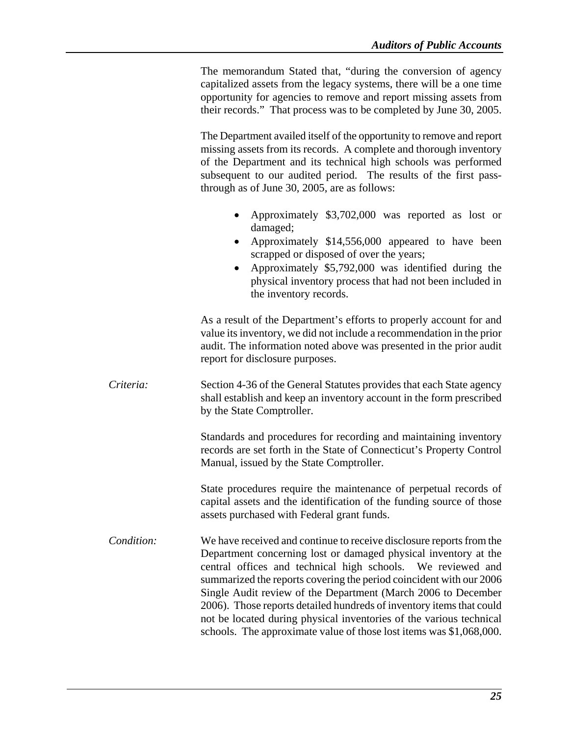The memorandum Stated that, "during the conversion of agency capitalized assets from the legacy systems, there will be a one time opportunity for agencies to remove and report missing assets from their records." That process was to be completed by June 30, 2005.

The Department availed itself of the opportunity to remove and report missing assets from its records. A complete and thorough inventory of the Department and its technical high schools was performed subsequent to our audited period. The results of the first pass-through as of June 30, 2005, are as follows:

- Approximately $3,702,000 was reported as lost or damaged;
- Approximately $14,556,000 appeared to have been scrapped or disposed of over the years;
- Approximately $5,792,000 was identified during the physical inventory process that had not been included in the inventory records.

As a result of the Department's efforts to properly account for and value its inventory, we did not include a recommendation in the prior audit. The information noted above was presented in the prior audit report for disclosure purposes.

*Criteria:* Section 4-36 of the General Statutes provides that each State agency shall establish and keep an inventory account in the form prescribed by the State Comptroller.

Standards and procedures for recording and maintaining inventory records are set forth in the State of Connecticut's Property Control Manual, issued by the State Comptroller.

State procedures require the maintenance of perpetual records of capital assets and the identification of the funding source of those assets purchased with Federal grant funds.

*Condition:* We have received and continue to receive disclosure reports from the Department concerning lost or damaged physical inventory at the central offices and technical high schools. We reviewed and summarized the reports covering the period coincident with our 2006 Single Audit review of the Department (March 2006 to December 2006). Those reports detailed hundreds of inventory items that could not be located during physical inventories of the various technical schools. The approximate value of those lost items was $1,068,000.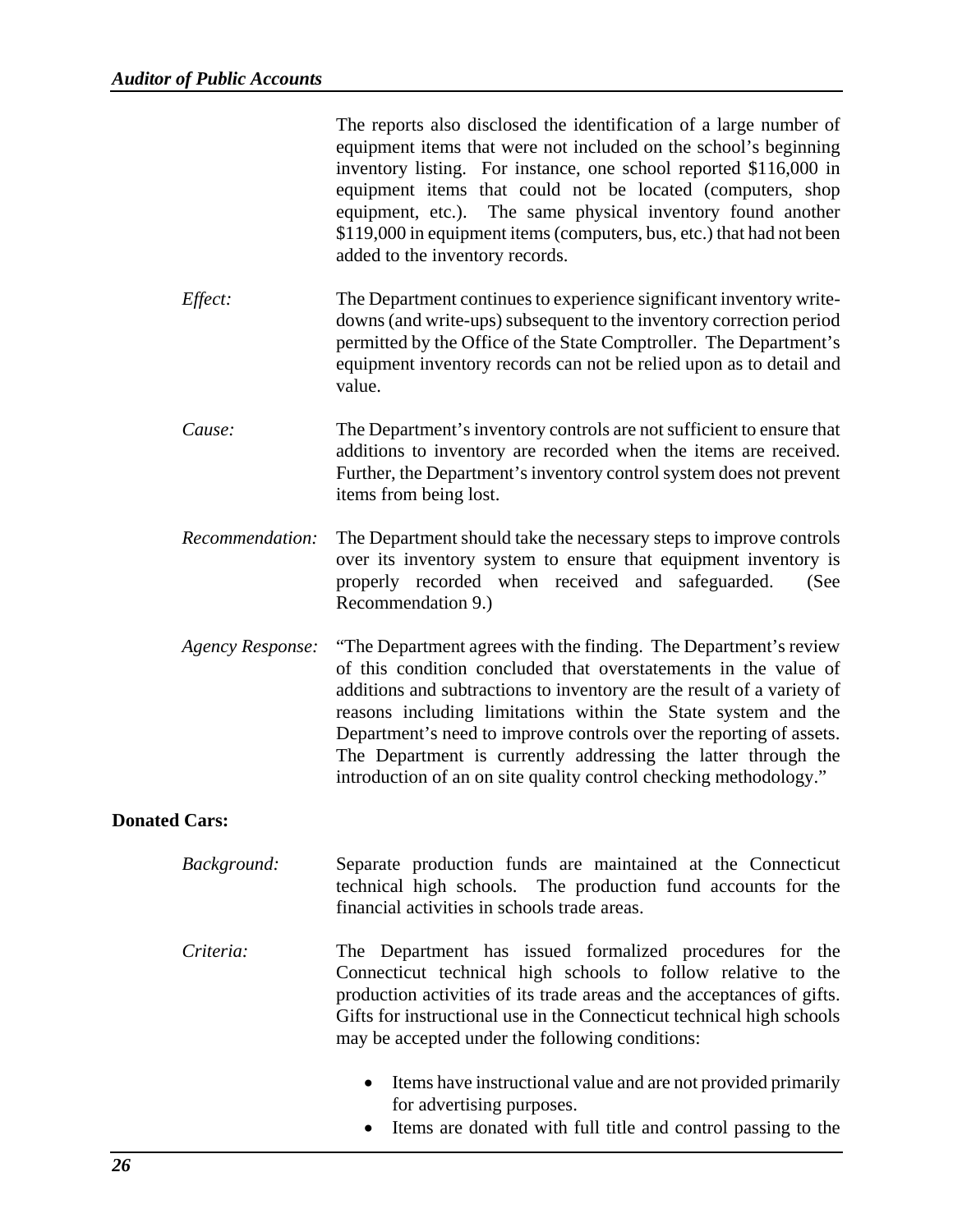The reports also disclosed the identification of a large number of equipment items that were not included on the school's beginning inventory listing. For instance, one school reported $116,000 in equipment items that could not be located (computers, shop equipment, etc.). The same physical inventory found another $119,000 in equipment items (computers, bus, etc.) that had not been added to the inventory records.

*Effect:* The Department continues to experience significant inventory write-downs (and write-ups) subsequent to the inventory correction period permitted by the Office of the State Comptroller. The Department's equipment inventory records can not be relied upon as to detail and value.

*Cause:* The Department's inventory controls are not sufficient to ensure that additions to inventory are recorded when the items are received. Further, the Department's inventory control system does not prevent items from being lost.

*Recommendation:* The Department should take the necessary steps to improve controls over its inventory system to ensure that equipment inventory is properly recorded when received and safeguarded. (See Recommendation 9.)

*Agency Response:* "The Department agrees with the finding. The Department's review of this condition concluded that overstatements in the value of additions and subtractions to inventory are the result of a variety of reasons including limitations within the State system and the Department's need to improve controls over the reporting of assets. The Department is currently addressing the latter through the introduction of an on site quality control checking methodology."

**Donated Cars:**

*Background:* Separate production funds are maintained at the Connecticut technical high schools. The production fund accounts for the financial activities in schools trade areas.

*Criteria:* The Department has issued formalized procedures for the Connecticut technical high schools to follow relative to the production activities of its trade areas and the acceptances of gifts. Gifts for instructional use in the Connecticut technical high schools may be accepted under the following conditions:

- Items have instructional value and are not provided primarily for advertising purposes.
- Items are donated with full title and control passing to the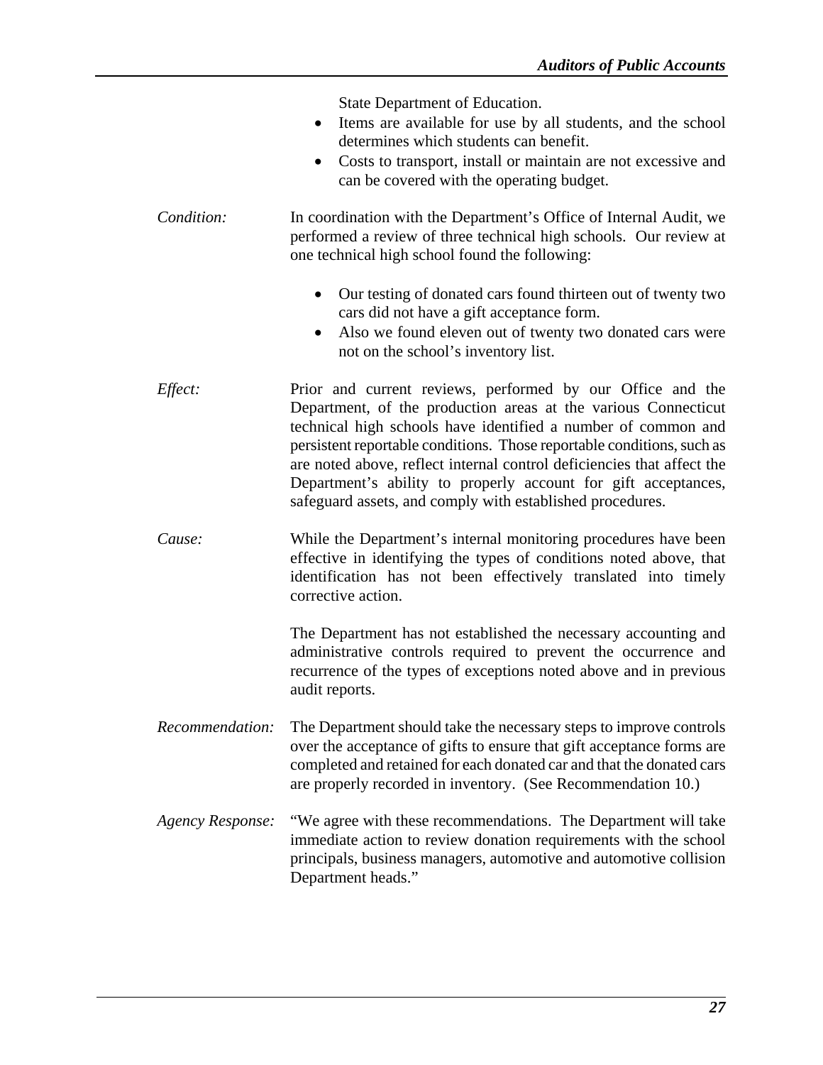State Department of Education.

- Items are available for use by all students, and the school determines which students can benefit.
- Costs to transport, install or maintain are not excessive and can be covered with the operating budget.

*Condition:* In coordination with the Department's Office of Internal Audit, we performed a review of three technical high schools. Our review at one technical high school found the following:

- Our testing of donated cars found thirteen out of twenty two cars did not have a gift acceptance form.
- Also we found eleven out of twenty two donated cars were not on the school's inventory list.

*Effect:* Prior and current reviews, performed by our Office and the Department, of the production areas at the various Connecticut technical high schools have identified a number of common and persistent reportable conditions. Those reportable conditions, such as are noted above, reflect internal control deficiencies that affect the Department's ability to properly account for gift acceptances, safeguard assets, and comply with established procedures.

*Cause:* While the Department's internal monitoring procedures have been effective in identifying the types of conditions noted above, that identification has not been effectively translated into timely corrective action.

The Department has not established the necessary accounting and administrative controls required to prevent the occurrence and recurrence of the types of exceptions noted above and in previous audit reports.

*Recommendation:* The Department should take the necessary steps to improve controls over the acceptance of gifts to ensure that gift acceptance forms are completed and retained for each donated car and that the donated cars are properly recorded in inventory. (See Recommendation 10.)

*Agency Response:* "We agree with these recommendations. The Department will take immediate action to review donation requirements with the school principals, business managers, automotive and automotive collision Department heads."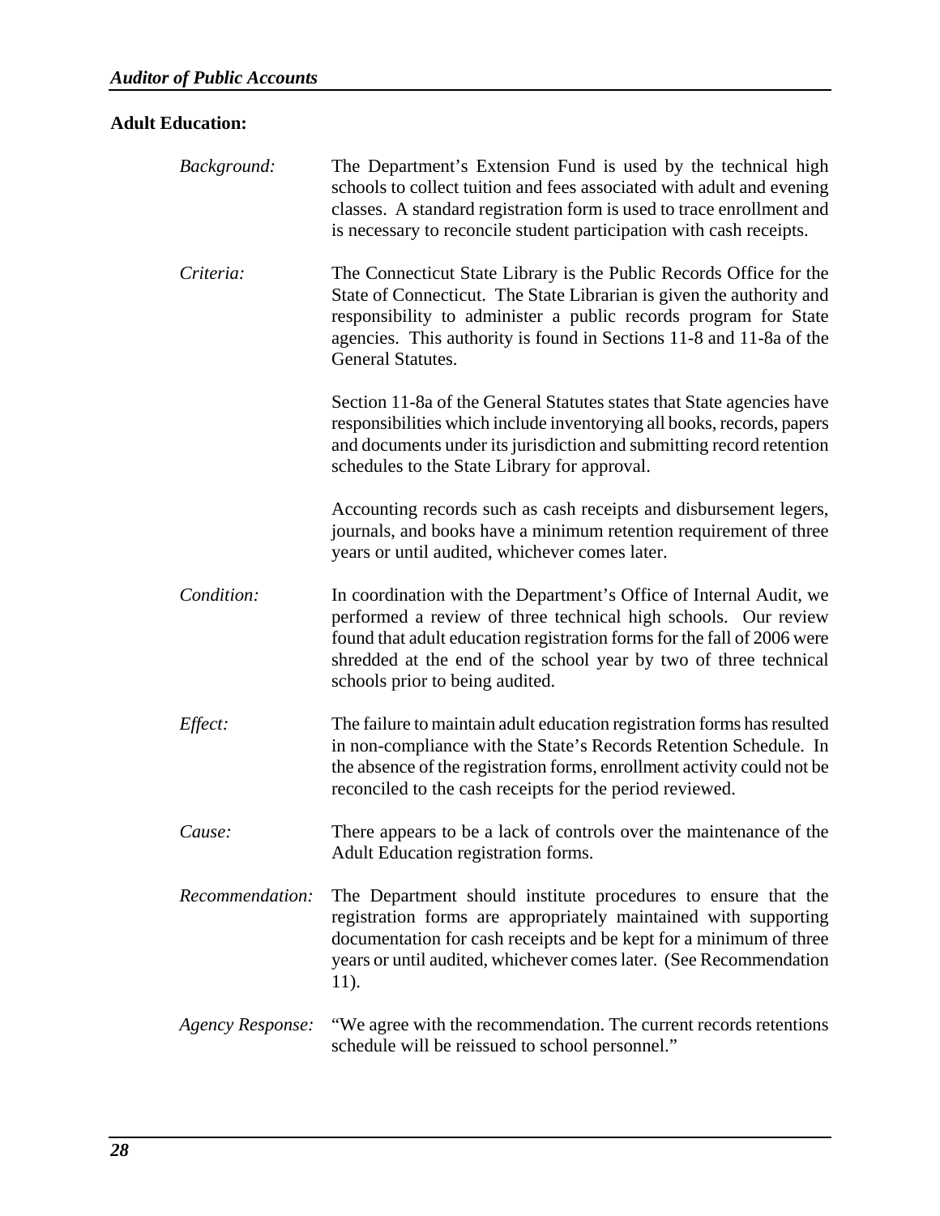**Adult Education:**

*Background:* The Department's Extension Fund is used by the technical high schools to collect tuition and fees associated with adult and evening classes. A standard registration form is used to trace enrollment and is necessary to reconcile student participation with cash receipts.

*Criteria:* The Connecticut State Library is the Public Records Office for the State of Connecticut. The State Librarian is given the authority and responsibility to administer a public records program for State agencies. This authority is found in Sections 11-8 and 11-8a of the General Statutes.

Section 11-8a of the General Statutes states that State agencies have responsibilities which include inventorying all books, records, papers and documents under its jurisdiction and submitting record retention schedules to the State Library for approval.

Accounting records such as cash receipts and disbursement legers, journals, and books have a minimum retention requirement of three years or until audited, whichever comes later.

*Condition:* In coordination with the Department's Office of Internal Audit, we performed a review of three technical high schools. Our review found that adult education registration forms for the fall of 2006 were shredded at the end of the school year by two of three technical schools prior to being audited.

*Effect:* The failure to maintain adult education registration forms has resulted in non-compliance with the State's Records Retention Schedule. In the absence of the registration forms, enrollment activity could not be reconciled to the cash receipts for the period reviewed.

*Cause:* There appears to be a lack of controls over the maintenance of the Adult Education registration forms.

*Recommendation:* The Department should institute procedures to ensure that the registration forms are appropriately maintained with supporting documentation for cash receipts and be kept for a minimum of three years or until audited, whichever comes later. (See Recommendation 11).

*Agency Response:* "We agree with the recommendation. The current records retentions schedule will be reissued to school personnel."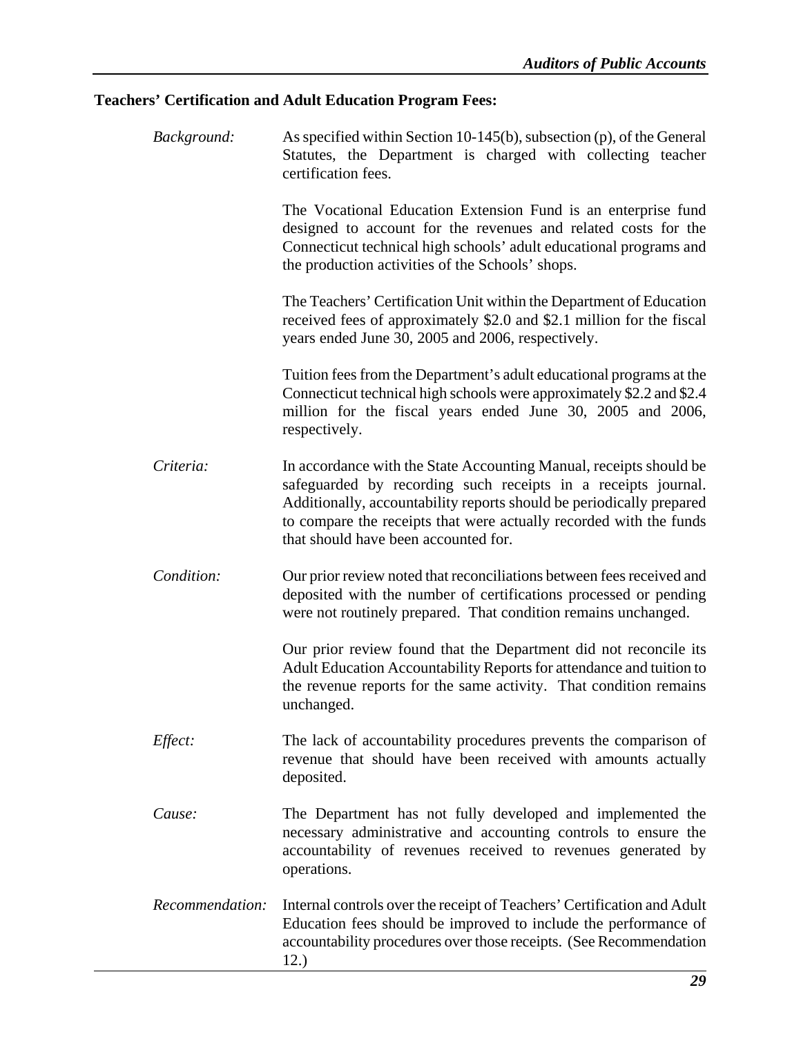**Teachers' Certification and Adult Education Program Fees:**

*Background:* As specified within Section 10-145(b), subsection (p), of the General Statutes, the Department is charged with collecting teacher certification fees.

The Vocational Education Extension Fund is an enterprise fund designed to account for the revenues and related costs for the Connecticut technical high schools' adult educational programs and the production activities of the Schools' shops.

The Teachers' Certification Unit within the Department of Education received fees of approximately $2.0 and $2.1 million for the fiscal years ended June 30, 2005 and 2006, respectively.

Tuition fees from the Department's adult educational programs at the Connecticut technical high schools were approximately $2.2 and $2.4 million for the fiscal years ended June 30, 2005 and 2006, respectively.

*Criteria:* In accordance with the State Accounting Manual, receipts should be safeguarded by recording such receipts in a receipts journal. Additionally, accountability reports should be periodically prepared to compare the receipts that were actually recorded with the funds that should have been accounted for.

*Condition:* Our prior review noted that reconciliations between fees received and deposited with the number of certifications processed or pending were not routinely prepared. That condition remains unchanged.

Our prior review found that the Department did not reconcile its Adult Education Accountability Reports for attendance and tuition to the revenue reports for the same activity. That condition remains unchanged.

*Effect:* The lack of accountability procedures prevents the comparison of revenue that should have been received with amounts actually deposited.

*Cause:* The Department has not fully developed and implemented the necessary administrative and accounting controls to ensure the accountability of revenues received to revenues generated by operations.

*Recommendation:* Internal controls over the receipt of Teachers' Certification and Adult Education fees should be improved to include the performance of accountability procedures over those receipts. (See Recommendation 12.)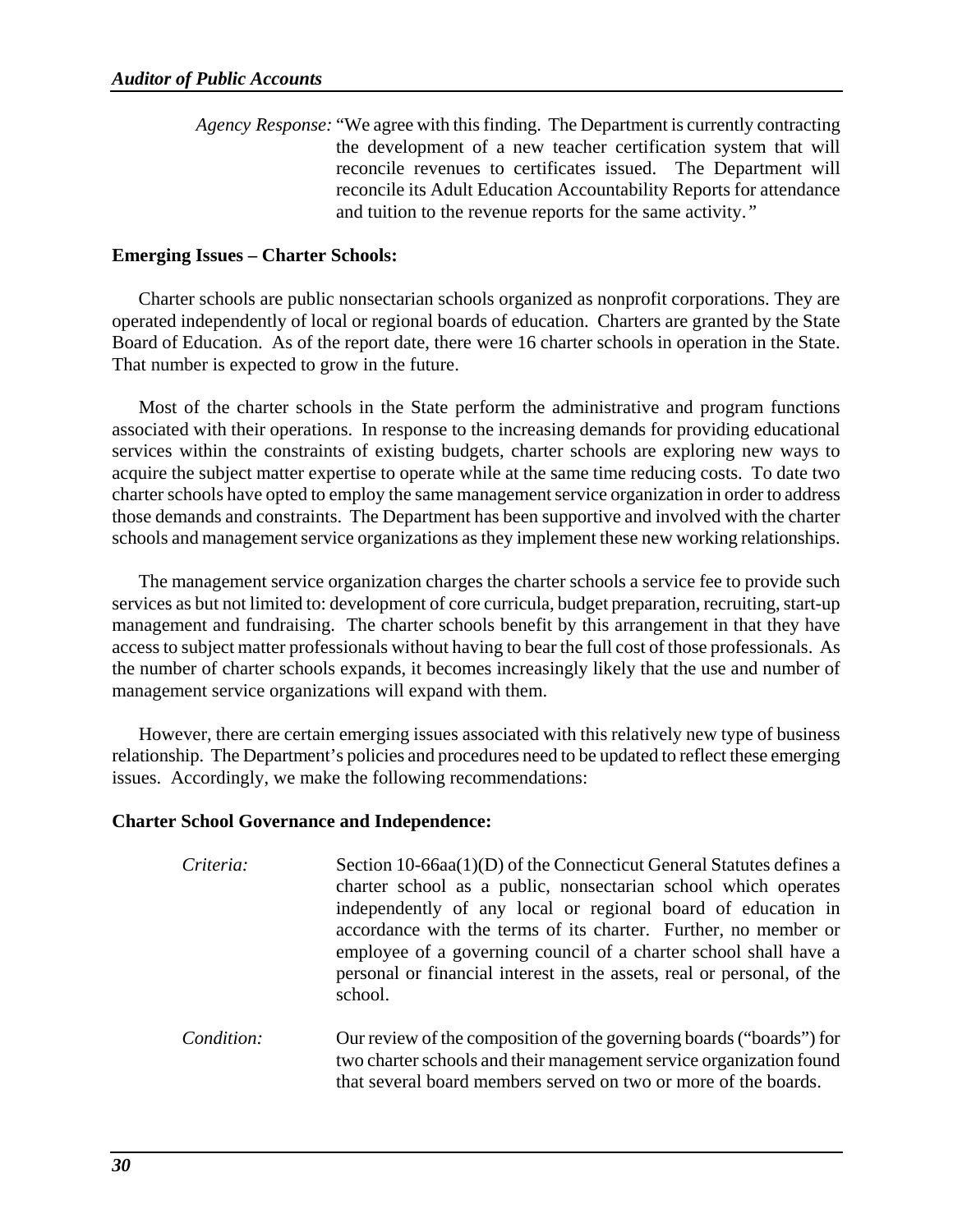*Agency Response:* "We agree with this finding. The Department is currently contracting the development of a new teacher certification system that will reconcile revenues to certificates issued. The Department will reconcile its Adult Education Accountability Reports for attendance and tuition to the revenue reports for the same activity."

**Emerging Issues – Charter Schools:**

Charter schools are public nonsectarian schools organized as nonprofit corporations. They are operated independently of local or regional boards of education. Charters are granted by the State Board of Education. As of the report date, there were 16 charter schools in operation in the State. That number is expected to grow in the future.

Most of the charter schools in the State perform the administrative and program functions associated with their operations. In response to the increasing demands for providing educational services within the constraints of existing budgets, charter schools are exploring new ways to acquire the subject matter expertise to operate while at the same time reducing costs. To date two charter schools have opted to employ the same management service organization in order to address those demands and constraints. The Department has been supportive and involved with the charter schools and management service organizations as they implement these new working relationships.

The management service organization charges the charter schools a service fee to provide such services as but not limited to: development of core curricula, budget preparation, recruiting, start-up management and fundraising. The charter schools benefit by this arrangement in that they have access to subject matter professionals without having to bear the full cost of those professionals. As the number of charter schools expands, it becomes increasingly likely that the use and number of management service organizations will expand with them.

However, there are certain emerging issues associated with this relatively new type of business relationship. The Department's policies and procedures need to be updated to reflect these emerging issues. Accordingly, we make the following recommendations:

**Charter School Governance and Independence:**

*Criteria:* Section 10-66aa(1)(D) of the Connecticut General Statutes defines a charter school as a public, nonsectarian school which operates independently of any local or regional board of education in accordance with the terms of its charter. Further, no member or employee of a governing council of a charter school shall have a personal or financial interest in the assets, real or personal, of the school.

*Condition:* Our review of the composition of the governing boards ("boards") for two charter schools and their management service organization found that several board members served on two or more of the boards.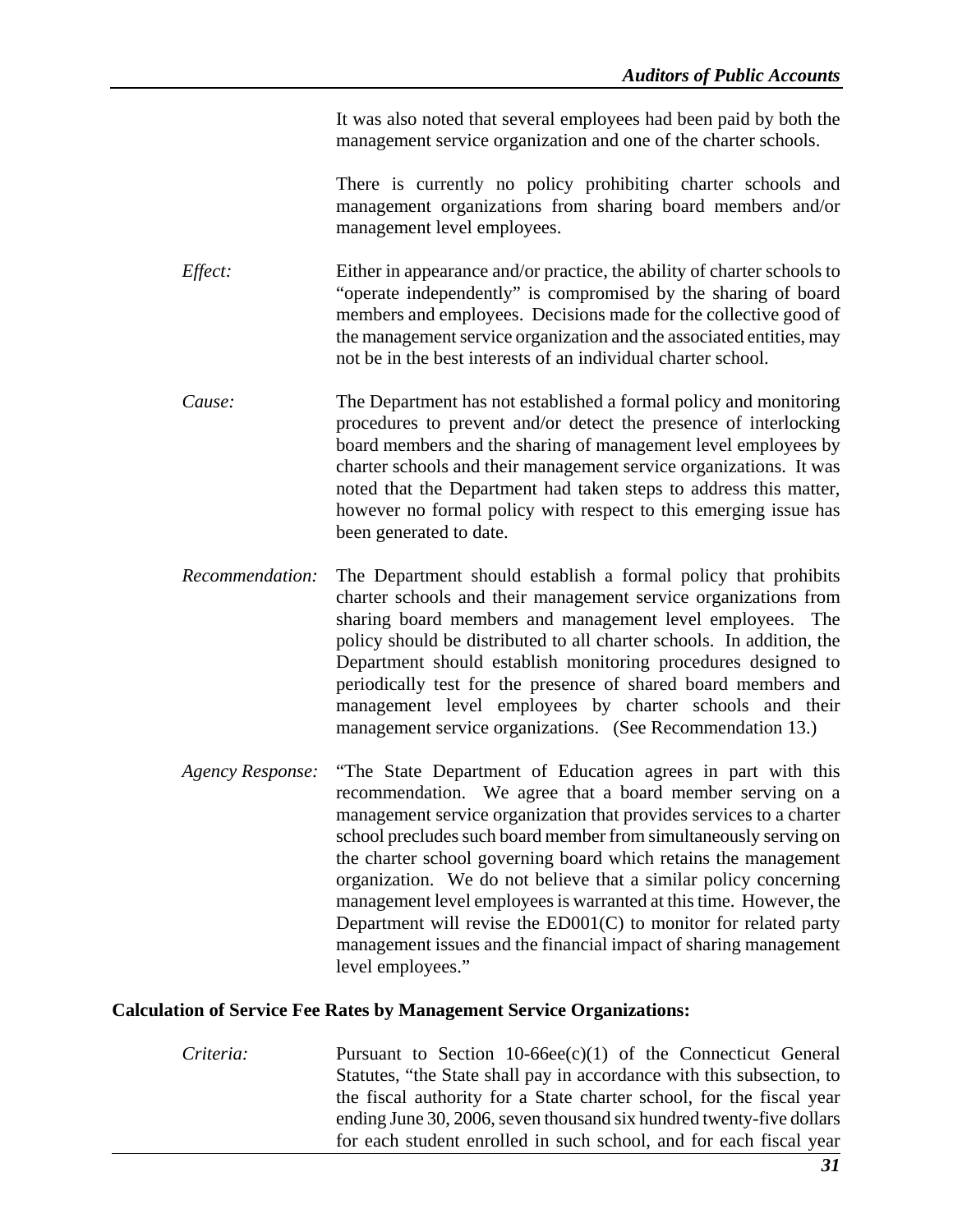It was also noted that several employees had been paid by both the management service organization and one of the charter schools.

There is currently no policy prohibiting charter schools and management organizations from sharing board members and/or management level employees.

*Effect:* Either in appearance and/or practice, the ability of charter schools to "operate independently" is compromised by the sharing of board members and employees. Decisions made for the collective good of the management service organization and the associated entities, may not be in the best interests of an individual charter school.

*Cause:* The Department has not established a formal policy and monitoring procedures to prevent and/or detect the presence of interlocking board members and the sharing of management level employees by charter schools and their management service organizations. It was noted that the Department had taken steps to address this matter, however no formal policy with respect to this emerging issue has been generated to date.

*Recommendation:* The Department should establish a formal policy that prohibits charter schools and their management service organizations from sharing board members and management level employees. The policy should be distributed to all charter schools. In addition, the Department should establish monitoring procedures designed to periodically test for the presence of shared board members and management level employees by charter schools and their management service organizations. (See Recommendation 13.)

*Agency Response:* "The State Department of Education agrees in part with this recommendation. We agree that a board member serving on a management service organization that provides services to a charter school precludes such board member from simultaneously serving on the charter school governing board which retains the management organization. We do not believe that a similar policy concerning management level employees is warranted at this time. However, the Department will revise the ED001(C) to monitor for related party management issues and the financial impact of sharing management level employees."

**Calculation of Service Fee Rates by Management Service Organizations:**

*Criteria:* Pursuant to Section 10-66ee(c)(1) of the Connecticut General Statutes, "the State shall pay in accordance with this subsection, to the fiscal authority for a State charter school, for the fiscal year ending June 30, 2006, seven thousand six hundred twenty-five dollars for each student enrolled in such school, and for each fiscal year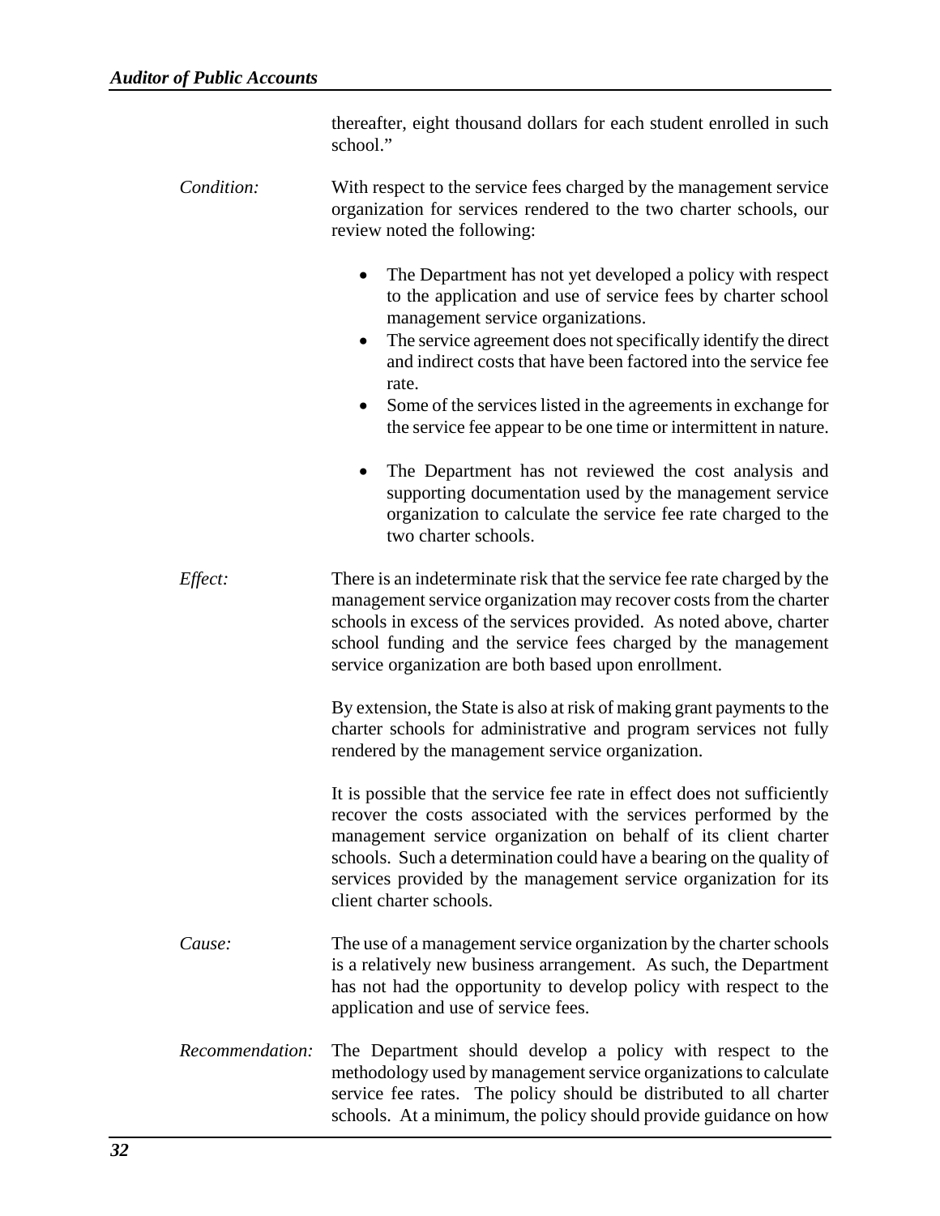thereafter, eight thousand dollars for each student enrolled in such school."

*Condition:* With respect to the service fees charged by the management service organization for services rendered to the two charter schools, our review noted the following:

- The Department has not yet developed a policy with respect to the application and use of service fees by charter school management service organizations.
- The service agreement does not specifically identify the direct and indirect costs that have been factored into the service fee rate.
- Some of the services listed in the agreements in exchange for the service fee appear to be one time or intermittent in nature.
- The Department has not reviewed the cost analysis and supporting documentation used by the management service organization to calculate the service fee rate charged to the two charter schools.

*Effect:* There is an indeterminate risk that the service fee rate charged by the management service organization may recover costs from the charter schools in excess of the services provided. As noted above, charter school funding and the service fees charged by the management service organization are both based upon enrollment.

By extension, the State is also at risk of making grant payments to the charter schools for administrative and program services not fully rendered by the management service organization.

It is possible that the service fee rate in effect does not sufficiently recover the costs associated with the services performed by the management service organization on behalf of its client charter schools. Such a determination could have a bearing on the quality of services provided by the management service organization for its client charter schools.

*Cause:* The use of a management service organization by the charter schools is a relatively new business arrangement. As such, the Department has not had the opportunity to develop policy with respect to the application and use of service fees.

*Recommendation:* The Department should develop a policy with respect to the methodology used by management service organizations to calculate service fee rates. The policy should be distributed to all charter schools. At a minimum, the policy should provide guidance on how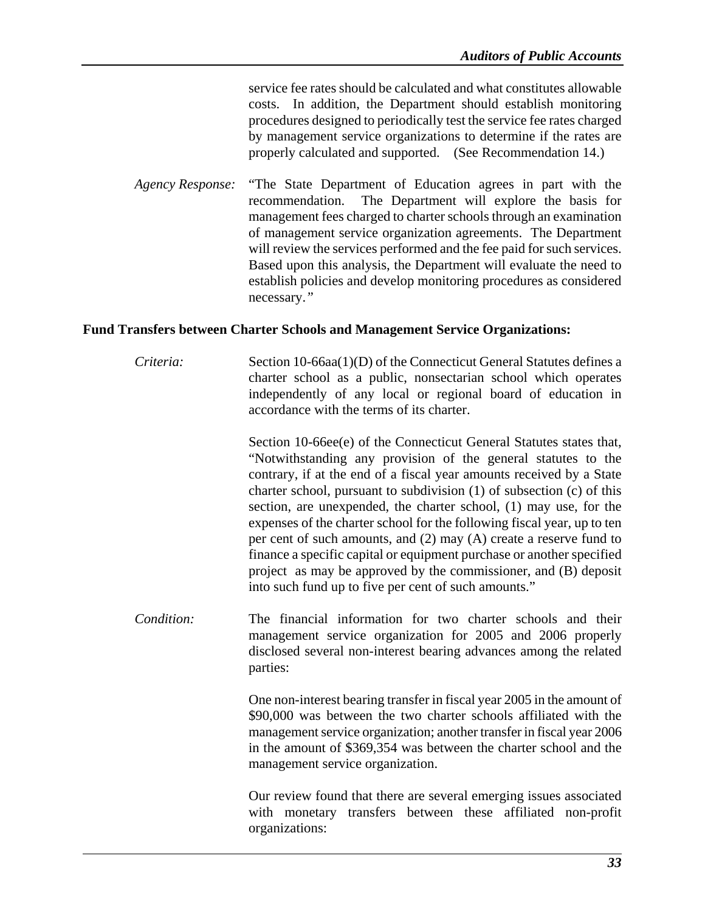service fee rates should be calculated and what constitutes allowable costs. In addition, the Department should establish monitoring procedures designed to periodically test the service fee rates charged by management service organizations to determine if the rates are properly calculated and supported. (See Recommendation 14.)

*Agency Response:* "The State Department of Education agrees in part with the recommendation. The Department will explore the basis for management fees charged to charter schools through an examination of management service organization agreements. The Department will review the services performed and the fee paid for such services. Based upon this analysis, the Department will evaluate the need to establish policies and develop monitoring procedures as considered necessary."

**Fund Transfers between Charter Schools and Management Service Organizations:**

*Criteria:* Section 10-66aa(1)(D) of the Connecticut General Statutes defines a charter school as a public, nonsectarian school which operates independently of any local or regional board of education in accordance with the terms of its charter.

Section 10-66ee(e) of the Connecticut General Statutes states that, "Notwithstanding any provision of the general statutes to the contrary, if at the end of a fiscal year amounts received by a State charter school, pursuant to subdivision (1) of subsection (c) of this section, are unexpended, the charter school, (1) may use, for the expenses of the charter school for the following fiscal year, up to ten per cent of such amounts, and (2) may (A) create a reserve fund to finance a specific capital or equipment purchase or another specified project as may be approved by the commissioner, and (B) deposit into such fund up to five per cent of such amounts."

*Condition:* The financial information for two charter schools and their management service organization for 2005 and 2006 properly disclosed several non-interest bearing advances among the related parties:

One non-interest bearing transfer in fiscal year 2005 in the amount of $90,000 was between the two charter schools affiliated with the management service organization; another transfer in fiscal year 2006 in the amount of $369,354 was between the charter school and the management service organization.

Our review found that there are several emerging issues associated with monetary transfers between these affiliated non-profit organizations: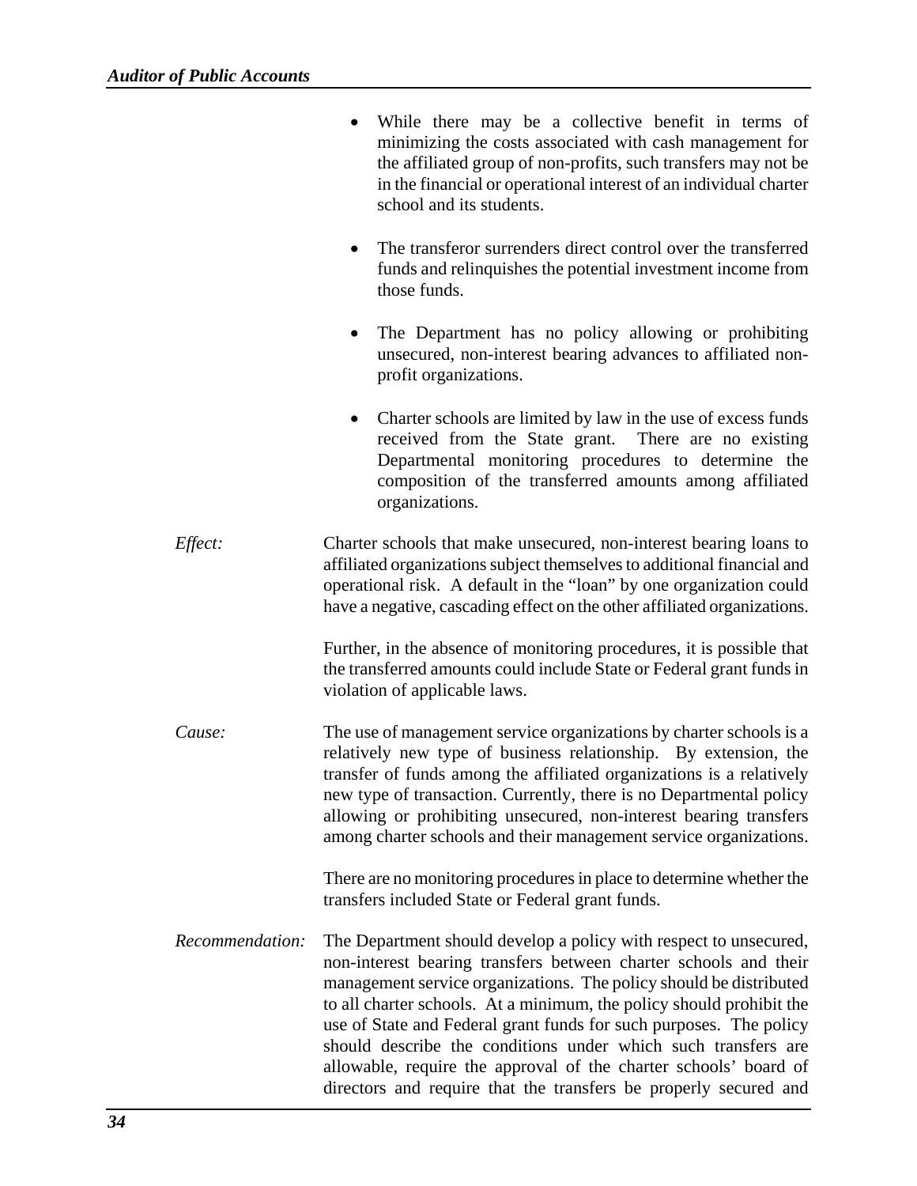- While there may be a collective benefit in terms of minimizing the costs associated with cash management for the affiliated group of non-profits, such transfers may not be in the financial or operational interest of an individual charter school and its students.

- The transferor surrenders direct control over the transferred funds and relinquishes the potential investment income from those funds.

- The Department has no policy allowing or prohibiting unsecured, non-interest bearing advances to affiliated non-profit organizations.

- Charter schools are limited by law in the use of excess funds received from the State grant. There are no existing Departmental monitoring procedures to determine the composition of the transferred amounts among affiliated organizations.

*Effect:* Charter schools that make unsecured, non-interest bearing loans to affiliated organizations subject themselves to additional financial and operational risk. A default in the "loan" by one organization could have a negative, cascading effect on the other affiliated organizations.

Further, in the absence of monitoring procedures, it is possible that the transferred amounts could include State or Federal grant funds in violation of applicable laws.

*Cause:* The use of management service organizations by charter schools is a relatively new type of business relationship. By extension, the transfer of funds among the affiliated organizations is a relatively new type of transaction. Currently, there is no Departmental policy allowing or prohibiting unsecured, non-interest bearing transfers among charter schools and their management service organizations.

There are no monitoring procedures in place to determine whether the transfers included State or Federal grant funds.

*Recommendation:* The Department should develop a policy with respect to unsecured, non-interest bearing transfers between charter schools and their management service organizations. The policy should be distributed to all charter schools. At a minimum, the policy should prohibit the use of State and Federal grant funds for such purposes. The policy should describe the conditions under which such transfers are allowable, require the approval of the charter schools' board of directors and require that the transfers be properly secured and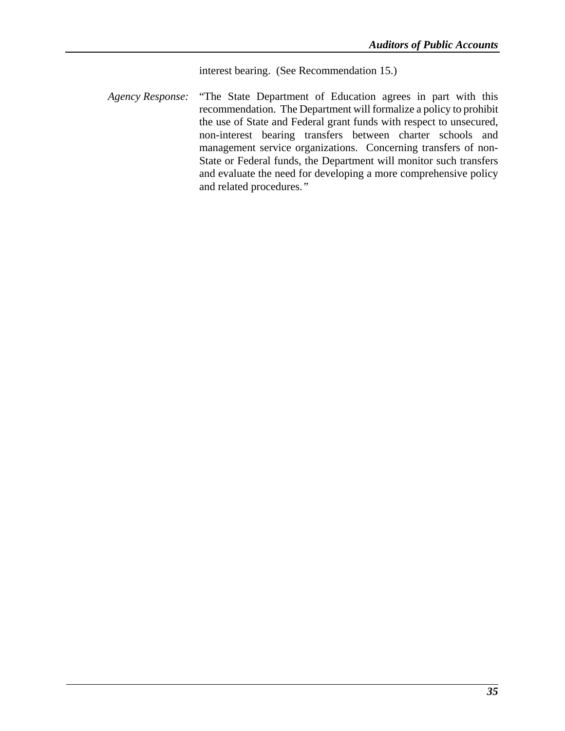interest bearing. (See Recommendation 15.)

*Agency Response:* "The State Department of Education agrees in part with this recommendation. The Department will formalize a policy to prohibit the use of State and Federal grant funds with respect to unsecured, non-interest bearing transfers between charter schools and management service organizations. Concerning transfers of non-State or Federal funds, the Department will monitor such transfers and evaluate the need for developing a more comprehensive policy and related procedures."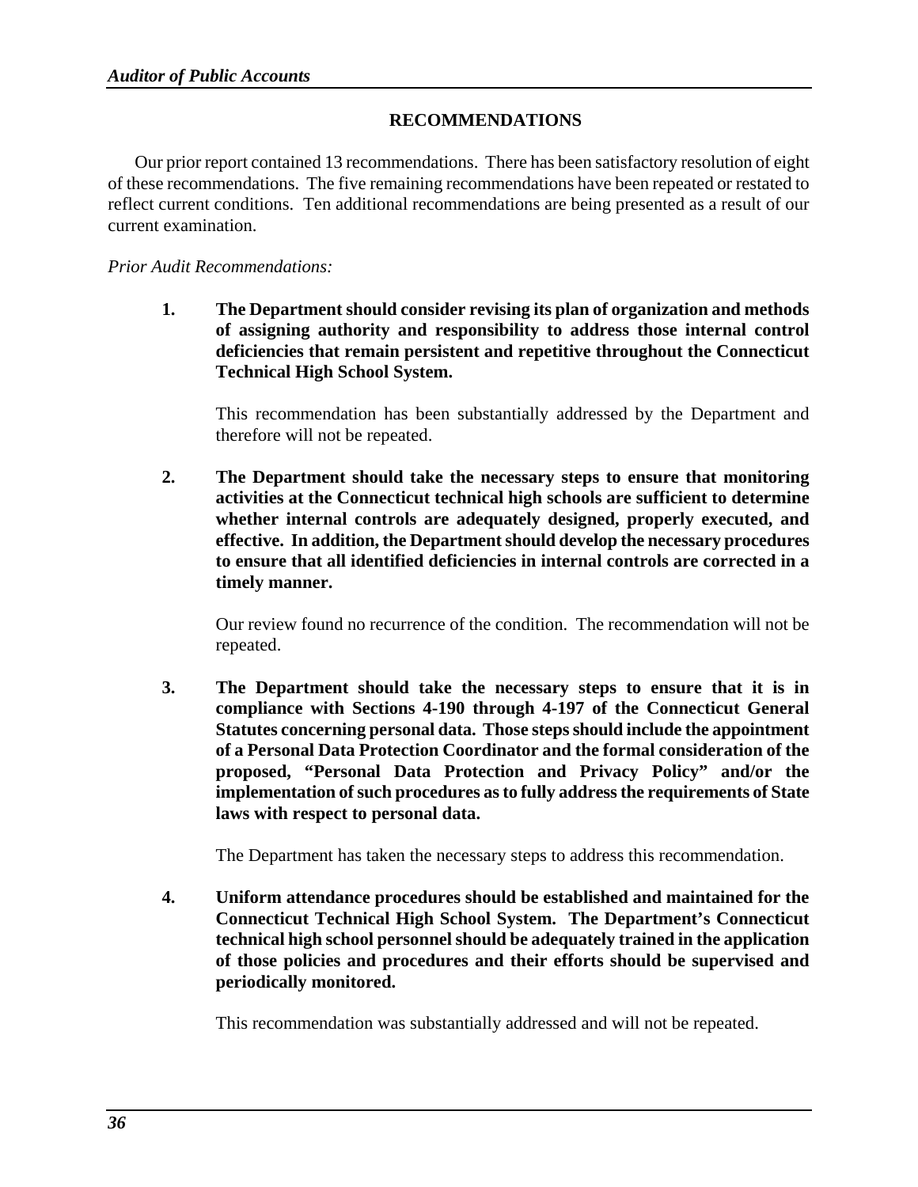## RECOMMENDATIONS

Our prior report contained 13 recommendations. There has been satisfactory resolution of eight of these recommendations. The five remaining recommendations have been repeated or restated to reflect current conditions. Ten additional recommendations are being presented as a result of our current examination.

*Prior Audit Recommendations:*

1. **The Department should consider revising its plan of organization and methods of assigning authority and responsibility to address those internal control deficiencies that remain persistent and repetitive throughout the Connecticut Technical High School System.**

   This recommendation has been substantially addressed by the Department and therefore will not be repeated.

2. **The Department should take the necessary steps to ensure that monitoring activities at the Connecticut technical high schools are sufficient to determine whether internal controls are adequately designed, properly executed, and effective. In addition, the Department should develop the necessary procedures to ensure that all identified deficiencies in internal controls are corrected in a timely manner.**

   Our review found no recurrence of the condition. The recommendation will not be repeated.

3. **The Department should take the necessary steps to ensure that it is in compliance with Sections 4-190 through 4-197 of the Connecticut General Statutes concerning personal data. Those steps should include the appointment of a Personal Data Protection Coordinator and the formal consideration of the proposed, "Personal Data Protection and Privacy Policy" and/or the implementation of such procedures as to fully address the requirements of State laws with respect to personal data.**

   The Department has taken the necessary steps to address this recommendation.

4. **Uniform attendance procedures should be established and maintained for the Connecticut Technical High School System. The Department's Connecticut technical high school personnel should be adequately trained in the application of those policies and procedures and their efforts should be supervised and periodically monitored.**

   This recommendation was substantially addressed and will not be repeated.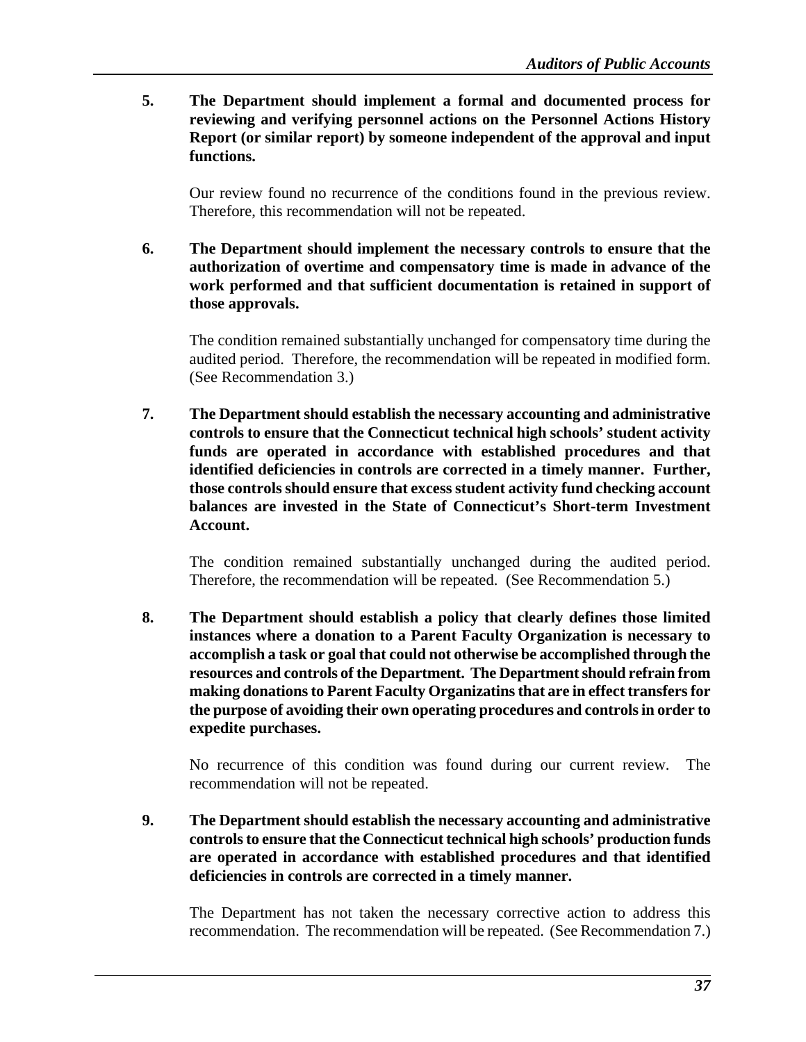5. **The Department should implement a formal and documented process for reviewing and verifying personnel actions on the Personnel Actions History Report (or similar report) by someone independent of the approval and input functions.**

   Our review found no recurrence of the conditions found in the previous review. Therefore, this recommendation will not be repeated.

6. **The Department should implement the necessary controls to ensure that the authorization of overtime and compensatory time is made in advance of the work performed and that sufficient documentation is retained in support of those approvals.**

   The condition remained substantially unchanged for compensatory time during the audited period. Therefore, the recommendation will be repeated in modified form. (See Recommendation 3.)

7. **The Department should establish the necessary accounting and administrative controls to ensure that the Connecticut technical high schools' student activity funds are operated in accordance with established procedures and that identified deficiencies in controls are corrected in a timely manner. Further, those controls should ensure that excess student activity fund checking account balances are invested in the State of Connecticut's Short-term Investment Account.**

   The condition remained substantially unchanged during the audited period. Therefore, the recommendation will be repeated. (See Recommendation 5.)

8. **The Department should establish a policy that clearly defines those limited instances where a donation to a Parent Faculty Organization is necessary to accomplish a task or goal that could not otherwise be accomplished through the resources and controls of the Department. The Department should refrain from making donations to Parent Faculty Organizatins that are in effect transfers for the purpose of avoiding their own operating procedures and controls in order to expedite purchases.**

   No recurrence of this condition was found during our current review. The recommendation will not be repeated.

9. **The Department should establish the necessary accounting and administrative controls to ensure that the Connecticut technical high schools' production funds are operated in accordance with established procedures and that identified deficiencies in controls are corrected in a timely manner.**

   The Department has not taken the necessary corrective action to address this recommendation. The recommendation will be repeated. (See Recommendation 7.)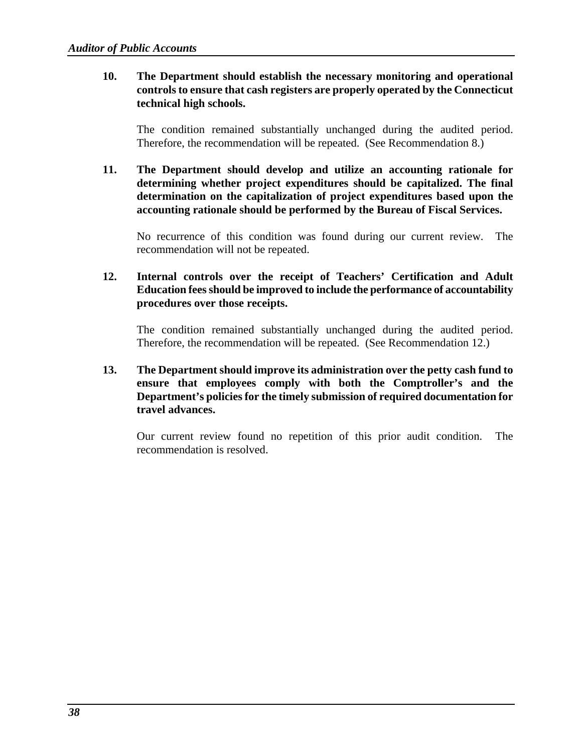10. **The Department should establish the necessary monitoring and operational controls to ensure that cash registers are properly operated by the Connecticut technical high schools.**

    The condition remained substantially unchanged during the audited period. Therefore, the recommendation will be repeated. (See Recommendation 8.)

11. **The Department should develop and utilize an accounting rationale for determining whether project expenditures should be capitalized. The final determination on the capitalization of project expenditures based upon the accounting rationale should be performed by the Bureau of Fiscal Services.**

    No recurrence of this condition was found during our current review. The recommendation will not be repeated.

12. **Internal controls over the receipt of Teachers' Certification and Adult Education fees should be improved to include the performance of accountability procedures over those receipts.**

    The condition remained substantially unchanged during the audited period. Therefore, the recommendation will be repeated. (See Recommendation 12.)

13. **The Department should improve its administration over the petty cash fund to ensure that employees comply with both the Comptroller's and the Department's policies for the timely submission of required documentation for travel advances.**

    Our current review found no repetition of this prior audit condition. The recommendation is resolved.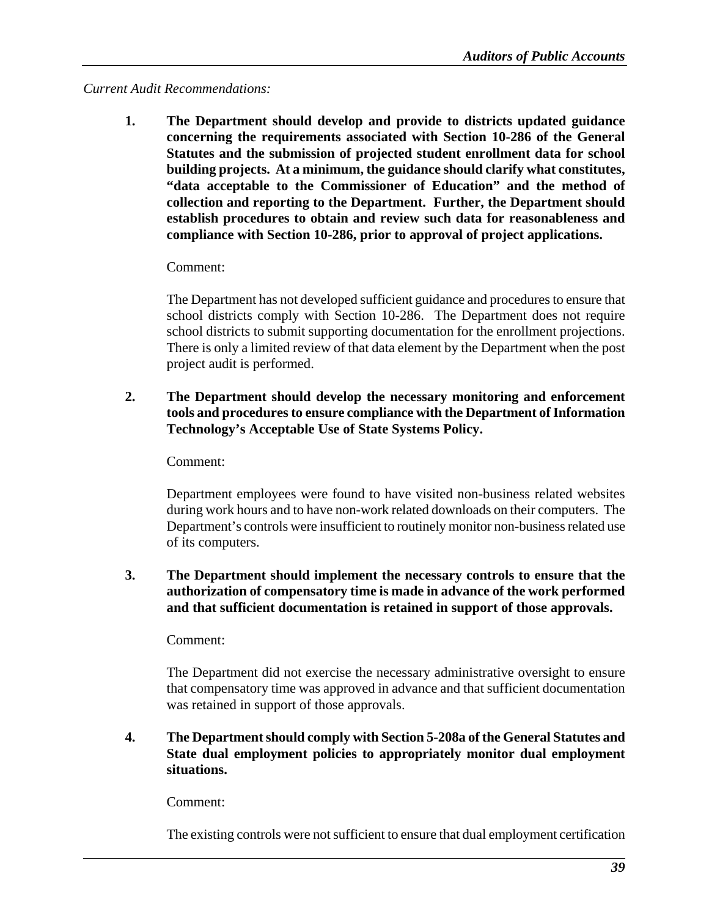*Current Audit Recommendations:*

1. **The Department should develop and provide to districts updated guidance concerning the requirements associated with Section 10-286 of the General Statutes and the submission of projected student enrollment data for school building projects. At a minimum, the guidance should clarify what constitutes, "data acceptable to the Commissioner of Education" and the method of collection and reporting to the Department. Further, the Department should establish procedures to obtain and review such data for reasonableness and compliance with Section 10-286, prior to approval of project applications.**

   Comment:

   The Department has not developed sufficient guidance and procedures to ensure that school districts comply with Section 10-286. The Department does not require school districts to submit supporting documentation for the enrollment projections. There is only a limited review of that data element by the Department when the post project audit is performed.

2. **The Department should develop the necessary monitoring and enforcement tools and procedures to ensure compliance with the Department of Information Technology's Acceptable Use of State Systems Policy.**

   Comment:

   Department employees were found to have visited non-business related websites during work hours and to have non-work related downloads on their computers. The Department's controls were insufficient to routinely monitor non-business related use of its computers.

3. **The Department should implement the necessary controls to ensure that the authorization of compensatory time is made in advance of the work performed and that sufficient documentation is retained in support of those approvals.**

   Comment:

   The Department did not exercise the necessary administrative oversight to ensure that compensatory time was approved in advance and that sufficient documentation was retained in support of those approvals.

4. **The Department should comply with Section 5-208a of the General Statutes and State dual employment policies to appropriately monitor dual employment situations.**

   Comment:

   The existing controls were not sufficient to ensure that dual employment certification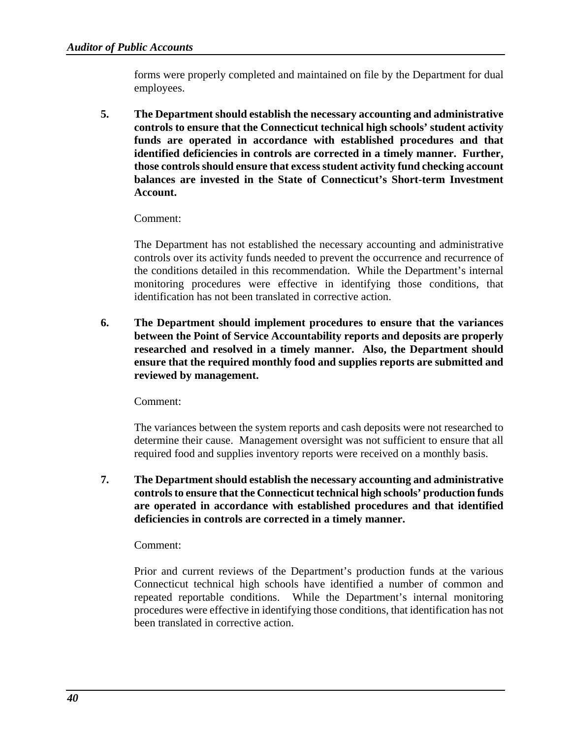forms were properly completed and maintained on file by the Department for dual employees.

5. **The Department should establish the necessary accounting and administrative controls to ensure that the Connecticut technical high schools' student activity funds are operated in accordance with established procedures and that identified deficiencies in controls are corrected in a timely manner. Further, those controls should ensure that excess student activity fund checking account balances are invested in the State of Connecticut's Short-term Investment Account.**

   Comment:

   The Department has not established the necessary accounting and administrative controls over its activity funds needed to prevent the occurrence and recurrence of the conditions detailed in this recommendation. While the Department's internal monitoring procedures were effective in identifying those conditions, that identification has not been translated in corrective action.

6. **The Department should implement procedures to ensure that the variances between the Point of Service Accountability reports and deposits are properly researched and resolved in a timely manner. Also, the Department should ensure that the required monthly food and supplies reports are submitted and reviewed by management.**

   Comment:

   The variances between the system reports and cash deposits were not researched to determine their cause. Management oversight was not sufficient to ensure that all required food and supplies inventory reports were received on a monthly basis.

7. **The Department should establish the necessary accounting and administrative controls to ensure that the Connecticut technical high schools' production funds are operated in accordance with established procedures and that identified deficiencies in controls are corrected in a timely manner.**

   Comment:

   Prior and current reviews of the Department's production funds at the various Connecticut technical high schools have identified a number of common and repeated reportable conditions. While the Department's internal monitoring procedures were effective in identifying those conditions, that identification has not been translated in corrective action.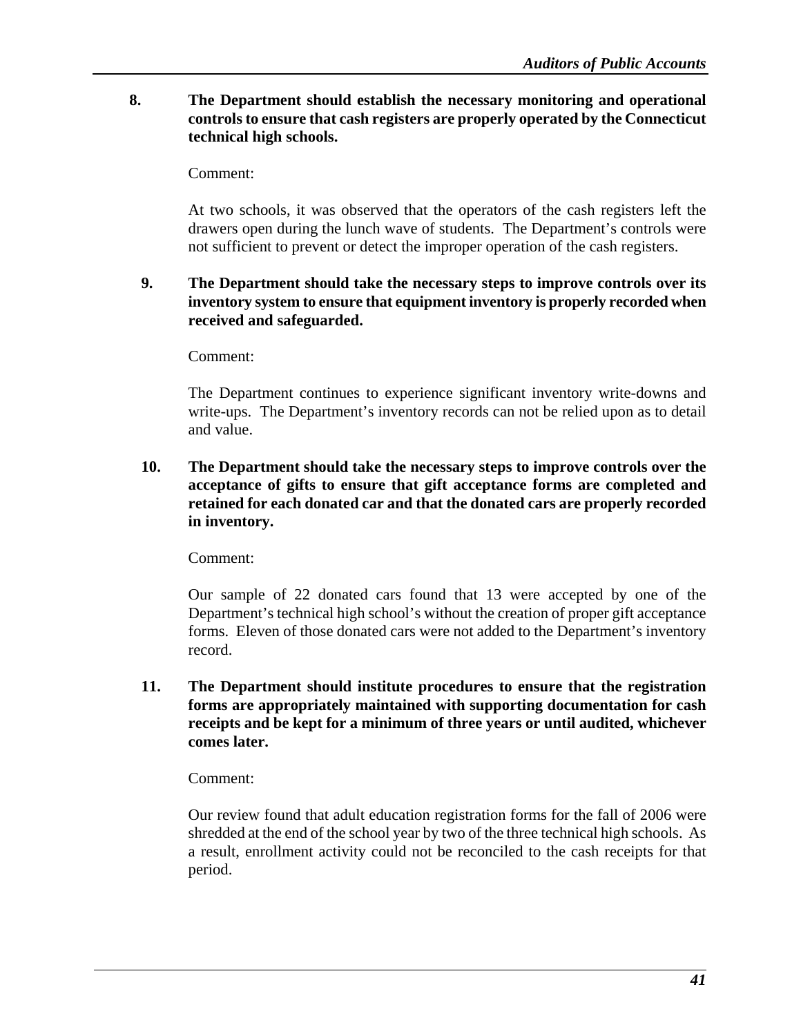**8. The Department should establish the necessary monitoring and operational controls to ensure that cash registers are properly operated by the Connecticut technical high schools.**

Comment:

At two schools, it was observed that the operators of the cash registers left the drawers open during the lunch wave of students. The Department's controls were not sufficient to prevent or detect the improper operation of the cash registers.

**9. The Department should take the necessary steps to improve controls over its inventory system to ensure that equipment inventory is properly recorded when received and safeguarded.**

Comment:

The Department continues to experience significant inventory write-downs and write-ups. The Department's inventory records can not be relied upon as to detail and value.

**10. The Department should take the necessary steps to improve controls over the acceptance of gifts to ensure that gift acceptance forms are completed and retained for each donated car and that the donated cars are properly recorded in inventory.**

Comment:

Our sample of 22 donated cars found that 13 were accepted by one of the Department's technical high school's without the creation of proper gift acceptance forms. Eleven of those donated cars were not added to the Department's inventory record.

**11. The Department should institute procedures to ensure that the registration forms are appropriately maintained with supporting documentation for cash receipts and be kept for a minimum of three years or until audited, whichever comes later.**

Comment:

Our review found that adult education registration forms for the fall of 2006 were shredded at the end of the school year by two of the three technical high schools. As a result, enrollment activity could not be reconciled to the cash receipts for that period.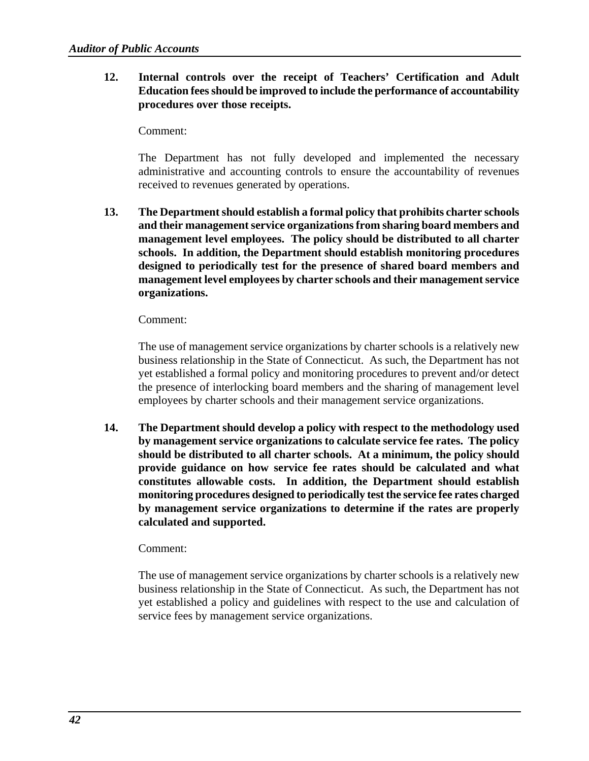12. **Internal controls over the receipt of Teachers' Certification and Adult Education fees should be improved to include the performance of accountability procedures over those receipts.**

    Comment:

    The Department has not fully developed and implemented the necessary administrative and accounting controls to ensure the accountability of revenues received to revenues generated by operations.

13. **The Department should establish a formal policy that prohibits charter schools and their management service organizations from sharing board members and management level employees. The policy should be distributed to all charter schools. In addition, the Department should establish monitoring procedures designed to periodically test for the presence of shared board members and management level employees by charter schools and their management service organizations.**

    Comment:

    The use of management service organizations by charter schools is a relatively new business relationship in the State of Connecticut. As such, the Department has not yet established a formal policy and monitoring procedures to prevent and/or detect the presence of interlocking board members and the sharing of management level employees by charter schools and their management service organizations.

14. **The Department should develop a policy with respect to the methodology used by management service organizations to calculate service fee rates. The policy should be distributed to all charter schools. At a minimum, the policy should provide guidance on how service fee rates should be calculated and what constitutes allowable costs. In addition, the Department should establish monitoring procedures designed to periodically test the service fee rates charged by management service organizations to determine if the rates are properly calculated and supported.**

    Comment:

    The use of management service organizations by charter schools is a relatively new business relationship in the State of Connecticut. As such, the Department has not yet established a policy and guidelines with respect to the use and calculation of service fees by management service organizations.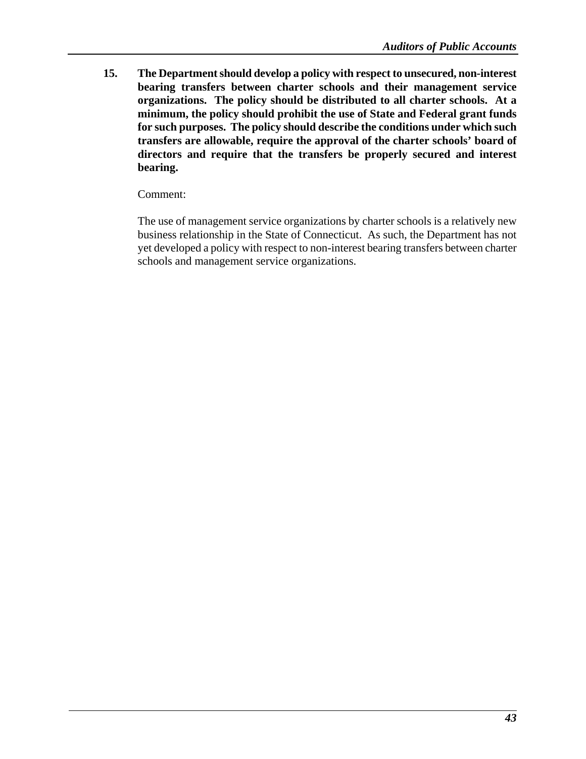**15. The Department should develop a policy with respect to unsecured, non-interest bearing transfers between charter schools and their management service organizations. The policy should be distributed to all charter schools. At a minimum, the policy should prohibit the use of State and Federal grant funds for such purposes. The policy should describe the conditions under which such transfers are allowable, require the approval of the charter schools' board of directors and require that the transfers be properly secured and interest bearing.**

Comment:

The use of management service organizations by charter schools is a relatively new business relationship in the State of Connecticut. As such, the Department has not yet developed a policy with respect to non-interest bearing transfers between charter schools and management service organizations.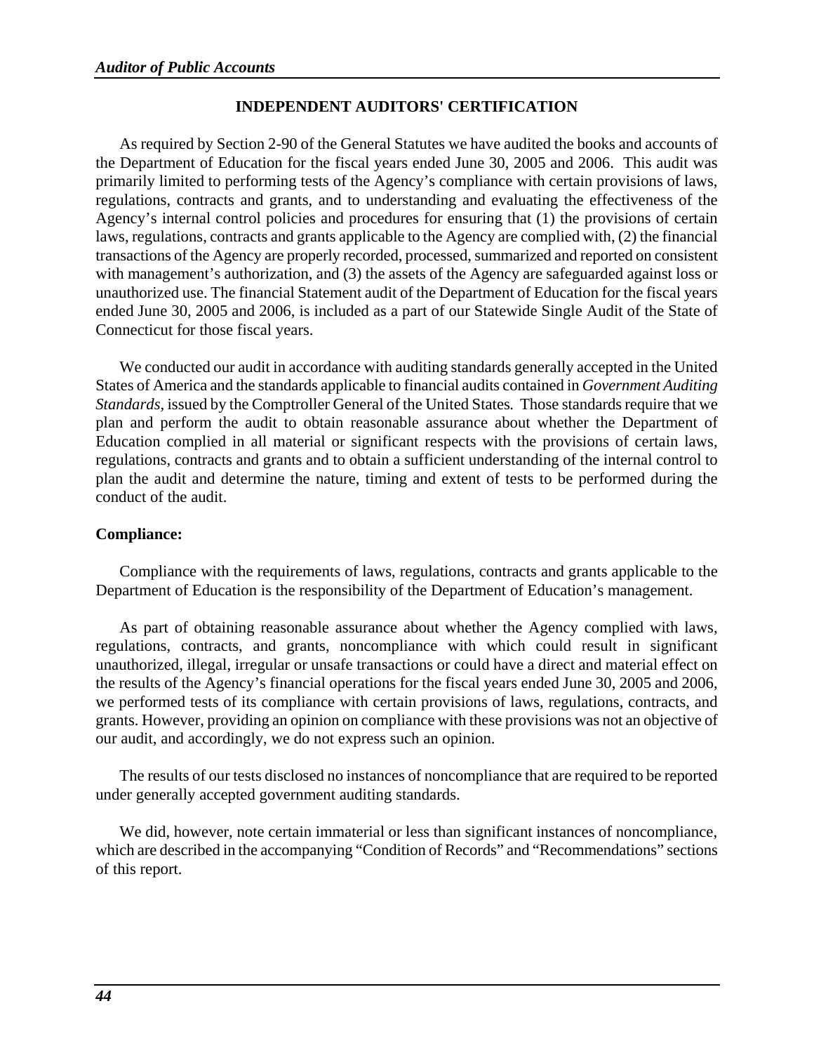## INDEPENDENT AUDITORS' CERTIFICATION

As required by Section 2-90 of the General Statutes we have audited the books and accounts of the Department of Education for the fiscal years ended June 30, 2005 and 2006. This audit was primarily limited to performing tests of the Agency's compliance with certain provisions of laws, regulations, contracts and grants, and to understanding and evaluating the effectiveness of the Agency's internal control policies and procedures for ensuring that (1) the provisions of certain laws, regulations, contracts and grants applicable to the Agency are complied with, (2) the financial transactions of the Agency are properly recorded, processed, summarized and reported on consistent with management's authorization, and (3) the assets of the Agency are safeguarded against loss or unauthorized use. The financial Statement audit of the Department of Education for the fiscal years ended June 30, 2005 and 2006, is included as a part of our Statewide Single Audit of the State of Connecticut for those fiscal years.

We conducted our audit in accordance with auditing standards generally accepted in the United States of America and the standards applicable to financial audits contained in *Government Auditing Standards,* issued by the Comptroller General of the United States. Those standards require that we plan and perform the audit to obtain reasonable assurance about whether the Department of Education complied in all material or significant respects with the provisions of certain laws, regulations, contracts and grants and to obtain a sufficient understanding of the internal control to plan the audit and determine the nature, timing and extent of tests to be performed during the conduct of the audit.

**Compliance:**

Compliance with the requirements of laws, regulations, contracts and grants applicable to the Department of Education is the responsibility of the Department of Education's management.

As part of obtaining reasonable assurance about whether the Agency complied with laws, regulations, contracts, and grants, noncompliance with which could result in significant unauthorized, illegal, irregular or unsafe transactions or could have a direct and material effect on the results of the Agency's financial operations for the fiscal years ended June 30, 2005 and 2006, we performed tests of its compliance with certain provisions of laws, regulations, contracts, and grants. However, providing an opinion on compliance with these provisions was not an objective of our audit, and accordingly, we do not express such an opinion.

The results of our tests disclosed no instances of noncompliance that are required to be reported under generally accepted government auditing standards.

We did, however, note certain immaterial or less than significant instances of noncompliance, which are described in the accompanying "Condition of Records" and "Recommendations" sections of this report.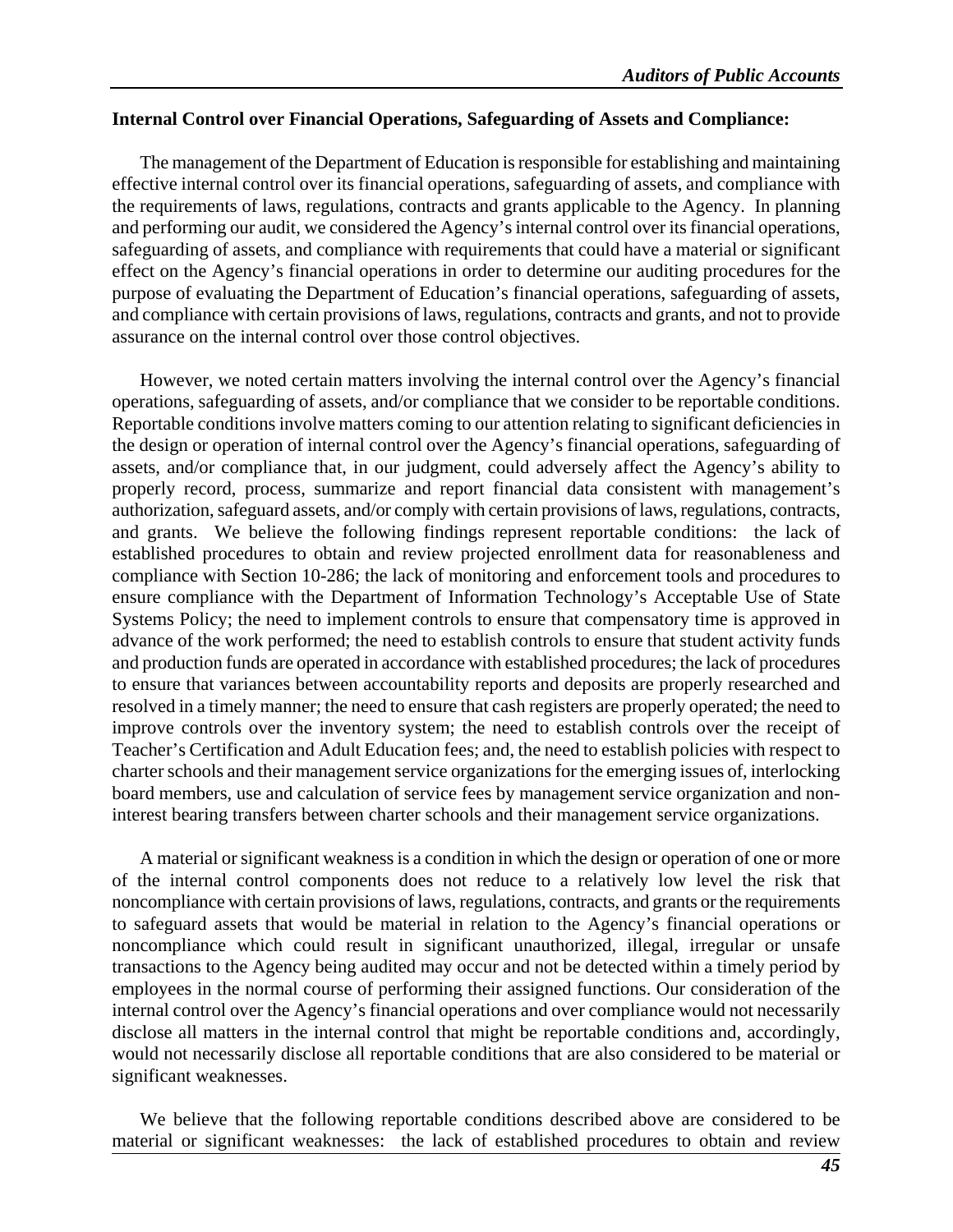**Internal Control over Financial Operations, Safeguarding of Assets and Compliance:**

The management of the Department of Education is responsible for establishing and maintaining effective internal control over its financial operations, safeguarding of assets, and compliance with the requirements of laws, regulations, contracts and grants applicable to the Agency. In planning and performing our audit, we considered the Agency's internal control over its financial operations, safeguarding of assets, and compliance with requirements that could have a material or significant effect on the Agency's financial operations in order to determine our auditing procedures for the purpose of evaluating the Department of Education's financial operations, safeguarding of assets, and compliance with certain provisions of laws, regulations, contracts and grants, and not to provide assurance on the internal control over those control objectives.

However, we noted certain matters involving the internal control over the Agency's financial operations, safeguarding of assets, and/or compliance that we consider to be reportable conditions. Reportable conditions involve matters coming to our attention relating to significant deficiencies in the design or operation of internal control over the Agency's financial operations, safeguarding of assets, and/or compliance that, in our judgment, could adversely affect the Agency's ability to properly record, process, summarize and report financial data consistent with management's authorization, safeguard assets, and/or comply with certain provisions of laws, regulations, contracts, and grants. We believe the following findings represent reportable conditions: the lack of established procedures to obtain and review projected enrollment data for reasonableness and compliance with Section 10-286; the lack of monitoring and enforcement tools and procedures to ensure compliance with the Department of Information Technology's Acceptable Use of State Systems Policy; the need to implement controls to ensure that compensatory time is approved in advance of the work performed; the need to establish controls to ensure that student activity funds and production funds are operated in accordance with established procedures; the lack of procedures to ensure that variances between accountability reports and deposits are properly researched and resolved in a timely manner; the need to ensure that cash registers are properly operated; the need to improve controls over the inventory system; the need to establish controls over the receipt of Teacher's Certification and Adult Education fees; and, the need to establish policies with respect to charter schools and their management service organizations for the emerging issues of, interlocking board members, use and calculation of service fees by management service organization and non-interest bearing transfers between charter schools and their management service organizations.

A material or significant weakness is a condition in which the design or operation of one or more of the internal control components does not reduce to a relatively low level the risk that noncompliance with certain provisions of laws, regulations, contracts, and grants or the requirements to safeguard assets that would be material in relation to the Agency's financial operations or noncompliance which could result in significant unauthorized, illegal, irregular or unsafe transactions to the Agency being audited may occur and not be detected within a timely period by employees in the normal course of performing their assigned functions. Our consideration of the internal control over the Agency's financial operations and over compliance would not necessarily disclose all matters in the internal control that might be reportable conditions and, accordingly, would not necessarily disclose all reportable conditions that are also considered to be material or significant weaknesses.

We believe that the following reportable conditions described above are considered to be material or significant weaknesses: the lack of established procedures to obtain and review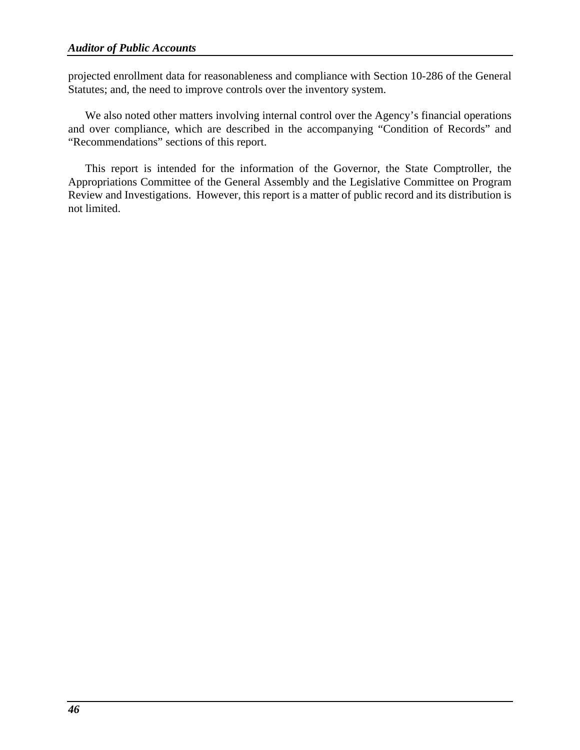projected enrollment data for reasonableness and compliance with Section 10-286 of the General Statutes; and, the need to improve controls over the inventory system.

We also noted other matters involving internal control over the Agency's financial operations and over compliance, which are described in the accompanying "Condition of Records" and "Recommendations" sections of this report.

This report is intended for the information of the Governor, the State Comptroller, the Appropriations Committee of the General Assembly and the Legislative Committee on Program Review and Investigations. However, this report is a matter of public record and its distribution is not limited.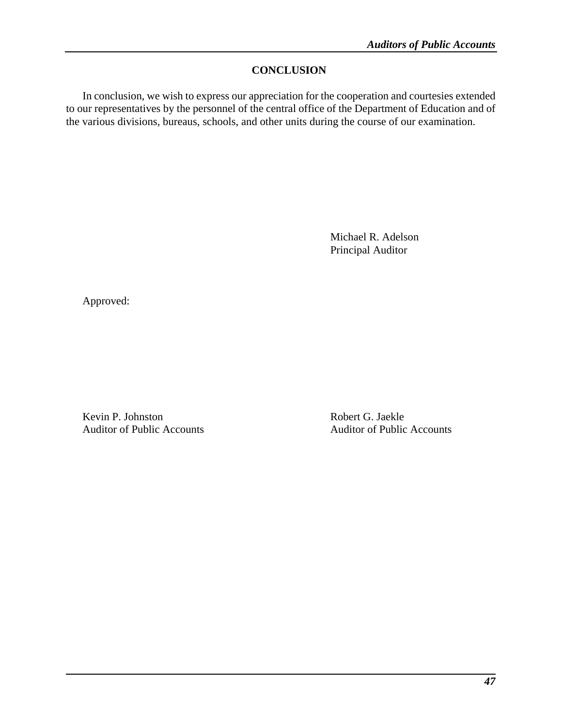## CONCLUSION

In conclusion, we wish to express our appreciation for the cooperation and courtesies extended to our representatives by the personnel of the central office of the Department of Education and of the various divisions, bureaus, schools, and other units during the course of our examination.

Michael R. Adelson
Principal Auditor

Approved:

Kevin P. Johnston
Auditor of Public Accounts

Robert G. Jaekle
Auditor of Public Accounts